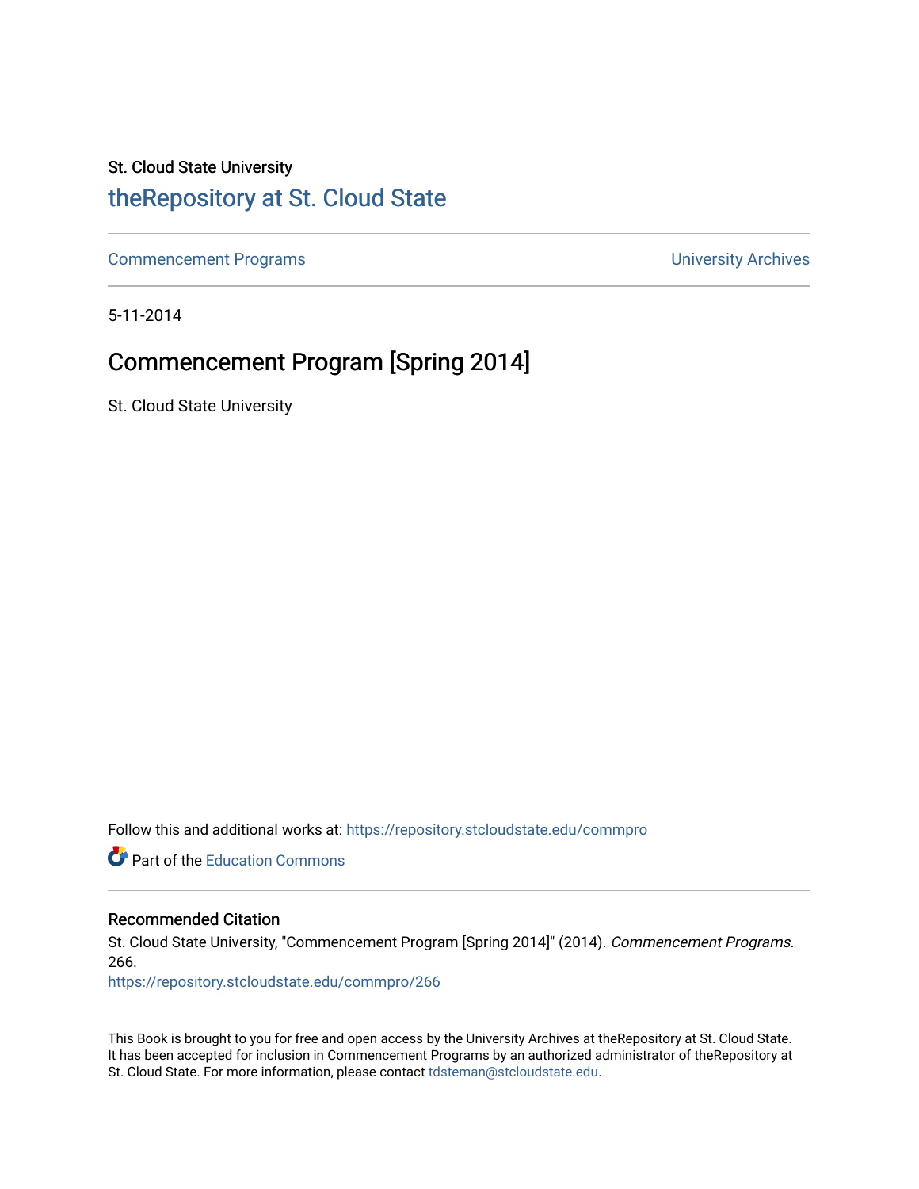St. Cloud State University

# theRepository at St. Cloud State

Commencement Programs | University Archives

5-11-2014

## Commencement Program [Spring 2014]

St. Cloud State University

Follow this and additional works at: https://repository.stcloudstate.edu/commpro

Part of the Education Commons

### Recommended Citation

St. Cloud State University, "Commencement Program [Spring 2014]" (2014). *Commencement Programs*. 266.
https://repository.stcloudstate.edu/commpro/266

This Book is brought to you for free and open access by the University Archives at theRepository at St. Cloud State. It has been accepted for inclusion in Commencement Programs by an authorized administrator of theRepository at St. Cloud State. For more information, please contact tdsteman@stcloudstate.edu.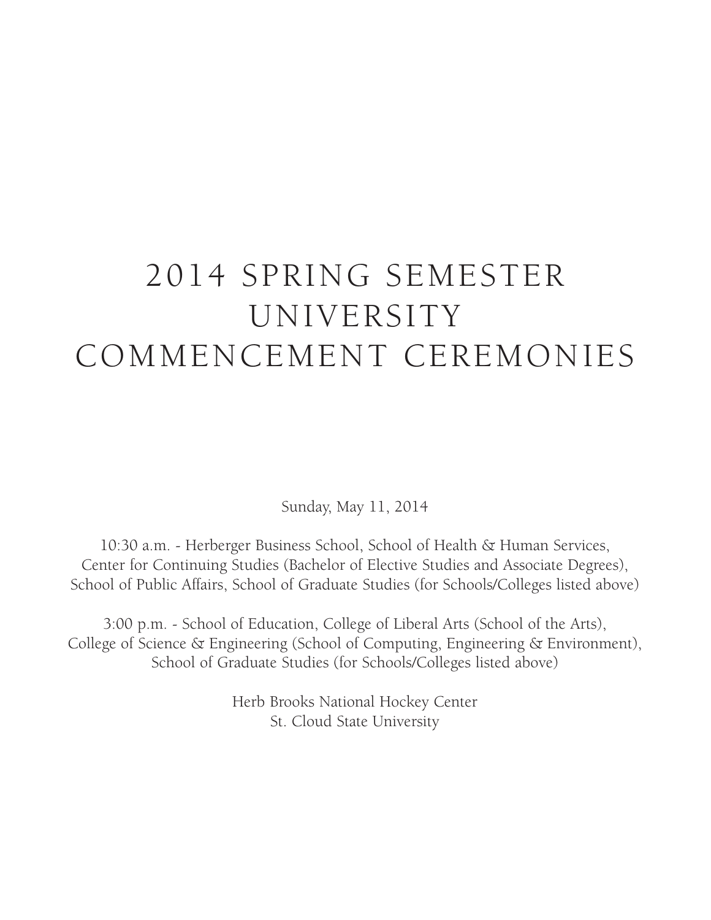# 2014 SPRING SEMESTER UNIVERSITY COMMENCEMENT CEREMONIES

Sunday, May 11, 2014

10:30 a.m. - Herberger Business School, School of Health & Human Services, Center for Continuing Studies (Bachelor of Elective Studies and Associate Degrees), School of Public Affairs, School of Graduate Studies (for Schools/Colleges listed above)

3:00 p.m. - School of Education, College of Liberal Arts (School of the Arts), College of Science & Engineering (School of Computing, Engineering & Environment), School of Graduate Studies (for Schools/Colleges listed above)

Herb Brooks National Hockey Center
St. Cloud State University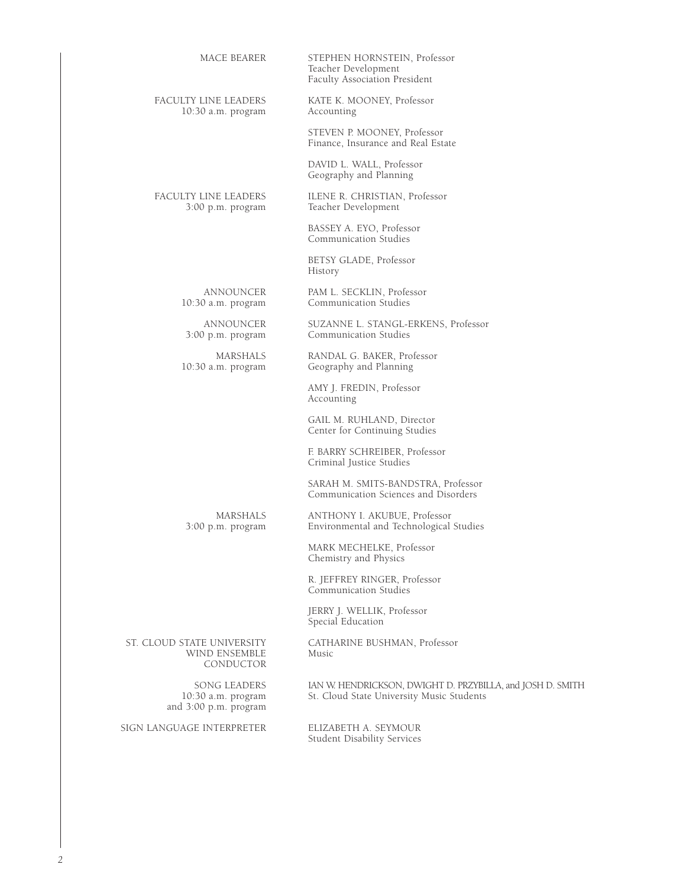| | |
|---|---|
| MACE BEARER | STEPHEN HORNSTEIN, Professor<br>Teacher Development<br>Faculty Association President |
| FACULTY LINE LEADERS<br>10:30 a.m. program | KATE K. MOONEY, Professor<br>Accounting |
| | STEVEN P. MOONEY, Professor<br>Finance, Insurance and Real Estate |
| | DAVID L. WALL, Professor<br>Geography and Planning |
| FACULTY LINE LEADERS<br>3:00 p.m. program | ILENE R. CHRISTIAN, Professor<br>Teacher Development |
| | BASSEY A. EYO, Professor<br>Communication Studies |
| | BETSY GLADE, Professor<br>History |
| ANNOUNCER<br>10:30 a.m. program | PAM L. SECKLIN, Professor<br>Communication Studies |
| ANNOUNCER<br>3:00 p.m. program | SUZANNE L. STANGL-ERKENS, Professor<br>Communication Studies |
| MARSHALS<br>10:30 a.m. program | RANDAL G. BAKER, Professor<br>Geography and Planning |
| | AMY J. FREDIN, Professor<br>Accounting |
| | GAIL M. RUHLAND, Director<br>Center for Continuing Studies |
| | F. BARRY SCHREIBER, Professor<br>Criminal Justice Studies |
| | SARAH M. SMITS-BANDSTRA, Professor<br>Communication Sciences and Disorders |
| MARSHALS<br>3:00 p.m. program | ANTHONY I. AKUBUE, Professor<br>Environmental and Technological Studies |
| | MARK MECHELKE, Professor<br>Chemistry and Physics |
| | R. JEFFREY RINGER, Professor<br>Communication Studies |
| | JERRY J. WELLIK, Professor<br>Special Education |
| ST. CLOUD STATE UNIVERSITY<br>WIND ENSEMBLE<br>CONDUCTOR | CATHARINE BUSHMAN, Professor<br>Music |
| SONG LEADERS<br>10:30 a.m. program<br>and 3:00 p.m. program | IAN W. HENDRICKSON, DWIGHT D. PRZYBILLA, and JOSH D. SMITH<br>St. Cloud State University Music Students |
| SIGN LANGUAGE INTERPRETER | ELIZABETH A. SEYMOUR<br>Student Disability Services |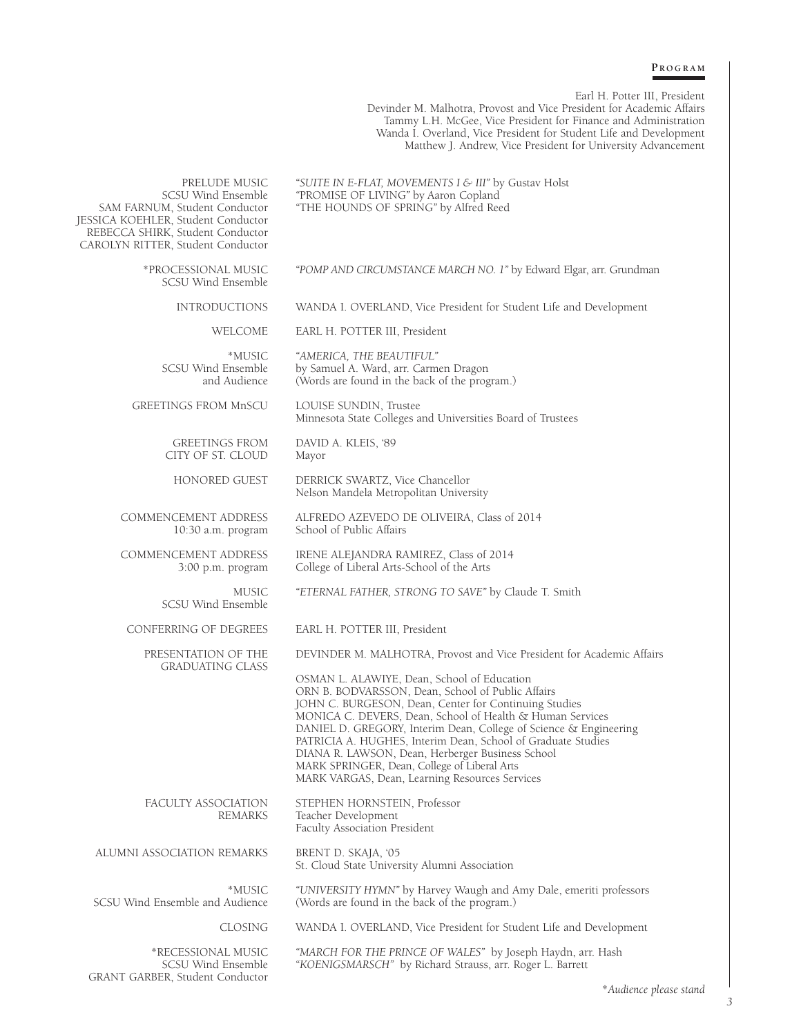## Program

Earl H. Potter III, President
Devinder M. Malhotra, Provost and Vice President for Academic Affairs
Tammy L.H. McGee, Vice President for Finance and Administration
Wanda I. Overland, Vice President for Student Life and Development
Matthew J. Andrew, Vice President for University Advancement

| | |
|---|---|
| PRELUDE MUSIC<br>SCSU Wind Ensemble<br>SAM FARNUM, Student Conductor<br>JESSICA KOEHLER, Student Conductor<br>REBECCA SHIRK, Student Conductor<br>CAROLYN RITTER, Student Conductor | *"SUITE IN E-FLAT, MOVEMENTS I & III"* by Gustav Holst<br>"PROMISE OF LIVING" by Aaron Copland<br>"THE HOUNDS OF SPRING" by Alfred Reed |
| *PROCESSIONAL MUSIC<br>SCSU Wind Ensemble | *"POMP AND CIRCUMSTANCE MARCH NO. 1"* by Edward Elgar, arr. Grundman |
| INTRODUCTIONS | WANDA I. OVERLAND, Vice President for Student Life and Development |
| WELCOME | EARL H. POTTER III, President |
| *MUSIC<br>SCSU Wind Ensemble<br>and Audience | *"AMERICA, THE BEAUTIFUL"*<br>by Samuel A. Ward, arr. Carmen Dragon<br>(Words are found in the back of the program.) |
| GREETINGS FROM MnSCU | LOUISE SUNDIN, Trustee<br>Minnesota State Colleges and Universities Board of Trustees |
| GREETINGS FROM<br>CITY OF ST. CLOUD | DAVID A. KLEIS, '89<br>Mayor |
| HONORED GUEST | DERRICK SWARTZ, Vice Chancellor<br>Nelson Mandela Metropolitan University |
| COMMENCEMENT ADDRESS<br>10:30 a.m. program | ALFREDO AZEVEDO DE OLIVEIRA, Class of 2014<br>School of Public Affairs |
| COMMENCEMENT ADDRESS<br>3:00 p.m. program | IRENE ALEJANDRA RAMIREZ, Class of 2014<br>College of Liberal Arts-School of the Arts |
| MUSIC<br>SCSU Wind Ensemble | *"ETERNAL FATHER, STRONG TO SAVE"* by Claude T. Smith |
| CONFERRING OF DEGREES | EARL H. POTTER III, President |
| PRESENTATION OF THE<br>GRADUATING CLASS | DEVINDER M. MALHOTRA, Provost and Vice President for Academic Affairs<br><br>OSMAN L. ALAWIYE, Dean, School of Education<br>ORN B. BODVARSSON, Dean, School of Public Affairs<br>JOHN C. BURGESON, Dean, Center for Continuing Studies<br>MONICA C. DEVERS, Dean, School of Health & Human Services<br>DANIEL D. GREGORY, Interim Dean, College of Science & Engineering<br>PATRICIA A. HUGHES, Interim Dean, School of Graduate Studies<br>DIANA R. LAWSON, Dean, Herberger Business School<br>MARK SPRINGER, Dean, College of Liberal Arts<br>MARK VARGAS, Dean, Learning Resources Services |
| FACULTY ASSOCIATION<br>REMARKS | STEPHEN HORNSTEIN, Professor<br>Teacher Development<br>Faculty Association President |
| ALUMNI ASSOCIATION REMARKS | BRENT D. SKAJA, '05<br>St. Cloud State University Alumni Association |
| *MUSIC<br>SCSU Wind Ensemble and Audience | *"UNIVERSITY HYMN"* by Harvey Waugh and Amy Dale, emeriti professors<br>(Words are found in the back of the program.) |
| CLOSING | WANDA I. OVERLAND, Vice President for Student Life and Development |
| *RECESSIONAL MUSIC<br>SCSU Wind Ensemble<br>GRANT GARBER, Student Conductor | *"MARCH FOR THE PRINCE OF WALES"* by Joseph Haydn, arr. Hash<br>*"KOENIGSMARSCH"* by Richard Strauss, arr. Roger L. Barrett |

*\*Audience please stand*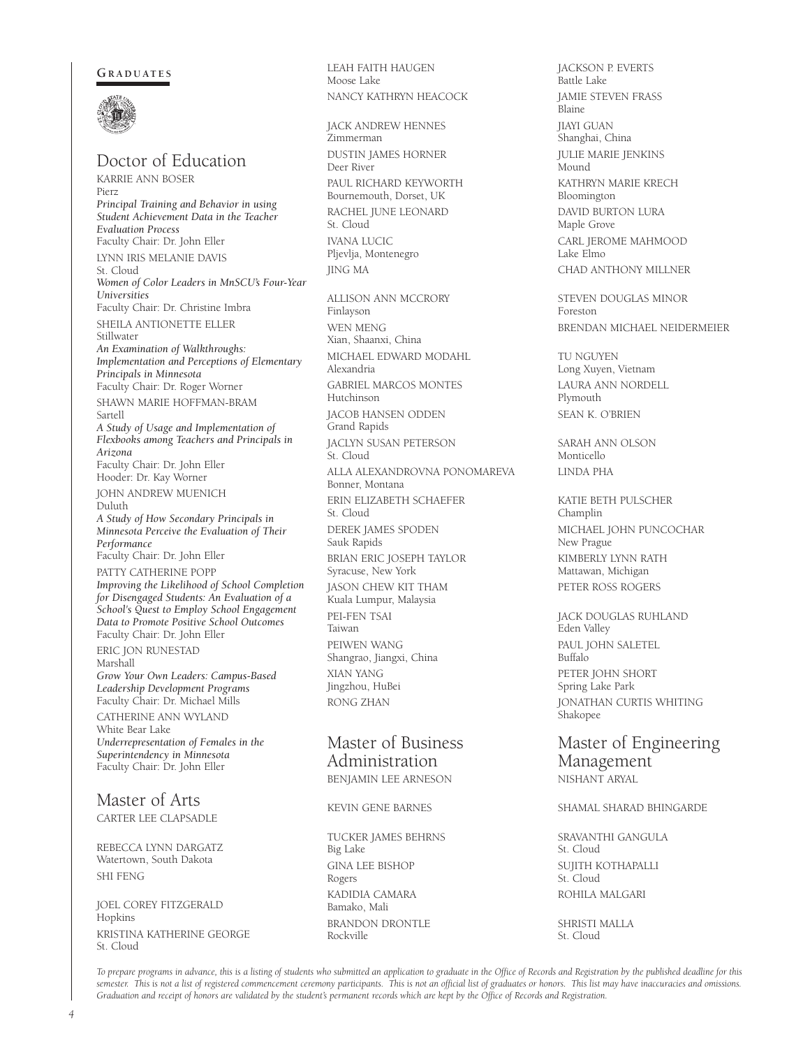**GRADUATES**

## Doctor of Education

KARRIE ANN BOSER
Pierz
*Principal Training and Behavior in using Student Achievement Data in the Teacher Evaluation Process*
Faculty Chair: Dr. John Eller

LYNN IRIS MELANIE DAVIS
St. Cloud
*Women of Color Leaders in MnSCU's Four-Year Universities*
Faculty Chair: Dr. Christine Imbra

SHEILA ANTIONETTE ELLER
Stillwater
*An Examination of Walkthroughs: Implementation and Perceptions of Elementary Principals in Minnesota*
Faculty Chair: Dr. Roger Worner

SHAWN MARIE HOFFMAN-BRAM
Sartell
*A Study of Usage and Implementation of Flexbooks among Teachers and Principals in Arizona*
Faculty Chair: Dr. John Eller
Hooder: Dr. Kay Worner

JOHN ANDREW MUENICH
Duluth
*A Study of How Secondary Principals in Minnesota Perceive the Evaluation of Their Performance*
Faculty Chair: Dr. John Eller

PATTY CATHERINE POPP
*Improving the Likelihood of School Completion for Disengaged Students: An Evaluation of a School's Quest to Employ School Engagement Data to Promote Positive School Outcomes*
Faculty Chair: Dr. John Eller

ERIC JON RUNESTAD
Marshall
*Grow Your Own Leaders: Campus-Based Leadership Development Programs*
Faculty Chair: Dr. Michael Mills

CATHERINE ANN WYLAND
White Bear Lake
*Underrepresentation of Females in the Superintendency in Minnesota*
Faculty Chair: Dr. John Eller

## Master of Arts

CARTER LEE CLAPSADLE

REBECCA LYNN DARGATZ
Watertown, South Dakota

SHI FENG

JOEL COREY FITZGERALD
Hopkins

KRISTINA KATHERINE GEORGE
St. Cloud

LEAH FAITH HAUGEN
Moose Lake

NANCY KATHRYN HEACOCK

JACK ANDREW HENNES
Zimmerman

DUSTIN JAMES HORNER
Deer River

PAUL RICHARD KEYWORTH
Bournemouth, Dorset, UK

RACHEL JUNE LEONARD
St. Cloud

IVANA LUCIC
Pljevlja, Montenegro

JING MA

ALLISON ANN MCCRORY
Finlayson

WEN MENG
Xian, Shaanxi, China

MICHAEL EDWARD MODAHL
Alexandria

GABRIEL MARCOS MONTES
Hutchinson

JACOB HANSEN ODDEN
Grand Rapids

JACLYN SUSAN PETERSON
St. Cloud

ALLA ALEXANDROVNA PONOMAREVA
Bonner, Montana

ERIN ELIZABETH SCHAEFER
St. Cloud

DEREK JAMES SPODEN
Sauk Rapids

BRIAN ERIC JOSEPH TAYLOR
Syracuse, New York

JASON CHEW KIT THAM
Kuala Lumpur, Malaysia

PEI-FEN TSAI
Taiwan

PEIWEN WANG
Shangrao, Jiangxi, China

XIAN YANG
Jingzhou, HuBei

RONG ZHAN

## Master of Business Administration

BENJAMIN LEE ARNESON

KEVIN GENE BARNES

TUCKER JAMES BEHRNS
Big Lake

GINA LEE BISHOP
Rogers

KADIDIA CAMARA
Bamako, Mali

BRANDON DRONTLE
Rockville

JACKSON P. EVERTS
Battle Lake

JAMIE STEVEN FRASS
Blaine

JIAYI GUAN
Shanghai, China

JULIE MARIE JENKINS
Mound

KATHRYN MARIE KRECH
Bloomington

DAVID BURTON LURA
Maple Grove

CARL JEROME MAHMOOD
Lake Elmo

CHAD ANTHONY MILLNER

STEVEN DOUGLAS MINOR
Foreston

BRENDAN MICHAEL NEIDERMEIER

TU NGUYEN
Long Xuyen, Vietnam

LAURA ANN NORDELL
Plymouth

SEAN K. O'BRIEN

SARAH ANN OLSON
Monticello

LINDA PHA

KATIE BETH PULSCHER
Champlin

MICHAEL JOHN PUNCOCHAR
New Prague

KIMBERLY LYNN RATH
Mattawan, Michigan

PETER ROSS ROGERS

JACK DOUGLAS RUHLAND
Eden Valley

PAUL JOHN SALETEL
Buffalo

PETER JOHN SHORT
Spring Lake Park

JONATHAN CURTIS WHITING
Shakopee

## Master of Engineering Management

NISHANT ARYAL

SHAMAL SHARAD BHINGARDE

SRAVANTHI GANGULA
St. Cloud

SUJITH KOTHAPALLI
St. Cloud

ROHILA MALGARI

SHRISTI MALLA
St. Cloud

*To prepare programs in advance, this is a listing of students who submitted an application to graduate in the Office of Records and Registration by the published deadline for this semester. This is not a list of registered commencement ceremony participants. This is not an official list of graduates or honors. This list may have inaccuracies and omissions. Graduation and receipt of honors are validated by the student's permanent records which are kept by the Office of Records and Registration.*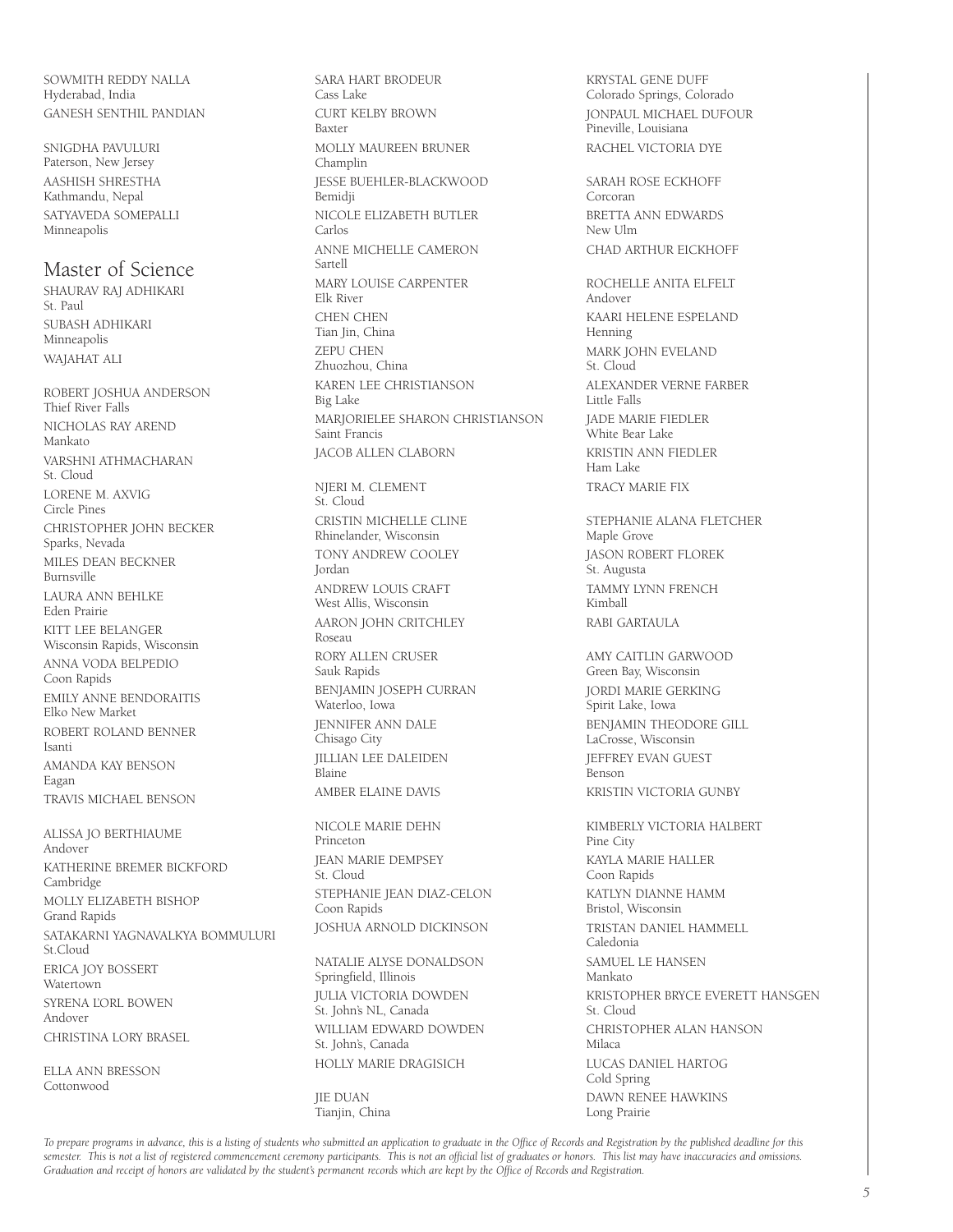SOWMITH REDDY NALLA
Hyderabad, India

GANESH SENTHIL PANDIAN

SNIGDHA PAVULURI
Paterson, New Jersey

AASHISH SHRESTHA
Kathmandu, Nepal

SATYAVEDA SOMEPALLI
Minneapolis

## Master of Science

SHAURAV RAJ ADHIKARI
St. Paul

SUBASH ADHIKARI
Minneapolis

WAJAHAT ALI

ROBERT JOSHUA ANDERSON
Thief River Falls

NICHOLAS RAY AREND
Mankato

VARSHNI ATHMACHARAN
St. Cloud

LORENE M. AXVIG
Circle Pines

CHRISTOPHER JOHN BECKER
Sparks, Nevada

MILES DEAN BECKNER
Burnsville

LAURA ANN BEHLKE
Eden Prairie

KITT LEE BELANGER
Wisconsin Rapids, Wisconsin

ANNA VODA BELPEDIO
Coon Rapids

EMILY ANNE BENDORAITIS
Elko New Market

ROBERT ROLAND BENNER
Isanti

AMANDA KAY BENSON
Eagan

TRAVIS MICHAEL BENSON

ALISSA JO BERTHIAUME
Andover

KATHERINE BREMER BICKFORD
Cambridge

MOLLY ELIZABETH BISHOP
Grand Rapids

SATAKARNI YAGNAVALKYA BOMMULURI
St.Cloud

ERICA JOY BOSSERT
Watertown

SYRENA L'ORL BOWEN
Andover

CHRISTINA LORY BRASEL

ELLA ANN BRESSON
Cottonwood

SARA HART BRODEUR
Cass Lake

CURT KELBY BROWN
Baxter

MOLLY MAUREEN BRUNER
Champlin

JESSE BUEHLER-BLACKWOOD
Bemidji

NICOLE ELIZABETH BUTLER
Carlos

ANNE MICHELLE CAMERON
Sartell

MARY LOUISE CARPENTER
Elk River

CHEN CHEN
Tian Jin, China

ZEPU CHEN
Zhuozhou, China

KAREN LEE CHRISTIANSON
Big Lake

MARJORIELEE SHARON CHRISTIANSON
Saint Francis

JACOB ALLEN CLABORN

NJERI M. CLEMENT
St. Cloud

CRISTIN MICHELLE CLINE
Rhinelander, Wisconsin

TONY ANDREW COOLEY
Jordan

ANDREW LOUIS CRAFT
West Allis, Wisconsin

AARON JOHN CRITCHLEY
Roseau

RORY ALLEN CRUSER
Sauk Rapids

BENJAMIN JOSEPH CURRAN
Waterloo, Iowa

JENNIFER ANN DALE
Chisago City

JILLIAN LEE DALEIDEN
Blaine

AMBER ELAINE DAVIS

NICOLE MARIE DEHN
Princeton

JEAN MARIE DEMPSEY
St. Cloud

STEPHANIE JEAN DIAZ-CELON
Coon Rapids

JOSHUA ARNOLD DICKINSON

NATALIE ALYSE DONALDSON
Springfield, Illinois

JULIA VICTORIA DOWDEN
St. John's NL, Canada

WILLIAM EDWARD DOWDEN
St. John's, Canada

HOLLY MARIE DRAGISICH

JIE DUAN
Tianjin, China

KRYSTAL GENE DUFF
Colorado Springs, Colorado

JONPAUL MICHAEL DUFOUR
Pineville, Louisiana

RACHEL VICTORIA DYE

SARAH ROSE ECKHOFF
Corcoran

BRETTA ANN EDWARDS
New Ulm

CHAD ARTHUR EICKHOFF

ROCHELLE ANITA ELFELT
Andover

KAARI HELENE ESPELAND
Henning

MARK JOHN EVELAND
St. Cloud

ALEXANDER VERNE FARBER
Little Falls

JADE MARIE FIEDLER
White Bear Lake

KRISTIN ANN FIEDLER
Ham Lake

TRACY MARIE FIX

STEPHANIE ALANA FLETCHER
Maple Grove

JASON ROBERT FLOREK
St. Augusta

TAMMY LYNN FRENCH
Kimball

RABI GARTAULA

AMY CAITLIN GARWOOD
Green Bay, Wisconsin

JORDI MARIE GERKING
Spirit Lake, Iowa

BENJAMIN THEODORE GILL
LaCrosse, Wisconsin

JEFFREY EVAN GUEST
Benson

KRISTIN VICTORIA GUNBY

KIMBERLY VICTORIA HALBERT
Pine City

KAYLA MARIE HALLER
Coon Rapids

KATLYN DIANNE HAMM
Bristol, Wisconsin

TRISTAN DANIEL HAMMELL
Caledonia

SAMUEL LE HANSEN
Mankato

KRISTOPHER BRYCE EVERETT HANSGEN
St. Cloud

CHRISTOPHER ALAN HANSON
Milaca

LUCAS DANIEL HARTOG
Cold Spring

DAWN RENEE HAWKINS
Long Prairie

*To prepare programs in advance, this is a listing of students who submitted an application to graduate in the Office of Records and Registration by the published deadline for this semester. This is not a list of registered commencement ceremony participants. This is not an official list of graduates or honors. This list may have inaccuracies and omissions. Graduation and receipt of honors are validated by the student's permanent records which are kept by the Office of Records and Registration.*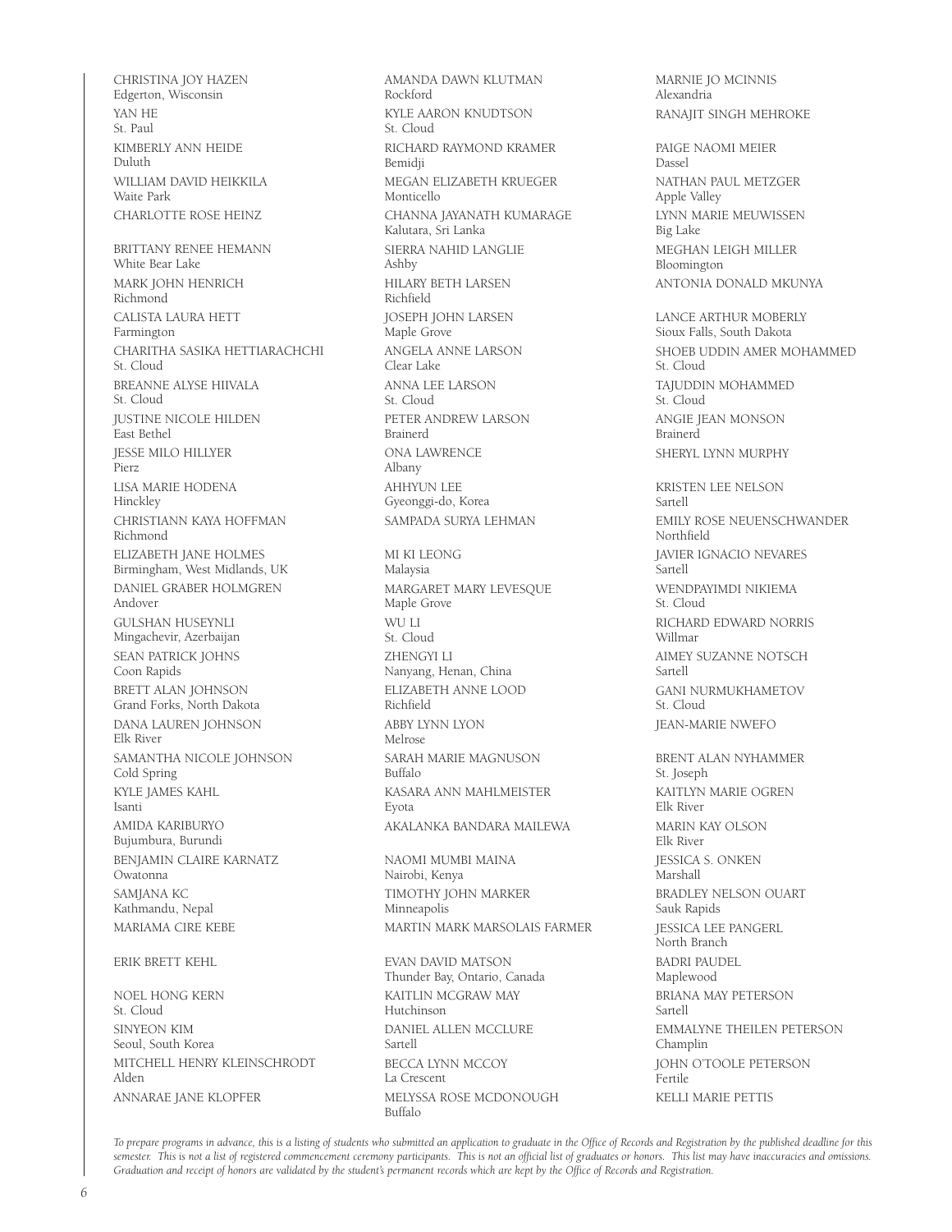CHRISTINA JOY HAZEN
Edgerton, Wisconsin

YAN HE
St. Paul

KIMBERLY ANN HEIDE
Duluth

WILLIAM DAVID HEIKKILA
Waite Park

CHARLOTTE ROSE HEINZ

BRITTANY RENEE HEMANN
White Bear Lake

MARK JOHN HENRICH
Richmond

CALISTA LAURA HETT
Farmington

CHARITHA SASIKA HETTIARACHCHI
St. Cloud

BREANNE ALYSE HIIVALA
St. Cloud

JUSTINE NICOLE HILDEN
East Bethel

JESSE MILO HILLYER
Pierz

LISA MARIE HODENA
Hinckley

CHRISTIANN KAYA HOFFMAN
Richmond

ELIZABETH JANE HOLMES
Birmingham, West Midlands, UK

DANIEL GRABER HOLMGREN
Andover

GULSHAN HUSEYNLI
Mingachevir, Azerbaijan

SEAN PATRICK JOHNS
Coon Rapids

BRETT ALAN JOHNSON
Grand Forks, North Dakota

DANA LAUREN JOHNSON
Elk River

SAMANTHA NICOLE JOHNSON
Cold Spring

KYLE JAMES KAHL
Isanti

AMIDA KARIBURYO
Bujumbura, Burundi

BENJAMIN CLAIRE KARNATZ
Owatonna

SAMJANA KC
Kathmandu, Nepal

MARIAMA CIRE KEBE

ERIK BRETT KEHL

NOEL HONG KERN
St. Cloud

SINYEON KIM
Seoul, South Korea

MITCHELL HENRY KLEINSCHRODT
Alden

ANNARAE JANE KLOPFER

AMANDA DAWN KLUTMAN
Rockford

KYLE AARON KNUDTSON
St. Cloud

RICHARD RAYMOND KRAMER
Bemidji

MEGAN ELIZABETH KRUEGER
Monticello

CHANNA JAYANATH KUMARAGE
Kalutara, Sri Lanka

SIERRA NAHID LANGLIE
Ashby

HILARY BETH LARSEN
Richfield

JOSEPH JOHN LARSEN
Maple Grove

ANGELA ANNE LARSON
Clear Lake

ANNA LEE LARSON
St. Cloud

PETER ANDREW LARSON
Brainerd

ONA LAWRENCE
Albany

AHHYUN LEE
Gyeonggi-do, Korea

SAMPADA SURYA LEHMAN

MI KI LEONG
Malaysia

MARGARET MARY LEVESQUE
Maple Grove

WU LI
St. Cloud

ZHENGYI LI
Nanyang, Henan, China

ELIZABETH ANNE LOOD
Richfield

ABBY LYNN LYON
Melrose

SARAH MARIE MAGNUSON
Buffalo

KASARA ANN MAHLMEISTER
Eyota

AKALANKA BANDARA MAILEWA

NAOMI MUMBI MAINA
Nairobi, Kenya

TIMOTHY JOHN MARKER
Minneapolis

MARTIN MARK MARSOLAIS FARMER

EVAN DAVID MATSON
Thunder Bay, Ontario, Canada

KAITLIN MCGRAW MAY
Hutchinson

DANIEL ALLEN MCCLURE
Sartell

BECCA LYNN MCCOY
La Crescent

MELYSSA ROSE MCDONOUGH
Buffalo

MARNIE JO MCINNIS
Alexandria

RANAJIT SINGH MEHROKE

PAIGE NAOMI MEIER
Dassel

NATHAN PAUL METZGER
Apple Valley

LYNN MARIE MEUWISSEN
Big Lake

MEGHAN LEIGH MILLER
Bloomington

ANTONIA DONALD MKUNYA

LANCE ARTHUR MOBERLY
Sioux Falls, South Dakota

SHOEB UDDIN AMER MOHAMMED
St. Cloud

TAJUDDIN MOHAMMED
St. Cloud

ANGIE JEAN MONSON
Brainerd

SHERYL LYNN MURPHY

KRISTEN LEE NELSON
Sartell

EMILY ROSE NEUENSCHWANDER
Northfield

JAVIER IGNACIO NEVARES
Sartell

WENDPAYIMDI NIKIEMA
St. Cloud

RICHARD EDWARD NORRIS
Willmar

AIMEY SUZANNE NOTSCH
Sartell

GANI NURMUKHAMETOV
St. Cloud

JEAN-MARIE NWEFO

BRENT ALAN NYHAMMER
St. Joseph

KAITLYN MARIE OGREN
Elk River

MARIN KAY OLSON
Elk River

JESSICA S. ONKEN
Marshall

BRADLEY NELSON OUART
Sauk Rapids

JESSICA LEE PANGERL
North Branch

BADRI PAUDEL
Maplewood

BRIANA MAY PETERSON
Sartell

EMMALYNE THEILEN PETERSON
Champlin

JOHN O'TOOLE PETERSON
Fertile

KELLI MARIE PETTIS

*To prepare programs in advance, this is a listing of students who submitted an application to graduate in the Office of Records and Registration by the published deadline for this semester. This is not a list of registered commencement ceremony participants. This is not an official list of graduates or honors. This list may have inaccuracies and omissions. Graduation and receipt of honors are validated by the student's permanent records which are kept by the Office of Records and Registration.*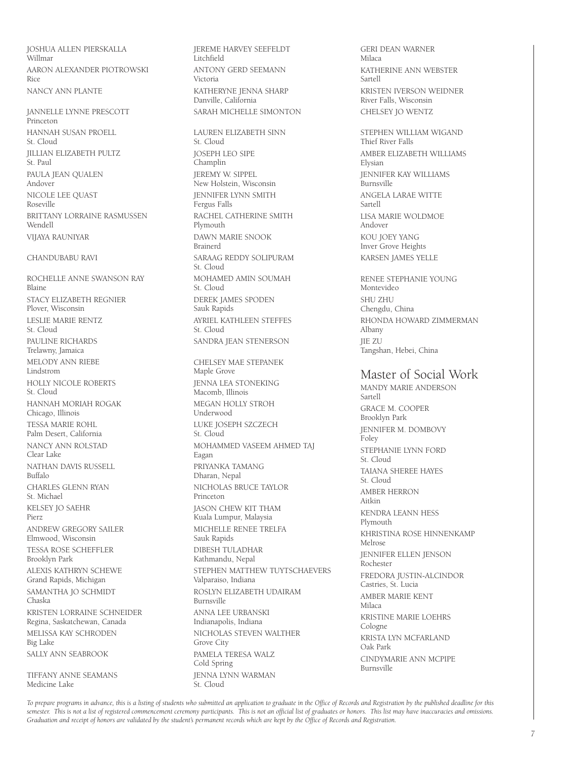JOSHUA ALLEN PIERSKALLA
Willmar

AARON ALEXANDER PIOTROWSKI
Rice

NANCY ANN PLANTE

JANNELLE LYNNE PRESCOTT
Princeton

HANNAH SUSAN PROELL
St. Cloud

JILLIAN ELIZABETH PULTZ
St. Paul

PAULA JEAN QUALEN
Andover

NICOLE LEE QUAST
Roseville

BRITTANY LORRAINE RASMUSSEN
Wendell

VIJAYA RAUNIYAR

CHANDUBABU RAVI

ROCHELLE ANNE SWANSON RAY
Blaine

STACY ELIZABETH REGNIER
Plover, Wisconsin

LESLIE MARIE RENTZ
St. Cloud

PAULINE RICHARDS
Trelawny, Jamaica

MELODY ANN RIEBE
Lindstrom

HOLLY NICOLE ROBERTS
St. Cloud

HANNAH MORIAH ROGAK
Chicago, Illinois

TESSA MARIE ROHL
Palm Desert, California

NANCY ANN ROLSTAD
Clear Lake

NATHAN DAVIS RUSSELL
Buffalo

CHARLES GLENN RYAN
St. Michael

KELSEY JO SAEHR
Pierz

ANDREW GREGORY SAILER
Elmwood, Wisconsin

TESSA ROSE SCHEFFLER
Brooklyn Park

ALEXIS KATHRYN SCHEWE
Grand Rapids, Michigan

SAMANTHA JO SCHMIDT
Chaska

KRISTEN LORRAINE SCHNEIDER
Regina, Saskatchewan, Canada

MELISSA KAY SCHRODEN
Big Lake

SALLY ANN SEABROOK

TIFFANY ANNE SEAMANS
Medicine Lake

JEREME HARVEY SEEFELDT
Litchfield

ANTONY GERD SEEMANN
Victoria

KATHERYNE JENNA SHARP
Danville, California

SARAH MICHELLE SIMONTON

LAUREN ELIZABETH SINN
St. Cloud

JOSEPH LEO SIPE
Champlin

JEREMY W. SIPPEL
New Holstein, Wisconsin

JENNIFER LYNN SMITH
Fergus Falls

RACHEL CATHERINE SMITH
Plymouth

DAWN MARIE SNOOK
Brainerd

SARAAG REDDY SOLIPURAM
St. Cloud

MOHAMED AMIN SOUMAH
St. Cloud

DEREK JAMES SPODEN
Sauk Rapids

AYRIEL KATHLEEN STEFFES
St. Cloud

SANDRA JEAN STENERSON

CHELSEY MAE STEPANEK
Maple Grove

JENNA LEA STONEKING
Macomb, Illinois

MEGAN HOLLY STROH
Underwood

LUKE JOSEPH SZCZECH
St. Cloud

MOHAMMED VASEEM AHMED TAJ
Eagan

PRIYANKA TAMANG
Dharan, Nepal

NICHOLAS BRUCE TAYLOR
Princeton

JASON CHEW KIT THAM
Kuala Lumpur, Malaysia

MICHELLE RENEE TRELFA
Sauk Rapids

DIBESH TULADHAR
Kathmandu, Nepal

STEPHEN MATTHEW TUYTSCHAEVERS
Valparaiso, Indiana

ROSLYN ELIZABETH UDAIRAM
Burnsville

ANNA LEE URBANSKI
Indianapolis, Indiana

NICHOLAS STEVEN WALTHER
Grove City

PAMELA TERESA WALZ
Cold Spring

JENNA LYNN WARMAN
St. Cloud

GERI DEAN WARNER
Milaca

KATHERINE ANN WEBSTER
Sartell

KRISTEN IVERSON WEIDNER
River Falls, Wisconsin

CHELSEY JO WENTZ

STEPHEN WILLIAM WIGAND
Thief River Falls

AMBER ELIZABETH WILLIAMS
Elysian

JENNIFER KAY WILLIAMS
Burnsville

ANGELA LARAE WITTE
Sartell

LISA MARIE WOLDMOE
Andover

KOU JOEY YANG
Inver Grove Heights

KARSEN JAMES YELLE

RENEE STEPHANIE YOUNG
Montevideo

SHU ZHU
Chengdu, China

RHONDA HOWARD ZIMMERMAN
Albany

JIE ZU
Tangshan, Hebei, China

## Master of Social Work

MANDY MARIE ANDERSON
Sartell

GRACE M. COOPER
Brooklyn Park

JENNIFER M. DOMBOVY
Foley

STEPHANIE LYNN FORD
St. Cloud

TAIANA SHEREE HAYES
St. Cloud

AMBER HERRON
Aitkin

KENDRA LEANN HESS
Plymouth

KHRISTINA ROSE HINNENKAMP
Melrose

JENNIFER ELLEN JENSON
Rochester

FREDORA JUSTIN-ALCINDOR
Castries, St. Lucia

AMBER MARIE KENT
Milaca

KRISTINE MARIE LOEHRS
Cologne

KRISTA LYN MCFARLAND
Oak Park

CINDYMARIE ANN MCPIPE
Burnsville

*To prepare programs in advance, this is a listing of students who submitted an application to graduate in the Office of Records and Registration by the published deadline for this semester. This is not a list of registered commencement ceremony participants. This is not an official list of graduates or honors. This list may have inaccuracies and omissions. Graduation and receipt of honors are validated by the student's permanent records which are kept by the Office of Records and Registration.*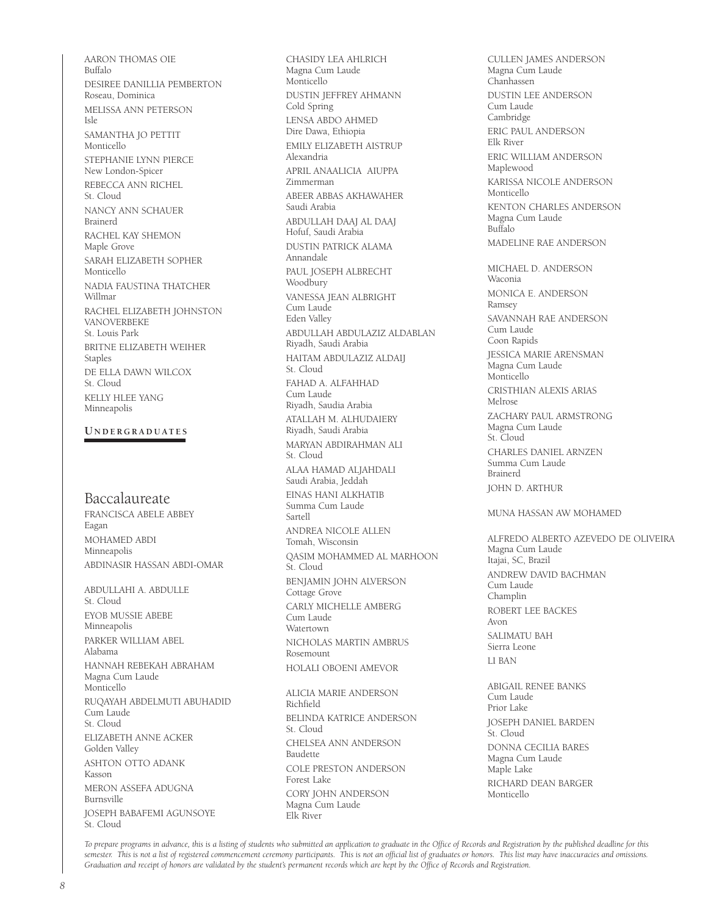AARON THOMAS OIE
Buffalo

DESIREE DANILLIA PEMBERTON
Roseau, Dominica

MELISSA ANN PETERSON
Isle

SAMANTHA JO PETTIT
Monticello

STEPHANIE LYNN PIERCE
New London-Spicer

REBECCA ANN RICHEL
St. Cloud

NANCY ANN SCHAUER
Brainerd

RACHEL KAY SHEMON
Maple Grove

SARAH ELIZABETH SOPHER
Monticello

NADIA FAUSTINA THATCHER
Willmar

RACHEL ELIZABETH JOHNSTON VANOVERBEKE
St. Louis Park

BRITNE ELIZABETH WEIHER
Staples

DE ELLA DAWN WILCOX
St. Cloud

KELLY HLEE YANG
Minneapolis

**UNDERGRADUATES**

## Baccalaureate

FRANCISCA ABELE ABBEY
Eagan

MOHAMED ABDI
Minneapolis

ABDINASIR HASSAN ABDI-OMAR

ABDULLAHI A. ABDULLE
St. Cloud

EYOB MUSSIE ABEBE
Minneapolis

PARKER WILLIAM ABEL
Alabama

HANNAH REBEKAH ABRAHAM
Magna Cum Laude
Monticello

RUQAYAH ABDELMUTI ABUHADID
Cum Laude
St. Cloud

ELIZABETH ANNE ACKER
Golden Valley

ASHTON OTTO ADANK
Kasson

MERON ASSEFA ADUGNA
Burnsville

JOSEPH BABAFEMI AGUNSOYE
St. Cloud

CHASIDY LEA AHLRICH
Magna Cum Laude
Monticello

DUSTIN JEFFREY AHMANN
Cold Spring

LENSA ABDO AHMED
Dire Dawa, Ethiopia

EMILY ELIZABETH AISTRUP
Alexandria

APRIL ANAALICIA AIUPPA
Zimmerman

ABEER ABBAS AKHAWAHER
Saudi Arabia

ABDULLAH DAAJ AL DAAJ
Hofuf, Saudi Arabia

DUSTIN PATRICK ALAMA
Annandale

PAUL JOSEPH ALBRECHT
Woodbury

VANESSA JEAN ALBRIGHT
Cum Laude
Eden Valley

ABDULLAH ABDULAZIZ ALDABLAN
Riyadh, Saudi Arabia

HAITAM ABDULAZIZ ALDAIJ
St. Cloud

FAHAD A. ALFAHHAD
Cum Laude
Riyadh, Saudia Arabia

ATALLAH M. ALHUDAIERY
Riyadh, Saudi Arabia

MARYAN ABDIRAHMAN ALI
St. Cloud

ALAA HAMAD ALJAHDALI
Saudi Arabia, Jeddah

EINAS HANI ALKHATIB
Summa Cum Laude
Sartell

ANDREA NICOLE ALLEN
Tomah, Wisconsin

QASIM MOHAMMED AL MARHOON
St. Cloud

BENJAMIN JOHN ALVERSON
Cottage Grove

CARLY MICHELLE AMBERG
Cum Laude
Watertown

NICHOLAS MARTIN AMBRUS
Rosemount

HOLALI OBOENI AMEVOR

ALICIA MARIE ANDERSON
Richfield

BELINDA KATRICE ANDERSON
St. Cloud

CHELSEA ANN ANDERSON
Baudette

COLE PRESTON ANDERSON
Forest Lake

CORY JOHN ANDERSON
Magna Cum Laude
Elk River

CULLEN JAMES ANDERSON
Magna Cum Laude
Chanhassen

DUSTIN LEE ANDERSON
Cum Laude
Cambridge

ERIC PAUL ANDERSON
Elk River

ERIC WILLIAM ANDERSON
Maplewood

KARISSA NICOLE ANDERSON
Monticello

KENTON CHARLES ANDERSON
Magna Cum Laude
Buffalo

MADELINE RAE ANDERSON

MICHAEL D. ANDERSON
Waconia

MONICA E. ANDERSON
Ramsey

SAVANNAH RAE ANDERSON
Cum Laude
Coon Rapids

JESSICA MARIE ARENSMAN
Magna Cum Laude
Monticello

CRISTHIAN ALEXIS ARIAS
Melrose

ZACHARY PAUL ARMSTRONG
Magna Cum Laude
St. Cloud

CHARLES DANIEL ARNZEN
Summa Cum Laude
Brainerd

JOHN D. ARTHUR

MUNA HASSAN AW MOHAMED

ALFREDO ALBERTO AZEVEDO DE OLIVEIRA
Magna Cum Laude
Itajai, SC, Brazil

ANDREW DAVID BACHMAN
Cum Laude
Champlin

ROBERT LEE BACKES
Avon

SALIMATU BAH
Sierra Leone

LI BAN

ABIGAIL RENEE BANKS
Cum Laude
Prior Lake

JOSEPH DANIEL BARDEN
St. Cloud

DONNA CECILIA BARES
Magna Cum Laude
Maple Lake

RICHARD DEAN BARGER
Monticello

*To prepare programs in advance, this is a listing of students who submitted an application to graduate in the Office of Records and Registration by the published deadline for this semester. This is not a list of registered commencement ceremony participants. This is not an official list of graduates or honors. This list may have inaccuracies and omissions. Graduation and receipt of honors are validated by the student's permanent records which are kept by the Office of Records and Registration.*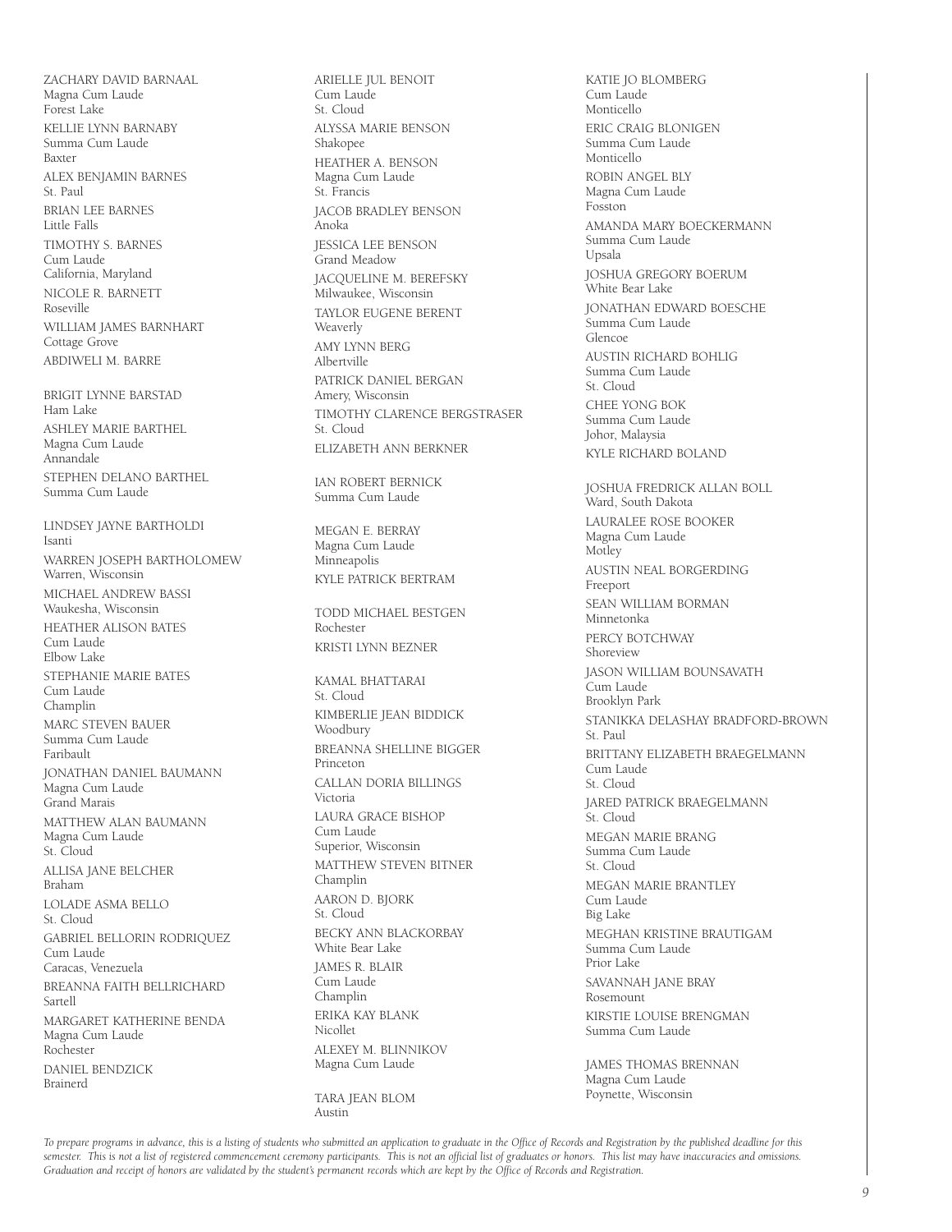ZACHARY DAVID BARNAAL
Magna Cum Laude
Forest Lake

KELLIE LYNN BARNABY
Summa Cum Laude
Baxter

ALEX BENJAMIN BARNES
St. Paul

BRIAN LEE BARNES
Little Falls

TIMOTHY S. BARNES
Cum Laude
California, Maryland

NICOLE R. BARNETT
Roseville

WILLIAM JAMES BARNHART
Cottage Grove

ABDIWELI M. BARRE

BRIGIT LYNNE BARSTAD
Ham Lake

ASHLEY MARIE BARTHEL
Magna Cum Laude
Annandale

STEPHEN DELANO BARTHEL
Summa Cum Laude

LINDSEY JAYNE BARTHOLDI
Isanti

WARREN JOSEPH BARTHOLOMEW
Warren, Wisconsin

MICHAEL ANDREW BASSI
Waukesha, Wisconsin

HEATHER ALISON BATES
Cum Laude
Elbow Lake

STEPHANIE MARIE BATES
Cum Laude
Champlin

MARC STEVEN BAUER
Summa Cum Laude
Faribault

JONATHAN DANIEL BAUMANN
Magna Cum Laude
Grand Marais

MATTHEW ALAN BAUMANN
Magna Cum Laude
St. Cloud

ALLISA JANE BELCHER
Braham

LOLADE ASMA BELLO
St. Cloud

GABRIEL BELLORIN RODRIQUEZ
Cum Laude
Caracas, Venezuela

BREANNA FAITH BELLRICHARD
Sartell

MARGARET KATHERINE BENDA
Magna Cum Laude
Rochester

DANIEL BENDZICK
Brainerd

ARIELLE JUL BENOIT
Cum Laude
St. Cloud

ALYSSA MARIE BENSON
Shakopee

HEATHER A. BENSON
Magna Cum Laude
St. Francis

JACOB BRADLEY BENSON
Anoka

JESSICA LEE BENSON
Grand Meadow

JACQUELINE M. BEREFSKY
Milwaukee, Wisconsin

TAYLOR EUGENE BERENT
Weaverly

AMY LYNN BERG
Albertville

PATRICK DANIEL BERGAN
Amery, Wisconsin

TIMOTHY CLARENCE BERGSTRASER
St. Cloud

ELIZABETH ANN BERKNER

IAN ROBERT BERNICK
Summa Cum Laude

MEGAN E. BERRAY
Magna Cum Laude
Minneapolis

KYLE PATRICK BERTRAM

TODD MICHAEL BESTGEN
Rochester

KRISTI LYNN BEZNER

KAMAL BHATTARAI
St. Cloud

KIMBERLIE JEAN BIDDICK
Woodbury

BREANNA SHELLINE BIGGER
Princeton

CALLAN DORIA BILLINGS
Victoria

LAURA GRACE BISHOP
Cum Laude
Superior, Wisconsin

MATTHEW STEVEN BITNER
Champlin

AARON D. BJORK
St. Cloud

BECKY ANN BLACKORBAY
White Bear Lake

JAMES R. BLAIR
Cum Laude
Champlin

ERIKA KAY BLANK
Nicollet

ALEXEY M. BLINNIKOV
Magna Cum Laude

TARA JEAN BLOM
Austin

KATIE JO BLOMBERG
Cum Laude
Monticello

ERIC CRAIG BLONIGEN
Summa Cum Laude
Monticello

ROBIN ANGEL BLY
Magna Cum Laude
Fosston

AMANDA MARY BOECKERMANN
Summa Cum Laude
Upsala

JOSHUA GREGORY BOERUM
White Bear Lake

JONATHAN EDWARD BOESCHE
Summa Cum Laude
Glencoe

AUSTIN RICHARD BOHLIG
Summa Cum Laude
St. Cloud

CHEE YONG BOK
Summa Cum Laude
Johor, Malaysia

KYLE RICHARD BOLAND

JOSHUA FREDRICK ALLAN BOLL
Ward, South Dakota

LAURALEE ROSE BOOKER
Magna Cum Laude
Motley

AUSTIN NEAL BORGERDING
Freeport

SEAN WILLIAM BORMAN
Minnetonka

PERCY BOTCHWAY
Shoreview

JASON WILLIAM BOUNSAVATH
Cum Laude
Brooklyn Park

STANIKKA DELASHAY BRADFORD-BROWN
St. Paul

BRITTANY ELIZABETH BRAEGELMANN
Cum Laude
St. Cloud

JARED PATRICK BRAEGELMANN
St. Cloud

MEGAN MARIE BRANG
Summa Cum Laude
St. Cloud

MEGAN MARIE BRANTLEY
Cum Laude
Big Lake

MEGHAN KRISTINE BRAUTIGAM
Summa Cum Laude
Prior Lake

SAVANNAH JANE BRAY
Rosemount

KIRSTIE LOUISE BRENGMAN
Summa Cum Laude

JAMES THOMAS BRENNAN
Magna Cum Laude
Poynette, Wisconsin

*To prepare programs in advance, this is a listing of students who submitted an application to graduate in the Office of Records and Registration by the published deadline for this semester. This is not a list of registered commencement ceremony participants. This is not an official list of graduates or honors. This list may have inaccuracies and omissions. Graduation and receipt of honors are validated by the student's permanent records which are kept by the Office of Records and Registration.*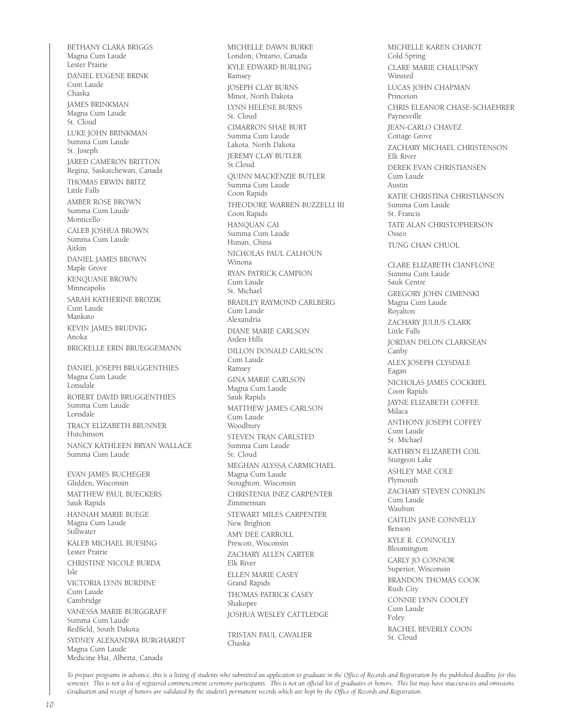BETHANY CLARA BRIGGS
Magna Cum Laude
Lester Prairie

DANIEL EUGENE BRINK
Cum Laude
Chaska

JAMES BRINKMAN
Magna Cum Laude
St. Cloud

LUKE JOHN BRINKMAN
Summa Cum Laude
St. Joseph

JARED CAMERON BRITTON
Regina, Saskatchewan, Canada

THOMAS ERWIN BRITZ
Little Falls

AMBER ROSE BROWN
Summa Cum Laude
Monticello

CALEB JOSHUA BROWN
Summa Cum Laude
Aitkin

DANIEL JAMES BROWN
Maple Grove

KENQUANE BROWN
Minneapolis

SARAH KATHERINE BROZIK
Cum Laude
Mankato

KEVIN JAMES BRUDVIG
Anoka

BRICKELLE ERIN BRUEGGEMANN

DANIEL JOSEPH BRUGGENTHIES
Magna Cum Laude
Lonsdale

ROBERT DAVID BRUGGENTHIES
Summa Cum Laude
Lonsdale

TRACY ELIZABETH BRUNNER
Hutchinson

NANCY KATHLEEN BRYAN WALLACE
Summa Cum Laude

EVAN JAMES BUCHEGER
Glidden, Wisconsin

MATTHEW PAUL BUECKERS
Sauk Rapids

HANNAH MARIE BUEGE
Magna Cum Laude
Stillwater

KALEB MICHAEL BUESING
Lester Prairie

CHRISTINE NICOLE BURDA
Isle

VICTORIA LYNN BURDINE
Cum Laude
Cambridge

VANESSA MARIE BURGGRAFF
Summa Cum Laude
Redfield, South Dakota

SYDNEY ALEXANDRA BURGHARDT
Magna Cum Laude
Medicine Hat, Alberta, Canada

MICHELLE DAWN BURKE
London, Ontario, Canada

KYLE EDWARD BURLING
Ramsey

JOSEPH CLAY BURNS
Minot, North Dakota

LYNN HELENE BURNS
St. Cloud

CIMARRON SHAE BURT
Summa Cum Laude
Lakota, North Dakota

JEREMY CLAY BUTLER
St.Cloud

QUINN MACKENZIE BUTLER
Summa Cum Laude
Coon Rapids

THEODORE WARREN BUZZELLI III
Coon Rapids

HANQUAN CAI
Summa Cum Laude
Hunan, China

NICHOLAS PAUL CALHOUN
Winona

RYAN PATRICK CAMPION
Cum Laude
St. Michael

BRADLEY RAYMOND CARLBERG
Cum Laude
Alexandria

DIANE MARIE CARLSON
Arden Hills

DILLON DONALD CARLSON
Cum Laude
Ramsey

GINA MARIE CARLSON
Magna Cum Laude
Sauk Rapids

MATTHEW JAMES CARLSON
Cum Laude
Woodbury

STEVEN TRAN CARLSTED
Summa Cum Laude
St. Cloud

MEGHAN ALYSSA CARMICHAEL
Magna Cum Laude
Stoughton, Wisconsin

CHRISTENIA INEZ CARPENTER
Zimmerman

STEWART MILES CARPENTER
New Brighton

AMY DEE CARROLL
Prescott, Wisconsin

ZACHARY ALLEN CARTER
Elk River

ELLEN MARIE CASEY
Grand Rapids

THOMAS PATRICK CASEY
Shakopee

JOSHUA WESLEY CATTLEDGE

TRISTAN PAUL CAVALIER
Chaska

MICHELLE KAREN CHABOT
Cold Spring

CLARE MARIE CHALUPSKY
Winsted

LUCAS JOHN CHAPMAN
Princeton

CHRIS ELEANOR CHASE-SCHAEHRER
Paynesville

JEAN-CARLO CHAVEZ
Cottage Grove

ZACHARY MICHAEL CHRISTENSON
Elk River

DEREK EVAN CHRISTIANSEN
Cum Laude
Austin

KATIE CHRISTINA CHRISTIANSON
Summa Cum Laude
St. Francis

TATE ALAN CHRISTOPHERSON
Osseo

TUNG CHAN CHUOL

CLARE ELIZABETH CIANFLONE
Summa Cum Laude
Sauk Centre

GREGORY JOHN CIMENSKI
Magna Cum Laude
Royalton

ZACHARY JULIUS CLARK
Little Falls

JORDAN DELON CLARKSEAN
Canby

ALEX JOSEPH CLYSDALE
Eagan

NICHOLAS JAMES COCKRIEL
Coon Rapids

JAYNE ELIZABETH COFFEE
Milaca

ANTHONY JOSEPH COFFEY
Cum Laude
St. Michael

KATHRYN ELIZABETH COIL
Sturgeon Lake

ASHLEY MAE COLE
Plymouth

ZACHARY STEVEN CONKLIN
Cum Laude
Waubun

CAITLIN JANE CONNELLY
Benson

KYLE R. CONNOLLY
Bloomington

CARLY JO CONNOR
Superior, Wisconsin

BRANDON THOMAS COOK
Rush City

CONNIE LYNN COOLEY
Cum Laude
Foley

RACHEL BEVERLY COON
St. Cloud

*To prepare programs in advance, this is a listing of students who submitted an application to graduate in the Office of Records and Registration by the published deadline for this semester. This is not a list of registered commencement ceremony participants. This is not an official list of graduates or honors. This list may have inaccuracies and omissions. Graduation and receipt of honors are validated by the student's permanent records which are kept by the Office of Records and Registration.*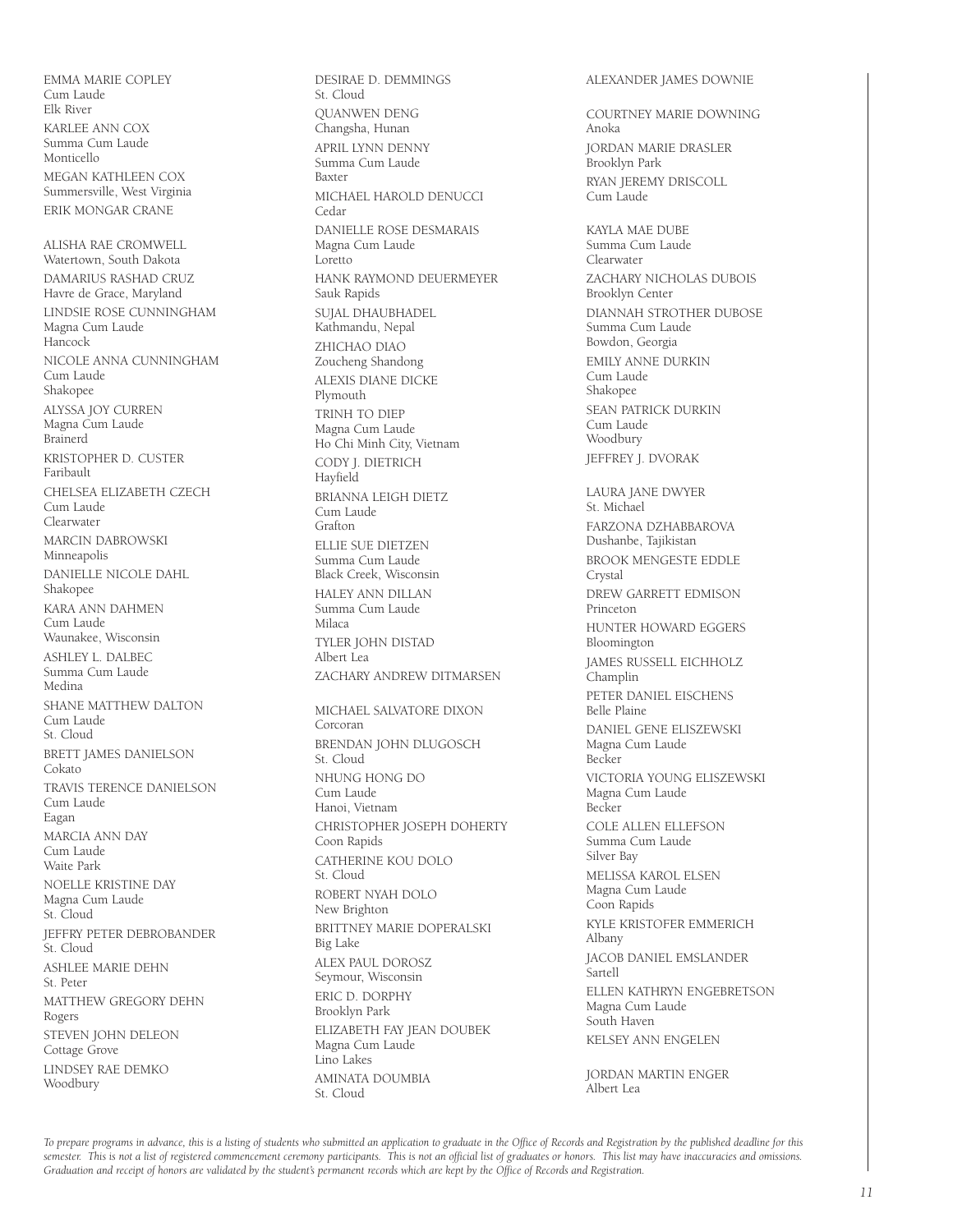EMMA MARIE COPLEY
Cum Laude
Elk River

KARLEE ANN COX
Summa Cum Laude
Monticello

MEGAN KATHLEEN COX
Summersville, West Virginia

ERIK MONGAR CRANE

ALISHA RAE CROMWELL
Watertown, South Dakota

DAMARIUS RASHAD CRUZ
Havre de Grace, Maryland

LINDSIE ROSE CUNNINGHAM
Magna Cum Laude
Hancock

NICOLE ANNA CUNNINGHAM
Cum Laude
Shakopee

ALYSSA JOY CURREN
Magna Cum Laude
Brainerd

KRISTOPHER D. CUSTER
Faribault

CHELSEA ELIZABETH CZECH
Cum Laude
Clearwater

MARCIN DABROWSKI
Minneapolis

DANIELLE NICOLE DAHL
Shakopee

KARA ANN DAHMEN
Cum Laude
Waunakee, Wisconsin

ASHLEY L. DALBEC
Summa Cum Laude
Medina

SHANE MATTHEW DALTON
Cum Laude
St. Cloud

BRETT JAMES DANIELSON
Cokato

TRAVIS TERENCE DANIELSON
Cum Laude
Eagan

MARCIA ANN DAY
Cum Laude
Waite Park

NOELLE KRISTINE DAY
Magna Cum Laude
St. Cloud

JEFFRY PETER DEBROBANDER
St. Cloud

ASHLEE MARIE DEHN
St. Peter

MATTHEW GREGORY DEHN
Rogers

STEVEN JOHN DELEON
Cottage Grove

LINDSEY RAE DEMKO
Woodbury

DESIRAE D. DEMMINGS
St. Cloud

QUANWEN DENG
Changsha, Hunan

APRIL LYNN DENNY
Summa Cum Laude
Baxter

MICHAEL HAROLD DENUCCI
Cedar

DANIELLE ROSE DESMARAIS
Magna Cum Laude
Loretto

HANK RAYMOND DEUERMEYER
Sauk Rapids

SUJAL DHAUBHADEL
Kathmandu, Nepal

ZHICHAO DIAO
Zoucheng Shandong

ALEXIS DIANE DICKE
Plymouth

TRINH TO DIEP
Magna Cum Laude
Ho Chi Minh City, Vietnam

CODY J. DIETRICH
Hayfield

BRIANNA LEIGH DIETZ
Cum Laude
Grafton

ELLIE SUE DIETZEN
Summa Cum Laude
Black Creek, Wisconsin

HALEY ANN DILLAN
Summa Cum Laude
Milaca

TYLER JOHN DISTAD
Albert Lea

ZACHARY ANDREW DITMARSEN

MICHAEL SALVATORE DIXON
Corcoran

BRENDAN JOHN DLUGOSCH
St. Cloud

NHUNG HONG DO
Cum Laude
Hanoi, Vietnam

CHRISTOPHER JOSEPH DOHERTY
Coon Rapids

CATHERINE KOU DOLO
St. Cloud

ROBERT NYAH DOLO
New Brighton

BRITTNEY MARIE DOPERALSKI
Big Lake

ALEX PAUL DOROSZ
Seymour, Wisconsin

ERIC D. DORPHY
Brooklyn Park

ELIZABETH FAY JEAN DOUBEK
Magna Cum Laude
Lino Lakes

AMINATA DOUMBIA
St. Cloud

ALEXANDER JAMES DOWNIE

COURTNEY MARIE DOWNING
Anoka

JORDAN MARIE DRASLER
Brooklyn Park

RYAN JEREMY DRISCOLL
Cum Laude

KAYLA MAE DUBE
Summa Cum Laude
Clearwater

ZACHARY NICHOLAS DUBOIS
Brooklyn Center

DIANNAH STROTHER DUBOSE
Summa Cum Laude
Bowdon, Georgia

EMILY ANNE DURKIN
Cum Laude
Shakopee

SEAN PATRICK DURKIN
Cum Laude
Woodbury

JEFFREY J. DVORAK

LAURA JANE DWYER
St. Michael

FARZONA DZHABBAROVA
Dushanbe, Tajikistan

BROOK MENGESTE EDDLE
Crystal

DREW GARRETT EDMISON
Princeton

HUNTER HOWARD EGGERS
Bloomington

JAMES RUSSELL EICHHOLZ
Champlin

PETER DANIEL EISCHENS
Belle Plaine

DANIEL GENE ELISZEWSKI
Magna Cum Laude
Becker

VICTORIA YOUNG ELISZEWSKI
Magna Cum Laude
Becker

COLE ALLEN ELLEFSON
Summa Cum Laude
Silver Bay

MELISSA KAROL ELSEN
Magna Cum Laude
Coon Rapids

KYLE KRISTOFER EMMERICH
Albany

JACOB DANIEL EMSLANDER
Sartell

ELLEN KATHRYN ENGEBRETSON
Magna Cum Laude
South Haven

KELSEY ANN ENGELEN

JORDAN MARTIN ENGER
Albert Lea

*To prepare programs in advance, this is a listing of students who submitted an application to graduate in the Office of Records and Registration by the published deadline for this semester. This is not a list of registered commencement ceremony participants. This is not an official list of graduates or honors. This list may have inaccuracies and omissions. Graduation and receipt of honors are validated by the student's permanent records which are kept by the Office of Records and Registration.*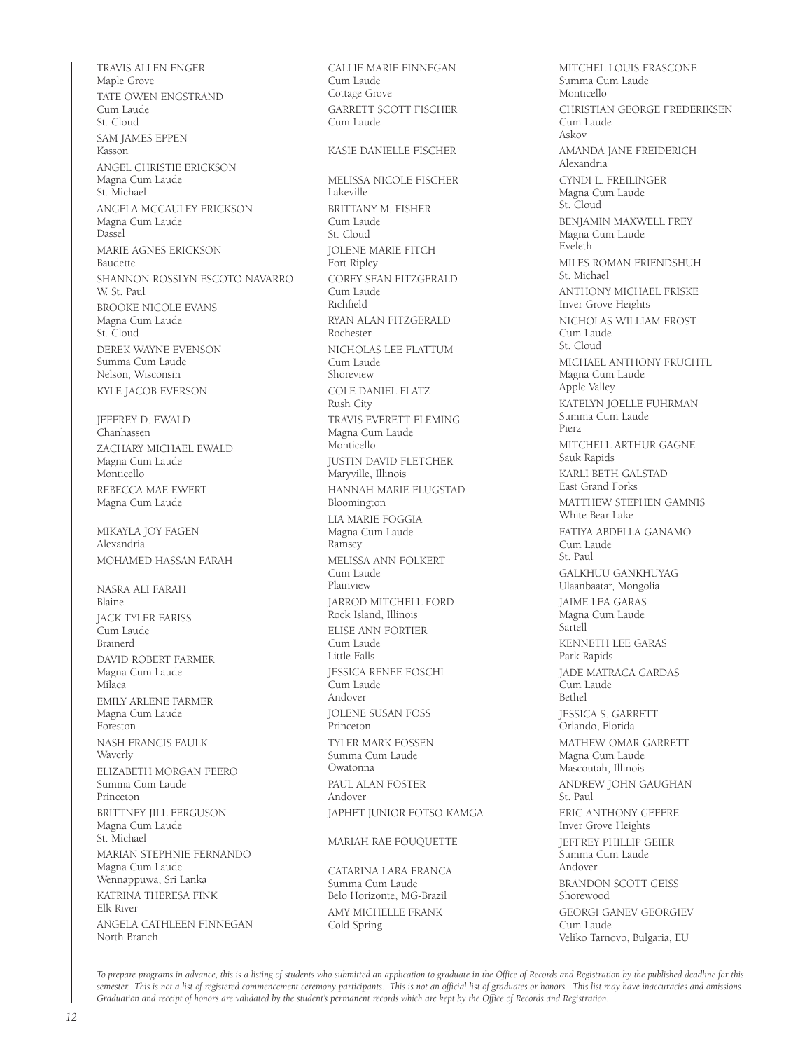TRAVIS ALLEN ENGER
Maple Grove

TATE OWEN ENGSTRAND
Cum Laude
St. Cloud

SAM JAMES EPPEN
Kasson

ANGEL CHRISTIE ERICKSON
Magna Cum Laude
St. Michael

ANGELA MCCAULEY ERICKSON
Magna Cum Laude
Dassel

MARIE AGNES ERICKSON
Baudette

SHANNON ROSSLYN ESCOTO NAVARRO
W. St. Paul

BROOKE NICOLE EVANS
Magna Cum Laude
St. Cloud

DEREK WAYNE EVENSON
Summa Cum Laude
Nelson, Wisconsin

KYLE JACOB EVERSON

JEFFREY D. EWALD
Chanhassen

ZACHARY MICHAEL EWALD
Magna Cum Laude
Monticello

REBECCA MAE EWERT
Magna Cum Laude

MIKAYLA JOY FAGEN
Alexandria

MOHAMED HASSAN FARAH

NASRA ALI FARAH
Blaine

JACK TYLER FARISS
Cum Laude
Brainerd

DAVID ROBERT FARMER
Magna Cum Laude
Milaca

EMILY ARLENE FARMER
Magna Cum Laude
Foreston

NASH FRANCIS FAULK
Waverly

ELIZABETH MORGAN FEERO
Summa Cum Laude
Princeton

BRITTNEY JILL FERGUSON
Magna Cum Laude
St. Michael

MARIAN STEPHNIE FERNANDO
Magna Cum Laude
Wennappuwa, Sri Lanka

KATRINA THERESA FINK
Elk River

ANGELA CATHLEEN FINNEGAN
North Branch

CALLIE MARIE FINNEGAN
Cum Laude
Cottage Grove

GARRETT SCOTT FISCHER
Cum Laude

KASIE DANIELLE FISCHER

MELISSA NICOLE FISCHER
Lakeville

BRITTANY M. FISHER
Cum Laude
St. Cloud

JOLENE MARIE FITCH
Fort Ripley

COREY SEAN FITZGERALD
Cum Laude
Richfield

RYAN ALAN FITZGERALD
Rochester

NICHOLAS LEE FLATTUM
Cum Laude
Shoreview

COLE DANIEL FLATZ
Rush City

TRAVIS EVERETT FLEMING
Magna Cum Laude
Monticello

JUSTIN DAVID FLETCHER
Maryville, Illinois

HANNAH MARIE FLUGSTAD
Bloomington

LIA MARIE FOGGIA
Magna Cum Laude
Ramsey

MELISSA ANN FOLKERT
Cum Laude
Plainview

JARROD MITCHELL FORD
Rock Island, Illinois

ELISE ANN FORTIER
Cum Laude
Little Falls

JESSICA RENEE FOSCHI
Cum Laude
Andover

JOLENE SUSAN FOSS
Princeton

TYLER MARK FOSSEN
Summa Cum Laude
Owatonna

PAUL ALAN FOSTER
Andover

JAPHET JUNIOR FOTSO KAMGA

MARIAH RAE FOUQUETTE

CATARINA LARA FRANCA
Summa Cum Laude
Belo Horizonte, MG-Brazil

AMY MICHELLE FRANK
Cold Spring

MITCHEL LOUIS FRASCONE
Summa Cum Laude
Monticello

CHRISTIAN GEORGE FREDERIKSEN
Cum Laude
Askov

AMANDA JANE FREIDERICH
Alexandria

CYNDI L. FREILINGER
Magna Cum Laude
St. Cloud

BENJAMIN MAXWELL FREY
Magna Cum Laude
Eveleth

MILES ROMAN FRIENDSHUH
St. Michael

ANTHONY MICHAEL FRISKE
Inver Grove Heights

NICHOLAS WILLIAM FROST
Cum Laude
St. Cloud

MICHAEL ANTHONY FRUCHTL
Magna Cum Laude
Apple Valley

KATELYN JOELLE FUHRMAN
Summa Cum Laude
Pierz

MITCHELL ARTHUR GAGNE
Sauk Rapids

KARLI BETH GALSTAD
East Grand Forks

MATTHEW STEPHEN GAMNIS
White Bear Lake

FATIYA ABDELLA GANAMO
Cum Laude
St. Paul

GALKHUU GANKHUYAG
Ulaanbaatar, Mongolia

JAIME LEA GARAS
Magna Cum Laude
Sartell

KENNETH LEE GARAS
Park Rapids

JADE MATRACA GARDAS
Cum Laude
Bethel

JESSICA S. GARRETT
Orlando, Florida

MATHEW OMAR GARRETT
Magna Cum Laude
Mascoutah, Illinois

ANDREW JOHN GAUGHAN
St. Paul

ERIC ANTHONY GEFFRE
Inver Grove Heights

JEFFREY PHILLIP GEIER
Summa Cum Laude
Andover

BRANDON SCOTT GEISS
Shorewood

GEORGI GANEV GEORGIEV
Cum Laude
Veliko Tarnovo, Bulgaria, EU

*To prepare programs in advance, this is a listing of students who submitted an application to graduate in the Office of Records and Registration by the published deadline for this semester. This is not a list of registered commencement ceremony participants. This is not an official list of graduates or honors. This list may have inaccuracies and omissions. Graduation and receipt of honors are validated by the student's permanent records which are kept by the Office of Records and Registration.*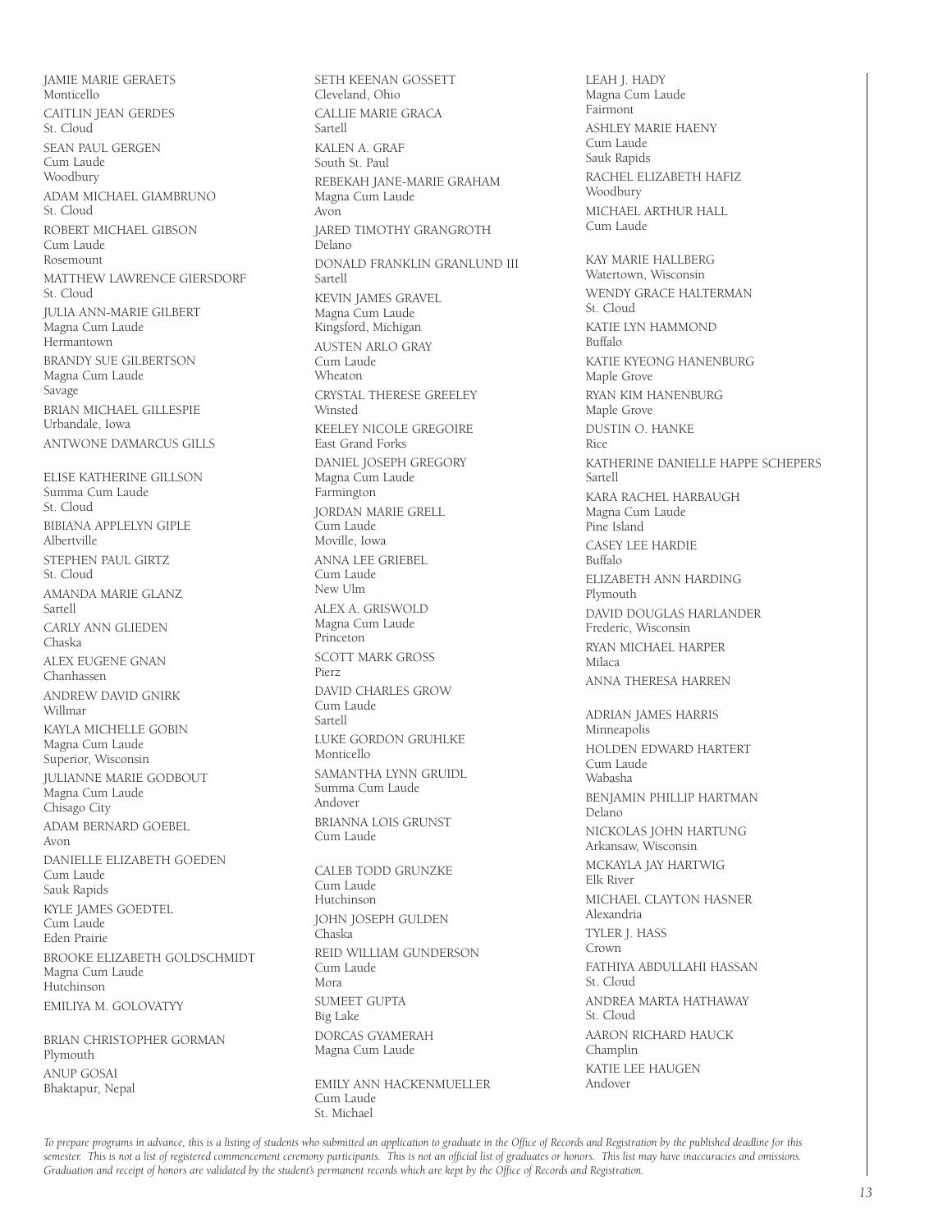JAMIE MARIE GERAETS
Monticello

CAITLIN JEAN GERDES
St. Cloud

SEAN PAUL GERGEN
Cum Laude
Woodbury

ADAM MICHAEL GIAMBRUNO
St. Cloud

ROBERT MICHAEL GIBSON
Cum Laude
Rosemount

MATTHEW LAWRENCE GIERSDORF
St. Cloud

JULIA ANN-MARIE GILBERT
Magna Cum Laude
Hermantown

BRANDY SUE GILBERTSON
Magna Cum Laude
Savage

BRIAN MICHAEL GILLESPIE
Urbandale, Iowa

ANTWONE DA'MARCUS GILLS

ELISE KATHERINE GILLSON
Summa Cum Laude
St. Cloud

BIBIANA APPLELYN GIPLE
Albertville

STEPHEN PAUL GIRTZ
St. Cloud

AMANDA MARIE GLANZ
Sartell

CARLY ANN GLIEDEN
Chaska

ALEX EUGENE GNAN
Chanhassen

ANDREW DAVID GNIRK
Willmar

KAYLA MICHELLE GOBIN
Magna Cum Laude
Superior, Wisconsin

JULIANNE MARIE GODBOUT
Magna Cum Laude
Chisago City

ADAM BERNARD GOEBEL
Avon

DANIELLE ELIZABETH GOEDEN
Cum Laude
Sauk Rapids

KYLE JAMES GOEDTEL
Cum Laude
Eden Prairie

BROOKE ELIZABETH GOLDSCHMIDT
Magna Cum Laude
Hutchinson

EMILIYA M. GOLOVATYY

BRIAN CHRISTOPHER GORMAN
Plymouth

ANUP GOSAI
Bhaktapur, Nepal

SETH KEENAN GOSSETT
Cleveland, Ohio

CALLIE MARIE GRACA
Sartell

KALEN A. GRAF
South St. Paul

REBEKAH JANE-MARIE GRAHAM
Magna Cum Laude
Avon

JARED TIMOTHY GRANGROTH
Delano

DONALD FRANKLIN GRANLUND III
Sartell

KEVIN JAMES GRAVEL
Magna Cum Laude
Kingsford, Michigan

AUSTEN ARLO GRAY
Cum Laude
Wheaton

CRYSTAL THERESE GREELEY
Winsted

KEELEY NICOLE GREGOIRE
East Grand Forks

DANIEL JOSEPH GREGORY
Magna Cum Laude
Farmington

JORDAN MARIE GRELL
Cum Laude
Moville, Iowa

ANNA LEE GRIEBEL
Cum Laude
New Ulm

ALEX A. GRISWOLD
Magna Cum Laude
Princeton

SCOTT MARK GROSS
Pierz

DAVID CHARLES GROW
Cum Laude
Sartell

LUKE GORDON GRUHLKE
Monticello

SAMANTHA LYNN GRUIDL
Summa Cum Laude
Andover

BRIANNA LOIS GRUNST
Cum Laude

CALEB TODD GRUNZKE
Cum Laude
Hutchinson

JOHN JOSEPH GULDEN
Chaska

REID WILLIAM GUNDERSON
Cum Laude
Mora

SUMEET GUPTA
Big Lake

DORCAS GYAMERAH
Magna Cum Laude

EMILY ANN HACKENMUELLER
Cum Laude
St. Michael

LEAH J. HADY
Magna Cum Laude
Fairmont

ASHLEY MARIE HAENY
Cum Laude
Sauk Rapids

RACHEL ELIZABETH HAFIZ
Woodbury

MICHAEL ARTHUR HALL
Cum Laude

KAY MARIE HALLBERG
Watertown, Wisconsin

WENDY GRACE HALTERMAN
St. Cloud

KATIE LYN HAMMOND
Buffalo

KATIE KYEONG HANENBURG
Maple Grove

RYAN KIM HANENBURG
Maple Grove

DUSTIN O. HANKE
Rice

KATHERINE DANIELLE HAPPE SCHEPERS
Sartell

KARA RACHEL HARBAUGH
Magna Cum Laude
Pine Island

CASEY LEE HARDIE
Buffalo

ELIZABETH ANN HARDING
Plymouth

DAVID DOUGLAS HARLANDER
Frederic, Wisconsin

RYAN MICHAEL HARPER
Milaca

ANNA THERESA HARREN

ADRIAN JAMES HARRIS
Minneapolis

HOLDEN EDWARD HARTERT
Cum Laude
Wabasha

BENJAMIN PHILLIP HARTMAN
Delano

NICKOLAS JOHN HARTUNG
Arkansaw, Wisconsin

MCKAYLA JAY HARTWIG
Elk River

MICHAEL CLAYTON HASNER
Alexandria

TYLER J. HASS
Crown

FATHIYA ABDULLAHI HASSAN
St. Cloud

ANDREA MARTA HATHAWAY
St. Cloud

AARON RICHARD HAUCK
Champlin

KATIE LEE HAUGEN
Andover

*To prepare programs in advance, this is a listing of students who submitted an application to graduate in the Office of Records and Registration by the published deadline for this semester. This is not a list of registered commencement ceremony participants. This is not an official list of graduates or honors. This list may have inaccuracies and omissions. Graduation and receipt of honors are validated by the student's permanent records which are kept by the Office of Records and Registration.*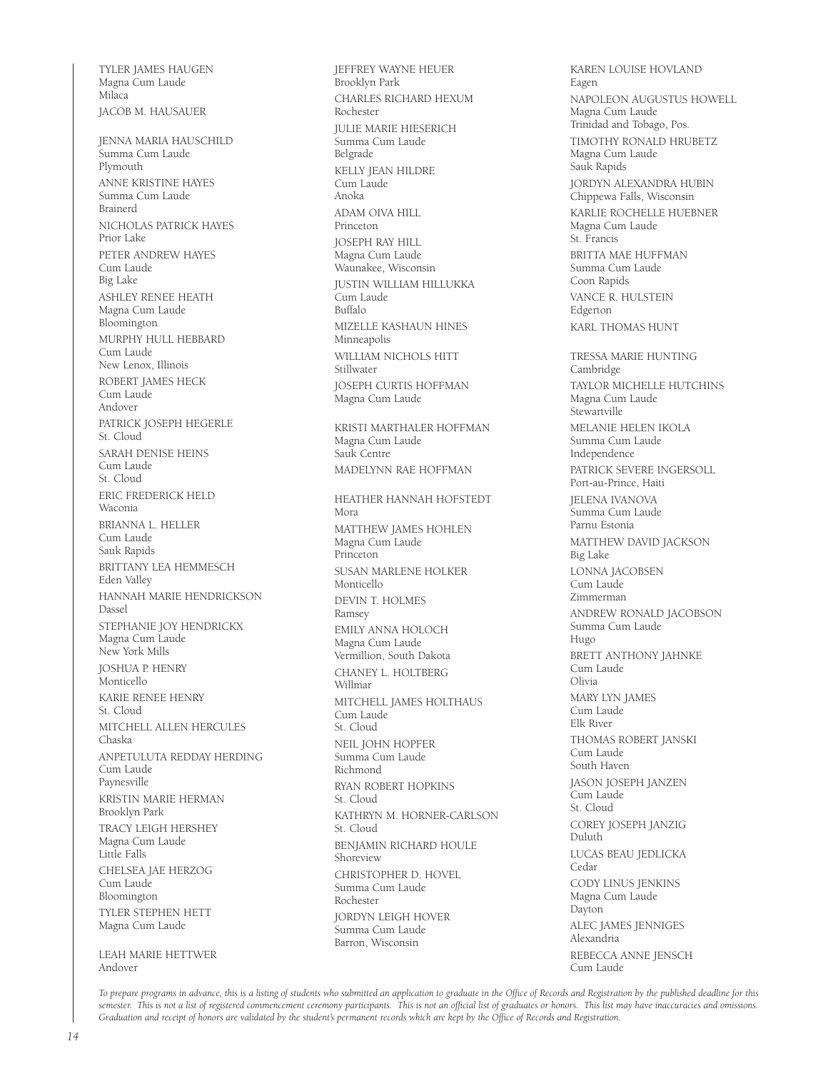TYLER JAMES HAUGEN
Magna Cum Laude
Milaca

JACOB M. HAUSAUER

JENNA MARIA HAUSCHILD
Summa Cum Laude
Plymouth

ANNE KRISTINE HAYES
Summa Cum Laude
Brainerd

NICHOLAS PATRICK HAYES
Prior Lake

PETER ANDREW HAYES
Cum Laude
Big Lake

ASHLEY RENEE HEATH
Magna Cum Laude
Bloomington

MURPHY HULL HEBBARD
Cum Laude
New Lenox, Illinois

ROBERT JAMES HECK
Cum Laude
Andover

PATRICK JOSEPH HEGERLE
St. Cloud

SARAH DENISE HEINS
Cum Laude
St. Cloud

ERIC FREDERICK HELD
Waconia

BRIANNA L. HELLER
Cum Laude
Sauk Rapids

BRITTANY LEA HEMMESCH
Eden Valley

HANNAH MARIE HENDRICKSON
Dassel

STEPHANIE JOY HENDRICKX
Magna Cum Laude
New York Mills

JOSHUA P. HENRY
Monticello

KARIE RENEE HENRY
St. Cloud

MITCHELL ALLEN HERCULES
Chaska

ANPETULUTA REDDAY HERDING
Cum Laude
Paynesville

KRISTIN MARIE HERMAN
Brooklyn Park

TRACY LEIGH HERSHEY
Magna Cum Laude
Little Falls

CHELSEA JAE HERZOG
Cum Laude
Bloomington

TYLER STEPHEN HETT
Magna Cum Laude

LEAH MARIE HETTWER
Andover

JEFFREY WAYNE HEUER
Brooklyn Park

CHARLES RICHARD HEXUM
Rochester

JULIE MARIE HIESERICH
Summa Cum Laude
Belgrade

KELLY JEAN HILDRE
Cum Laude
Anoka

ADAM OIVA HILL
Princeton

JOSEPH RAY HILL
Magna Cum Laude
Waunakee, Wisconsin

JUSTIN WILLIAM HILLUKKA
Cum Laude
Buffalo

MIZELLE KASHAUN HINES
Minneapolis

WILLIAM NICHOLS HITT
Stillwater

JOSEPH CURTIS HOFFMAN
Magna Cum Laude

KRISTI MARTHALER HOFFMAN
Magna Cum Laude
Sauk Centre

MADELYNN RAE HOFFMAN

HEATHER HANNAH HOFSTEDT
Mora

MATTHEW JAMES HOHLEN
Magna Cum Laude
Princeton

SUSAN MARLENE HOLKER
Monticello

DEVIN T. HOLMES
Ramsey

EMILY ANNA HOLOCH
Magna Cum Laude
Vermillion, South Dakota

CHANEY L. HOLTBERG
Willmar

MITCHELL JAMES HOLTHAUS
Cum Laude
St. Cloud

NEIL JOHN HOPFER
Summa Cum Laude
Richmond

RYAN ROBERT HOPKINS
St. Cloud

KATHRYN M. HORNER-CARLSON
St. Cloud

BENJAMIN RICHARD HOULE
Shoreview

CHRISTOPHER D. HOVEL
Summa Cum Laude
Rochester

JORDYN LEIGH HOVER
Summa Cum Laude
Barron, Wisconsin

KAREN LOUISE HOVLAND
Eagen

NAPOLEON AUGUSTUS HOWELL
Magna Cum Laude
Trinidad and Tobago, Pos.

TIMOTHY RONALD HRUBETZ
Magna Cum Laude
Sauk Rapids

JORDYN ALEXANDRA HUBIN
Chippewa Falls, Wisconsin

KARLIE ROCHELLE HUEBNER
Magna Cum Laude
St. Francis

BRITTA MAE HUFFMAN
Summa Cum Laude
Coon Rapids

VANCE R. HULSTEIN
Edgerton

KARL THOMAS HUNT

TRESSA MARIE HUNTING
Cambridge

TAYLOR MICHELLE HUTCHINS
Magna Cum Laude
Stewartville

MELANIE HELEN IKOLA
Summa Cum Laude
Independence

PATRICK SEVERE INGERSOLL
Port-au-Prince, Haiti

JELENA IVANOVA
Summa Cum Laude
Parnu Estonia

MATTHEW DAVID JACKSON
Big Lake

LONNA JACOBSEN
Cum Laude
Zimmerman

ANDREW RONALD JACOBSON
Summa Cum Laude
Hugo

BRETT ANTHONY JAHNKE
Cum Laude
Olivia

MARY LYN JAMES
Cum Laude
Elk River

THOMAS ROBERT JANSKI
Cum Laude
South Haven

JASON JOSEPH JANZEN
Cum Laude
St. Cloud

COREY JOSEPH JANZIG
Duluth

LUCAS BEAU JEDLICKA
Cedar

CODY LINUS JENKINS
Magna Cum Laude
Dayton

ALEC JAMES JENNIGES
Alexandria

REBECCA ANNE JENSCH
Cum Laude

*To prepare programs in advance, this is a listing of students who submitted an application to graduate in the Office of Records and Registration by the published deadline for this semester. This is not a list of registered commencement ceremony participants. This is not an official list of graduates or honors. This list may have inaccuracies and omissions. Graduation and receipt of honors are validated by the student's permanent records which are kept by the Office of Records and Registration.*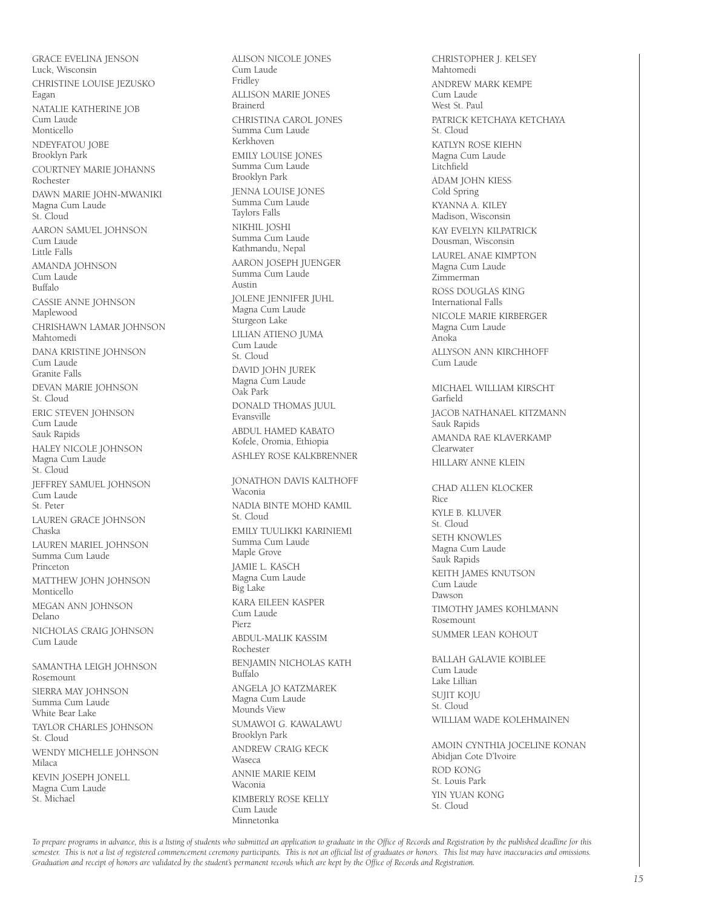GRACE EVELINA JENSON
Luck, Wisconsin

CHRISTINE LOUISE JEZUSKO
Eagan

NATALIE KATHERINE JOB
Cum Laude
Monticello

NDEYFATOU JOBE
Brooklyn Park

COURTNEY MARIE JOHANNS
Rochester

DAWN MARIE JOHN-MWANIKI
Magna Cum Laude
St. Cloud

AARON SAMUEL JOHNSON
Cum Laude
Little Falls

AMANDA JOHNSON
Cum Laude
Buffalo

CASSIE ANNE JOHNSON
Maplewood

CHRISHAWN LAMAR JOHNSON
Mahtomedi

DANA KRISTINE JOHNSON
Cum Laude
Granite Falls

DEVAN MARIE JOHNSON
St. Cloud

ERIC STEVEN JOHNSON
Cum Laude
Sauk Rapids

HALEY NICOLE JOHNSON
Magna Cum Laude
St. Cloud

JEFFREY SAMUEL JOHNSON
Cum Laude
St. Peter

LAUREN GRACE JOHNSON
Chaska

LAUREN MARIEL JOHNSON
Summa Cum Laude
Princeton

MATTHEW JOHN JOHNSON
Monticello

MEGAN ANN JOHNSON
Delano

NICHOLAS CRAIG JOHNSON
Cum Laude

SAMANTHA LEIGH JOHNSON
Rosemount

SIERRA MAY JOHNSON
Summa Cum Laude
White Bear Lake

TAYLOR CHARLES JOHNSON
St. Cloud

WENDY MICHELLE JOHNSON
Milaca

KEVIN JOSEPH JONELL
Magna Cum Laude
St. Michael

ALISON NICOLE JONES
Cum Laude
Fridley

ALLISON MARIE JONES
Brainerd

CHRISTINA CAROL JONES
Summa Cum Laude
Kerkhoven

EMILY LOUISE JONES
Summa Cum Laude
Brooklyn Park

JENNA LOUISE JONES
Summa Cum Laude
Taylors Falls

NIKHIL JOSHI
Summa Cum Laude
Kathmandu, Nepal

AARON JOSEPH JUENGER
Summa Cum Laude
Austin

JOLENE JENNIFER JUHL
Magna Cum Laude
Sturgeon Lake

LILIAN ATIENO JUMA
Cum Laude
St. Cloud

DAVID JOHN JUREK
Magna Cum Laude
Oak Park

DONALD THOMAS JUUL
Evansville

ABDUL HAMED KABATO
Kofele, Oromia, Ethiopia

ASHLEY ROSE KALKBRENNER

JONATHON DAVIS KALTHOFF
Waconia

NADIA BINTE MOHD KAMIL
St. Cloud

EMILY TUULIKKI KARINIEMI
Summa Cum Laude
Maple Grove

JAMIE L. KASCH
Magna Cum Laude
Big Lake

KARA EILEEN KASPER
Cum Laude
Pierz

ABDUL-MALIK KASSIM
Rochester

BENJAMIN NICHOLAS KATH
Buffalo

ANGELA JO KATZMAREK
Magna Cum Laude
Mounds View

SUMAWOI G. KAWALAWU
Brooklyn Park

ANDREW CRAIG KECK
Waseca

ANNIE MARIE KEIM
Waconia

KIMBERLY ROSE KELLY
Cum Laude
Minnetonka

CHRISTOPHER J. KELSEY
Mahtomedi

ANDREW MARK KEMPE
Cum Laude
West St. Paul

PATRICK KETCHAYA KETCHAYA
St. Cloud

KATLYN ROSE KIEHN
Magna Cum Laude
Litchfield

ADAM JOHN KIESS
Cold Spring

KYANNA A. KILEY
Madison, Wisconsin

KAY EVELYN KILPATRICK
Dousman, Wisconsin

LAUREL ANAE KIMPTON
Magna Cum Laude
Zimmerman

ROSS DOUGLAS KING
International Falls

NICOLE MARIE KIRBERGER
Magna Cum Laude
Anoka

ALLYSON ANN KIRCHHOFF
Cum Laude

MICHAEL WILLIAM KIRSCHT
Garfield

JACOB NATHANAEL KITZMANN
Sauk Rapids

AMANDA RAE KLAVERKAMP
Clearwater

HILLARY ANNE KLEIN

CHAD ALLEN KLOCKER
Rice

KYLE B. KLUVER
St. Cloud

SETH KNOWLES
Magna Cum Laude
Sauk Rapids

KEITH JAMES KNUTSON
Cum Laude
Dawson

TIMOTHY JAMES KOHLMANN
Rosemount

SUMMER LEAN KOHOUT

BALLAH GALAVIE KOIBLEE
Cum Laude
Lake Lillian

SUJIT KOJU
St. Cloud

WILLIAM WADE KOLEHMAINEN

AMOIN CYNTHIA JOCELINE KONAN
Abidjan Cote D'Ivoire

ROD KONG
St. Louis Park

YIN YUAN KONG
St. Cloud

*To prepare programs in advance, this is a listing of students who submitted an application to graduate in the Office of Records and Registration by the published deadline for this semester. This is not a list of registered commencement ceremony participants. This is not an official list of graduates or honors. This list may have inaccuracies and omissions. Graduation and receipt of honors are validated by the student's permanent records which are kept by the Office of Records and Registration.*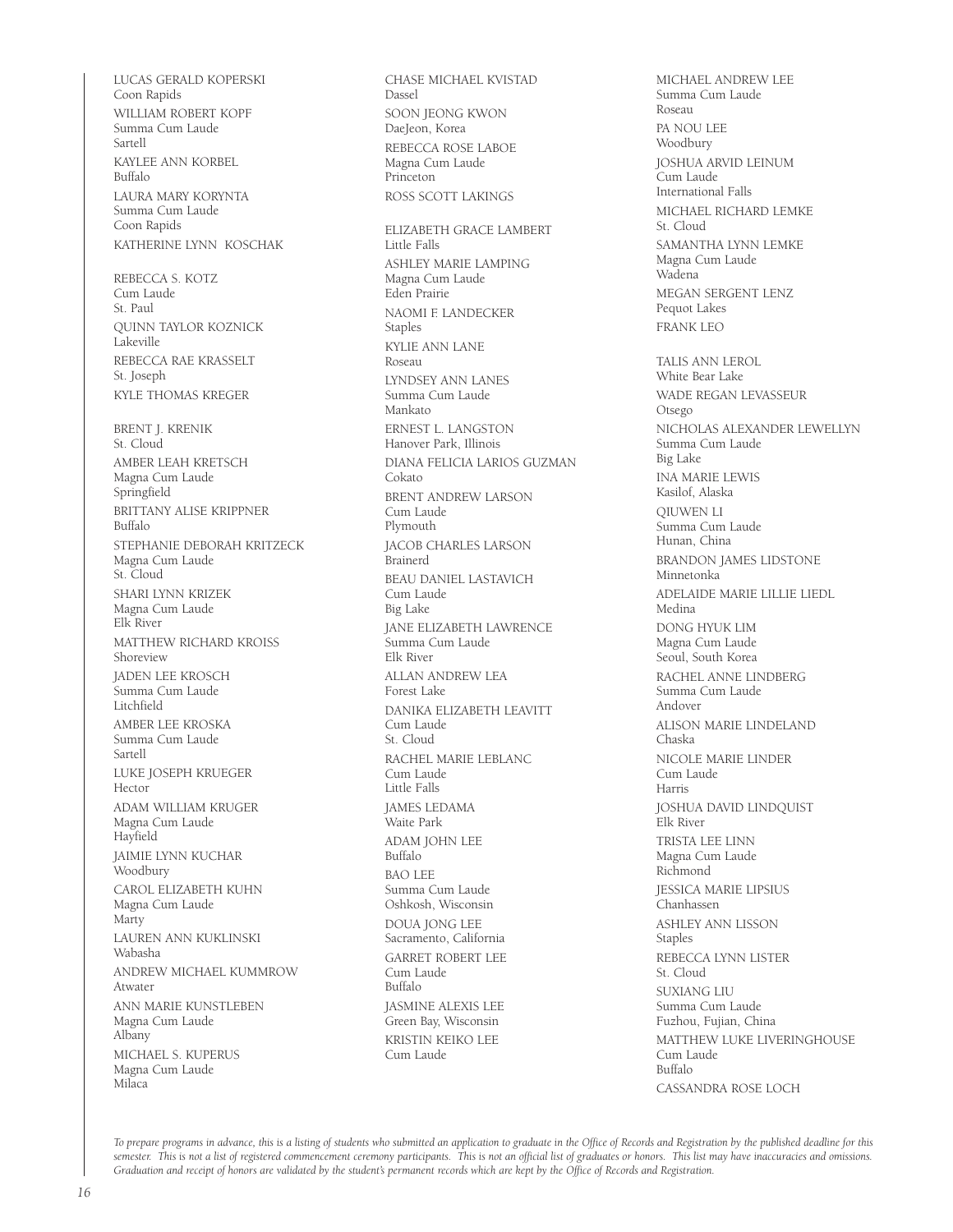LUCAS GERALD KOPERSKI
Coon Rapids

WILLIAM ROBERT KOPF
Summa Cum Laude
Sartell

KAYLEE ANN KORBEL
Buffalo

LAURA MARY KORYNTA
Summa Cum Laude
Coon Rapids

KATHERINE LYNN KOSCHAK

REBECCA S. KOTZ
Cum Laude
St. Paul

QUINN TAYLOR KOZNICK
Lakeville

REBECCA RAE KRASSELT
St. Joseph

KYLE THOMAS KREGER

BRENT J. KRENIK
St. Cloud

AMBER LEAH KRETSCH
Magna Cum Laude
Springfield

BRITTANY ALISE KRIPPNER
Buffalo

STEPHANIE DEBORAH KRITZECK
Magna Cum Laude
St. Cloud

SHARI LYNN KRIZEK
Magna Cum Laude
Elk River

MATTHEW RICHARD KROISS
Shoreview

JADEN LEE KROSCH
Summa Cum Laude
Litchfield

AMBER LEE KROSKA
Summa Cum Laude
Sartell

LUKE JOSEPH KRUEGER
Hector

ADAM WILLIAM KRUGER
Magna Cum Laude
Hayfield

JAIMIE LYNN KUCHAR
Woodbury

CAROL ELIZABETH KUHN
Magna Cum Laude
Marty

LAUREN ANN KUKLINSKI
Wabasha

ANDREW MICHAEL KUMMROW
Atwater

ANN MARIE KUNSTLEBEN
Magna Cum Laude
Albany

MICHAEL S. KUPERUS
Magna Cum Laude
Milaca

CHASE MICHAEL KVISTAD
Dassel

SOON JEONG KWON
DaeJeon, Korea

REBECCA ROSE LABOE
Magna Cum Laude
Princeton

ROSS SCOTT LAKINGS

ELIZABETH GRACE LAMBERT
Little Falls

ASHLEY MARIE LAMPING
Magna Cum Laude
Eden Prairie

NAOMI F. LANDECKER
Staples

KYLIE ANN LANE
Roseau

LYNDSEY ANN LANES
Summa Cum Laude
Mankato

ERNEST L. LANGSTON
Hanover Park, Illinois

DIANA FELICIA LARIOS GUZMAN
Cokato

BRENT ANDREW LARSON
Cum Laude
Plymouth

JACOB CHARLES LARSON
Brainerd

BEAU DANIEL LASTAVICH
Cum Laude
Big Lake

JANE ELIZABETH LAWRENCE
Summa Cum Laude
Elk River

ALLAN ANDREW LEA
Forest Lake

DANIKA ELIZABETH LEAVITT
Cum Laude
St. Cloud

RACHEL MARIE LEBLANC
Cum Laude
Little Falls

JAMES LEDAMA
Waite Park

ADAM JOHN LEE
Buffalo

BAO LEE
Summa Cum Laude
Oshkosh, Wisconsin

DOUA JONG LEE
Sacramento, California

GARRET ROBERT LEE
Cum Laude
Buffalo

JASMINE ALEXIS LEE
Green Bay, Wisconsin

KRISTIN KEIKO LEE
Cum Laude

MICHAEL ANDREW LEE
Summa Cum Laude
Roseau

PA NOU LEE
Woodbury

JOSHUA ARVID LEINUM
Cum Laude
International Falls

MICHAEL RICHARD LEMKE
St. Cloud

SAMANTHA LYNN LEMKE
Magna Cum Laude
Wadena

MEGAN SERGENT LENZ
Pequot Lakes

FRANK LEO

TALIS ANN LEROL
White Bear Lake

WADE REGAN LEVASSEUR
Otsego

NICHOLAS ALEXANDER LEWELLYN
Summa Cum Laude
Big Lake

INA MARIE LEWIS
Kasilof, Alaska

QIUWEN LI
Summa Cum Laude
Hunan, China

BRANDON JAMES LIDSTONE
Minnetonka

ADELAIDE MARIE LILLIE LIEDL
Medina

DONG HYUK LIM
Magna Cum Laude
Seoul, South Korea

RACHEL ANNE LINDBERG
Summa Cum Laude
Andover

ALISON MARIE LINDELAND
Chaska

NICOLE MARIE LINDER
Cum Laude
Harris

JOSHUA DAVID LINDQUIST
Elk River

TRISTA LEE LINN
Magna Cum Laude
Richmond

JESSICA MARIE LIPSIUS
Chanhassen

ASHLEY ANN LISSON
Staples

REBECCA LYNN LISTER
St. Cloud

SUXIANG LIU
Summa Cum Laude
Fuzhou, Fujian, China

MATTHEW LUKE LIVERINGHOUSE
Cum Laude
Buffalo

CASSANDRA ROSE LOCH

*To prepare programs in advance, this is a listing of students who submitted an application to graduate in the Office of Records and Registration by the published deadline for this semester. This is not a list of registered commencement ceremony participants. This is not an official list of graduates or honors. This list may have inaccuracies and omissions. Graduation and receipt of honors are validated by the student's permanent records which are kept by the Office of Records and Registration.*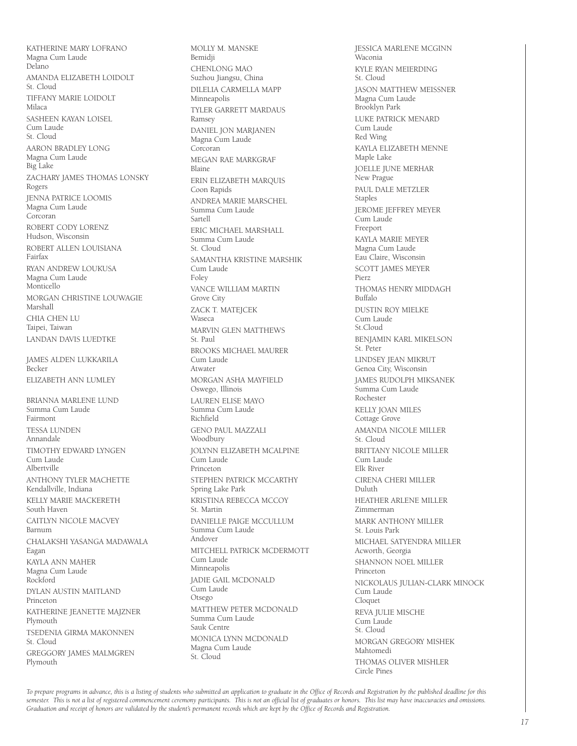KATHERINE MARY LOFRANO
Magna Cum Laude
Delano

AMANDA ELIZABETH LOIDOLT
St. Cloud

TIFFANY MARIE LOIDOLT
Milaca

SASHEEN KAYAN LOISEL
Cum Laude
St. Cloud

AARON BRADLEY LONG
Magna Cum Laude
Big Lake

ZACHARY JAMES THOMAS LONSKY
Rogers

JENNA PATRICE LOOMIS
Magna Cum Laude
Corcoran

ROBERT CODY LORENZ
Hudson, Wisconsin

ROBERT ALLEN LOUISIANA
Fairfax

RYAN ANDREW LOUKUSA
Magna Cum Laude
Monticello

MORGAN CHRISTINE LOUWAGIE
Marshall

CHIA CHEN LU
Taipei, Taiwan

LANDAN DAVIS LUEDTKE

JAMES ALDEN LUKKARILA
Becker

ELIZABETH ANN LUMLEY

BRIANNA MARLENE LUND
Summa Cum Laude
Fairmont

TESSA LUNDEN
Annandale

TIMOTHY EDWARD LYNGEN
Cum Laude
Albertville

ANTHONY TYLER MACHETTE
Kendallville, Indiana

KELLY MARIE MACKERETH
South Haven

CAITLYN NICOLE MACVEY
Barnum

CHALAKSHI YASANGA MADAWALA
Eagan

KAYLA ANN MAHER
Magna Cum Laude
Rockford

DYLAN AUSTIN MAITLAND
Princeton

KATHERINE JEANETTE MAJZNER
Plymouth

TSEDENIA GIRMA MAKONNEN
St. Cloud

GREGGORY JAMES MALMGREN
Plymouth

MOLLY M. MANSKE
Bemidji

CHENLONG MAO
Suzhou Jiangsu, China

DILELIA CARMELLA MAPP
Minneapolis

TYLER GARRETT MARDAUS
Ramsey

DANIEL JON MARJANEN
Magna Cum Laude
Corcoran

MEGAN RAE MARKGRAF
Blaine

ERIN ELIZABETH MARQUIS
Coon Rapids

ANDREA MARIE MARSCHEL
Summa Cum Laude
Sartell

ERIC MICHAEL MARSHALL
Summa Cum Laude
St. Cloud

SAMANTHA KRISTINE MARSHIK
Cum Laude
Foley

VANCE WILLIAM MARTIN
Grove City

ZACK T. MATEJCEK
Waseca

MARVIN GLEN MATTHEWS
St. Paul

BROOKS MICHAEL MAURER
Cum Laude
Atwater

MORGAN ASHA MAYFIELD
Oswego, Illinois

LAUREN ELISE MAYO
Summa Cum Laude
Richfield

GENO PAUL MAZZALI
Woodbury

JOLYNN ELIZABETH MCALPINE
Cum Laude
Princeton

STEPHEN PATRICK MCCARTHY
Spring Lake Park

KRISTINA REBECCA MCCOY
St. Martin

DANIELLE PAIGE MCCULLUM
Summa Cum Laude
Andover

MITCHELL PATRICK MCDERMOTT
Cum Laude
Minneapolis

JADIE GAIL MCDONALD
Cum Laude
Otsego

MATTHEW PETER MCDONALD
Summa Cum Laude
Sauk Centre

MONICA LYNN MCDONALD
Magna Cum Laude
St. Cloud

JESSICA MARLENE MCGINN
Waconia

KYLE RYAN MEIERDING
St. Cloud

JASON MATTHEW MEISSNER
Magna Cum Laude
Brooklyn Park

LUKE PATRICK MENARD
Cum Laude
Red Wing

KAYLA ELIZABETH MENNE
Maple Lake

JOELLE JUNE MERHAR
New Prague

PAUL DALE METZLER
Staples

JEROME JEFFREY MEYER
Cum Laude
Freeport

KAYLA MARIE MEYER
Magna Cum Laude
Eau Claire, Wisconsin

SCOTT JAMES MEYER
Pierz

THOMAS HENRY MIDDAGH
Buffalo

DUSTIN ROY MIELKE
Cum Laude
St.Cloud

BENJAMIN KARL MIKELSON
St. Peter

LINDSEY JEAN MIKRUT
Genoa City, Wisconsin

JAMES RUDOLPH MIKSANEK
Summa Cum Laude
Rochester

KELLY JOAN MILES
Cottage Grove

AMANDA NICOLE MILLER
St. Cloud

BRITTANY NICOLE MILLER
Cum Laude
Elk River

CIRENA CHERI MILLER
Duluth

HEATHER ARLENE MILLER
Zimmerman

MARK ANTHONY MILLER
St. Louis Park

MICHAEL SATYENDRA MILLER
Acworth, Georgia

SHANNON NOEL MILLER
Princeton

NICKOLAUS JULIAN-CLARK MINOCK
Cum Laude
Cloquet

REVA JULIE MISCHE
Cum Laude
St. Cloud

MORGAN GREGORY MISHEK
Mahtomedi

THOMAS OLIVER MISHLER
Circle Pines

*To prepare programs in advance, this is a listing of students who submitted an application to graduate in the Office of Records and Registration by the published deadline for this semester. This is not a list of registered commencement ceremony participants. This is not an official list of graduates or honors. This list may have inaccuracies and omissions. Graduation and receipt of honors are validated by the student's permanent records which are kept by the Office of Records and Registration.*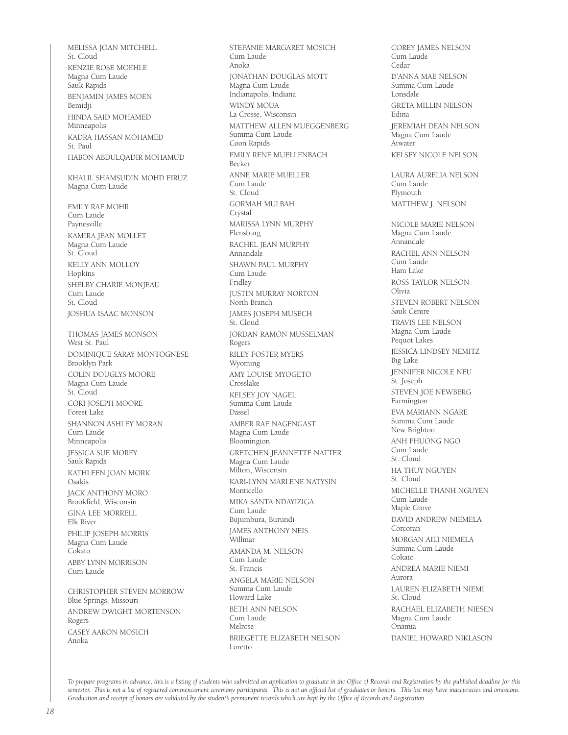MELISSA JOAN MITCHELL
St. Cloud

KENZIE ROSE MOEHLE
Magna Cum Laude
Sauk Rapids

BENJAMIN JAMES MOEN
Bemidji

HINDA SAID MOHAMED
Minneapolis

KADRA HASSAN MOHAMED
St. Paul

HABON ABDULQADIR MOHAMUD

KHALIL SHAMSUDIN MOHD FIRUZ
Magna Cum Laude

EMILY RAE MOHR
Cum Laude
Paynesville

KAMIRA JEAN MOLLET
Magna Cum Laude
St. Cloud

KELLY ANN MOLLOY
Hopkins

SHELBY CHARIE MONJEAU
Cum Laude
St. Cloud

JOSHUA ISAAC MONSON

THOMAS JAMES MONSON
West St. Paul

DOMINIQUE SARAY MONTOGNESE
Brooklyn Park

COLIN DOUGLYS MOORE
Magna Cum Laude
St. Cloud

CORI JOSEPH MOORE
Forest Lake

SHANNON ASHLEY MORAN
Cum Laude
Minneapolis

JESSICA SUE MOREY
Sauk Rapids

KATHLEEN JOAN MORK
Osakis

JACK ANTHONY MORO
Brookfield, Wisconsin

GINA LEE MORRELL
Elk River

PHILIP JOSEPH MORRIS
Magna Cum Laude
Cokato

ABBY LYNN MORRISON
Cum Laude

CHRISTOPHER STEVEN MORROW
Blue Springs, Missouri

ANDREW DWIGHT MORTENSON
Rogers

CASEY AARON MOSICH
Anoka

STEFANIE MARGARET MOSICH
Cum Laude
Anoka

JONATHAN DOUGLAS MOTT
Magna Cum Laude
Indianapolis, Indiana

WINDY MOUA
La Crosse, Wisconsin

MATTHEW ALLEN MUEGGENBERG
Summa Cum Laude
Coon Rapids

EMILY RENE MUELLENBACH
Becker

ANNE MARIE MUELLER
Cum Laude
St. Cloud

GORMAH MULBAH
Crystal

MARISSA LYNN MURPHY
Flensburg

RACHEL JEAN MURPHY
Annandale

SHAWN PAUL MURPHY
Cum Laude
Fridley

JUSTIN MURRAY NORTON
North Branch

JAMES JOSEPH MUSECH
St. Cloud

JORDAN RAMON MUSSELMAN
Rogers

RILEY FOSTER MYERS
Wyoming

AMY LOUISE MYOGETO
Crosslake

KELSEY JOY NAGEL
Summa Cum Laude
Dassel

AMBER RAE NAGENGAST
Magna Cum Laude
Bloomington

GRETCHEN JEANNETTE NATTER
Magna Cum Laude
Milton, Wisconsin

KARI-LYNN MARLENE NATYSIN
Monticello

MIKA SANTA NDAYIZIGA
Cum Laude
Bujumbura, Burundi

JAMES ANTHONY NEIS
Willmar

AMANDA M. NELSON
Cum Laude
St. Francis

ANGELA MARIE NELSON
Summa Cum Laude
Howard Lake

BETH ANN NELSON
Cum Laude
Melrose

BRIEGETTE ELIZABETH NELSON
Loretto

COREY JAMES NELSON
Cum Laude
Cedar

D'ANNA MAE NELSON
Summa Cum Laude
Lonsdale

GRETA MILLIN NELSON
Edina

JEREMIAH DEAN NELSON
Magna Cum Laude
Atwater

KELSEY NICOLE NELSON

LAURA AURELIA NELSON
Cum Laude
Plymouth

MATTHEW J. NELSON

NICOLE MARIE NELSON
Magna Cum Laude
Annandale

RACHEL ANN NELSON
Cum Laude
Ham Lake

ROSS TAYLOR NELSON
Olivia

STEVEN ROBERT NELSON
Sauk Centre

TRAVIS LEE NELSON
Magna Cum Laude
Pequot Lakes

JESSICA LINDSEY NEMITZ
Big Lake

JENNIFER NICOLE NEU
St. Joseph

STEVEN JOE NEWBERG
Farmington

EVA MARIANN NGARE
Summa Cum Laude
New Brighton

ANH PHUONG NGO
Cum Laude
St. Cloud

HA THUY NGUYEN
St. Cloud

MICHELLE THANH NGUYEN
Cum Laude
Maple Grove

DAVID ANDREW NIEMELA
Corcoran

MORGAN AILI NIEMELA
Summa Cum Laude
Cokato

ANDREA MARIE NIEMI
Aurora

LAUREN ELIZABETH NIEMI
St. Cloud

RACHAEL ELIZABETH NIESEN
Magna Cum Laude
Onamia

DANIEL HOWARD NIKLASON

*To prepare programs in advance, this is a listing of students who submitted an application to graduate in the Office of Records and Registration by the published deadline for this semester. This is not a list of registered commencement ceremony participants. This is not an official list of graduates or honors. This list may have inaccuracies and omissions. Graduation and receipt of honors are validated by the student's permanent records which are kept by the Office of Records and Registration.*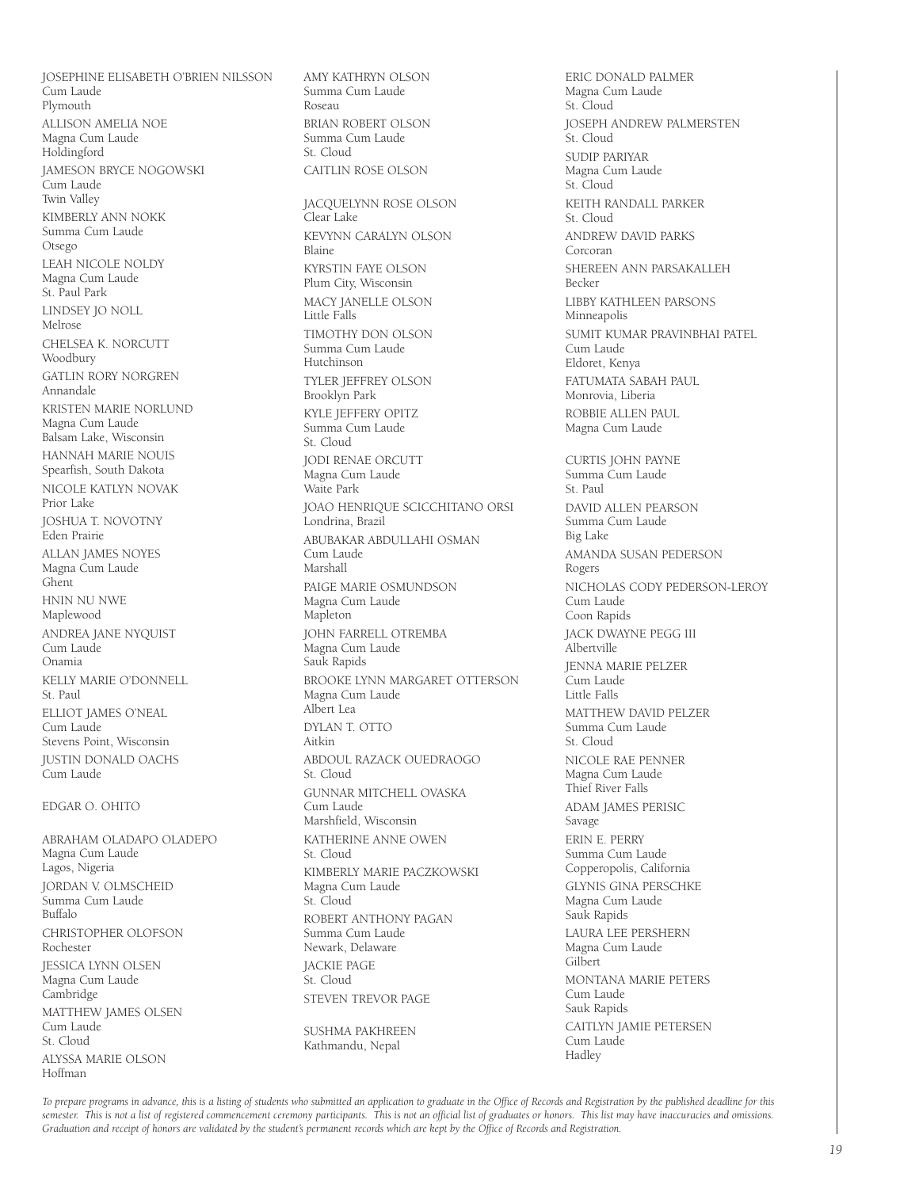JOSEPHINE ELISABETH O'BRIEN NILSSON
Cum Laude
Plymouth

ALLISON AMELIA NOE
Magna Cum Laude
Holdingford

JAMESON BRYCE NOGOWSKI
Cum Laude
Twin Valley

KIMBERLY ANN NOKK
Summa Cum Laude
Otsego

LEAH NICOLE NOLDY
Magna Cum Laude
St. Paul Park

LINDSEY JO NOLL
Melrose

CHELSEA K. NORCUTT
Woodbury

GATLIN RORY NORGREN
Annandale

KRISTEN MARIE NORLUND
Magna Cum Laude
Balsam Lake, Wisconsin

HANNAH MARIE NOUIS
Spearfish, South Dakota

NICOLE KATLYN NOVAK
Prior Lake

JOSHUA T. NOVOTNY
Eden Prairie

ALLAN JAMES NOYES
Magna Cum Laude
Ghent

HNIN NU NWE
Maplewood

ANDREA JANE NYQUIST
Cum Laude
Onamia

KELLY MARIE O'DONNELL
St. Paul

ELLIOT JAMES O'NEAL
Cum Laude
Stevens Point, Wisconsin

JUSTIN DONALD OACHS
Cum Laude

EDGAR O. OHITO

ABRAHAM OLADAPO OLADEPO
Magna Cum Laude
Lagos, Nigeria

JORDAN V. OLMSCHEID
Summa Cum Laude
Buffalo

CHRISTOPHER OLOFSON
Rochester

JESSICA LYNN OLSEN
Magna Cum Laude
Cambridge

MATTHEW JAMES OLSEN
Cum Laude
St. Cloud

ALYSSA MARIE OLSON
Hoffman

AMY KATHRYN OLSON
Summa Cum Laude
Roseau

BRIAN ROBERT OLSON
Summa Cum Laude
St. Cloud

CAITLIN ROSE OLSON

JACQUELYNN ROSE OLSON
Clear Lake

KEVYNN CARALYN OLSON
Blaine

KYRSTIN FAYE OLSON
Plum City, Wisconsin

MACY JANELLE OLSON
Little Falls

TIMOTHY DON OLSON
Summa Cum Laude
Hutchinson

TYLER JEFFREY OLSON
Brooklyn Park

KYLE JEFFERY OPITZ
Summa Cum Laude
St. Cloud

JODI RENAE ORCUTT
Magna Cum Laude
Waite Park

JOAO HENRIQUE SCICCHITANO ORSI
Londrina, Brazil

ABUBAKAR ABDULLAHI OSMAN
Cum Laude
Marshall

PAIGE MARIE OSMUNDSON
Magna Cum Laude
Mapleton

JOHN FARRELL OTREMBA
Magna Cum Laude
Sauk Rapids

BROOKE LYNN MARGARET OTTERSON
Magna Cum Laude
Albert Lea

DYLAN T. OTTO
Aitkin

ABDOUL RAZACK OUEDRAOGO
St. Cloud

GUNNAR MITCHELL OVASKA
Cum Laude
Marshfield, Wisconsin

KATHERINE ANNE OWEN
St. Cloud

KIMBERLY MARIE PACZKOWSKI
Magna Cum Laude
St. Cloud

ROBERT ANTHONY PAGAN
Summa Cum Laude
Newark, Delaware

JACKIE PAGE
St. Cloud

STEVEN TREVOR PAGE

SUSHMA PAKHREEN
Kathmandu, Nepal

ERIC DONALD PALMER
Magna Cum Laude
St. Cloud

JOSEPH ANDREW PALMERSTEN
St. Cloud

SUDIP PARIYAR
Magna Cum Laude
St. Cloud

KEITH RANDALL PARKER
St. Cloud

ANDREW DAVID PARKS
Corcoran

SHEREEN ANN PARSAKALLEH
Becker

LIBBY KATHLEEN PARSONS
Minneapolis

SUMIT KUMAR PRAVINBHAI PATEL
Cum Laude
Eldoret, Kenya

FATUMATA SABAH PAUL
Monrovia, Liberia

ROBBIE ALLEN PAUL
Magna Cum Laude

CURTIS JOHN PAYNE
Summa Cum Laude
St. Paul

DAVID ALLEN PEARSON
Summa Cum Laude
Big Lake

AMANDA SUSAN PEDERSON
Rogers

NICHOLAS CODY PEDERSON-LEROY
Cum Laude
Coon Rapids

JACK DWAYNE PEGG III
Albertville

JENNA MARIE PELZER
Cum Laude
Little Falls

MATTHEW DAVID PELZER
Summa Cum Laude
St. Cloud

NICOLE RAE PENNER
Magna Cum Laude
Thief River Falls

ADAM JAMES PERISIC
Savage

ERIN E. PERRY
Summa Cum Laude
Copperopolis, California

GLYNIS GINA PERSCHKE
Magna Cum Laude
Sauk Rapids

LAURA LEE PERSHERN
Magna Cum Laude
Gilbert

MONTANA MARIE PETERS
Cum Laude
Sauk Rapids

CAITLYN JAMIE PETERSEN
Cum Laude
Hadley

*To prepare programs in advance, this is a listing of students who submitted an application to graduate in the Office of Records and Registration by the published deadline for this semester. This is not a list of registered commencement ceremony participants. This is not an official list of graduates or honors. This list may have inaccuracies and omissions. Graduation and receipt of honors are validated by the student's permanent records which are kept by the Office of Records and Registration.*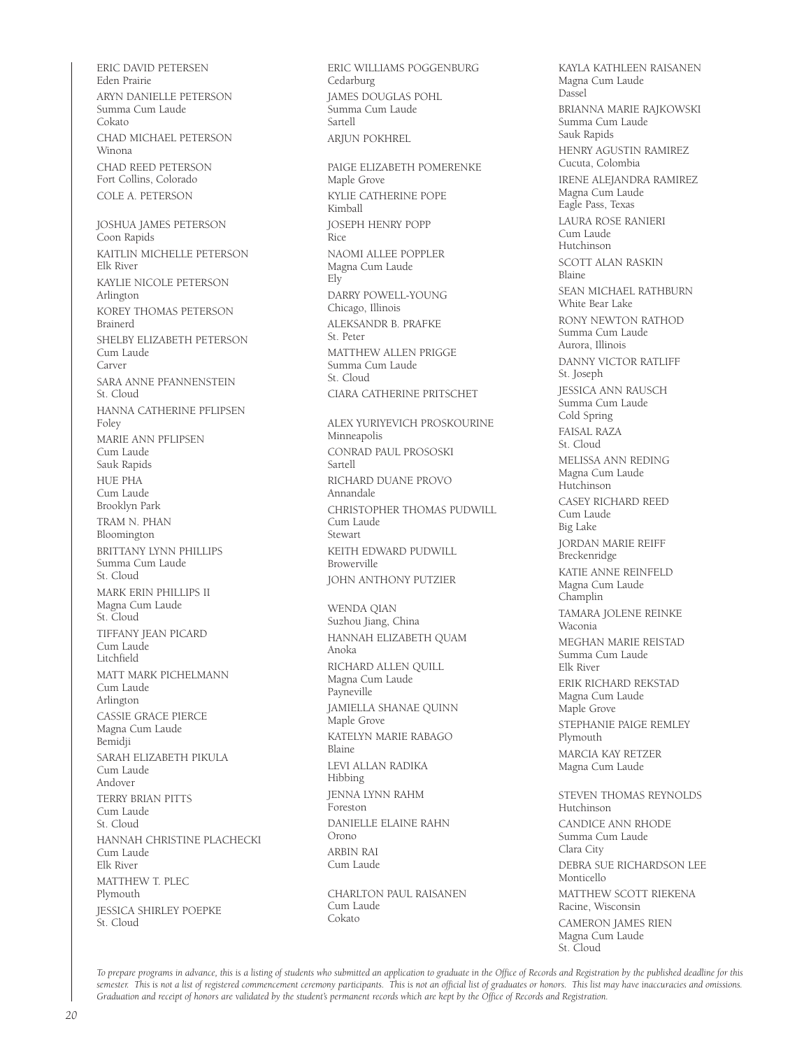ERIC DAVID PETERSEN
Eden Prairie

ARYN DANIELLE PETERSON
Summa Cum Laude
Cokato

CHAD MICHAEL PETERSON
Winona

CHAD REED PETERSON
Fort Collins, Colorado

COLE A. PETERSON

JOSHUA JAMES PETERSON
Coon Rapids

KAITLIN MICHELLE PETERSON
Elk River

KAYLIE NICOLE PETERSON
Arlington

KOREY THOMAS PETERSON
Brainerd

SHELBY ELIZABETH PETERSON
Cum Laude
Carver

SARA ANNE PFANNENSTEIN
St. Cloud

HANNA CATHERINE PFLIPSEN
Foley

MARIE ANN PFLIPSEN
Cum Laude
Sauk Rapids

HUE PHA
Cum Laude
Brooklyn Park

TRAM N. PHAN
Bloomington

BRITTANY LYNN PHILLIPS
Summa Cum Laude
St. Cloud

MARK ERIN PHILLIPS II
Magna Cum Laude
St. Cloud

TIFFANY JEAN PICARD
Cum Laude
Litchfield

MATT MARK PICHELMANN
Cum Laude
Arlington

CASSIE GRACE PIERCE
Magna Cum Laude
Bemidji

SARAH ELIZABETH PIKULA
Cum Laude
Andover

TERRY BRIAN PITTS
Cum Laude
St. Cloud

HANNAH CHRISTINE PLACHECKI
Cum Laude
Elk River

MATTHEW T. PLEC
Plymouth

JESSICA SHIRLEY POEPKE
St. Cloud

ERIC WILLIAMS POGGENBURG
Cedarburg

JAMES DOUGLAS POHL
Summa Cum Laude
Sartell

ARJUN POKHREL

PAIGE ELIZABETH POMERENKE
Maple Grove

KYLIE CATHERINE POPE
Kimball

JOSEPH HENRY POPP
Rice

NAOMI ALLEE POPPLER
Magna Cum Laude
Ely

DARRY POWELL-YOUNG
Chicago, Illinois

ALEKSANDR B. PRAFKE
St. Peter

MATTHEW ALLEN PRIGGE
Summa Cum Laude
St. Cloud

CIARA CATHERINE PRITSCHET

ALEX YURIYEVICH PROSKOURINE
Minneapolis

CONRAD PAUL PROSOSKI
Sartell

RICHARD DUANE PROVO
Annandale

CHRISTOPHER THOMAS PUDWILL
Cum Laude
Stewart

KEITH EDWARD PUDWILL
Browerville

JOHN ANTHONY PUTZIER

WENDA QIAN
Suzhou Jiang, China

HANNAH ELIZABETH QUAM
Anoka

RICHARD ALLEN QUILL
Magna Cum Laude
Payneville

JAMIELLA SHANAE QUINN
Maple Grove

KATELYN MARIE RABAGO
Blaine

LEVI ALLAN RADIKA
Hibbing

JENNA LYNN RAHM
Foreston

DANIELLE ELAINE RAHN
Orono

ARBIN RAI
Cum Laude

CHARLTON PAUL RAISANEN
Cum Laude
Cokato

KAYLA KATHLEEN RAISANEN
Magna Cum Laude
Dassel

BRIANNA MARIE RAJKOWSKI
Summa Cum Laude
Sauk Rapids

HENRY AGUSTIN RAMIREZ
Cucuta, Colombia

IRENE ALEJANDRA RAMIREZ
Magna Cum Laude
Eagle Pass, Texas

LAURA ROSE RANIERI
Cum Laude
Hutchinson

SCOTT ALAN RASKIN
Blaine

SEAN MICHAEL RATHBURN
White Bear Lake

RONY NEWTON RATHOD
Summa Cum Laude
Aurora, Illinois

DANNY VICTOR RATLIFF
St. Joseph

JESSICA ANN RAUSCH
Summa Cum Laude
Cold Spring

FAISAL RAZA
St. Cloud

MELISSA ANN REDING
Magna Cum Laude
Hutchinson

CASEY RICHARD REED
Cum Laude
Big Lake

JORDAN MARIE REIFF
Breckenridge

KATIE ANNE REINFELD
Magna Cum Laude
Champlin

TAMARA JOLENE REINKE
Waconia

MEGHAN MARIE REISTAD
Summa Cum Laude
Elk River

ERIK RICHARD REKSTAD
Magna Cum Laude
Maple Grove

STEPHANIE PAIGE REMLEY
Plymouth

MARCIA KAY RETZER
Magna Cum Laude

STEVEN THOMAS REYNOLDS
Hutchinson

CANDICE ANN RHODE
Summa Cum Laude
Clara City

DEBRA SUE RICHARDSON LEE
Monticello

MATTHEW SCOTT RIEKENA
Racine, Wisconsin

CAMERON JAMES RIEN
Magna Cum Laude
St. Cloud

*To prepare programs in advance, this is a listing of students who submitted an application to graduate in the Office of Records and Registration by the published deadline for this semester. This is not a list of registered commencement ceremony participants. This is not an official list of graduates or honors. This list may have inaccuracies and omissions. Graduation and receipt of honors are validated by the student's permanent records which are kept by the Office of Records and Registration.*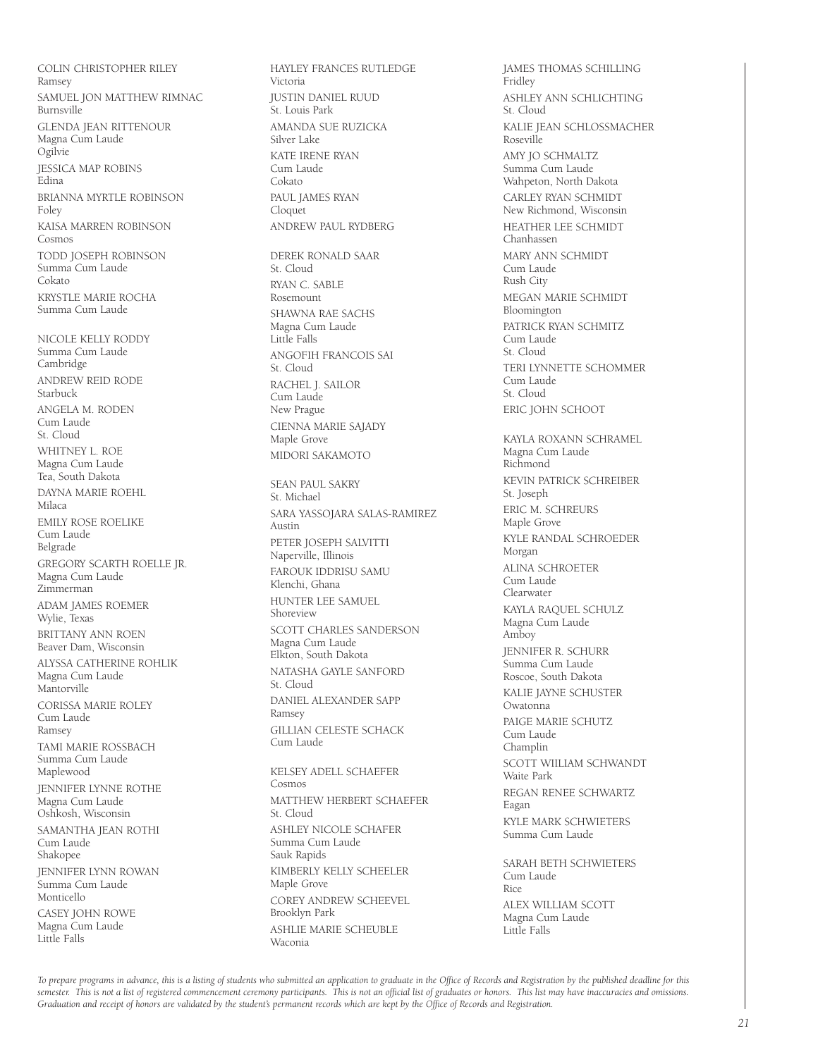COLIN CHRISTOPHER RILEY
Ramsey

SAMUEL JON MATTHEW RIMNAC
Burnsville

GLENDA JEAN RITTENOUR
Magna Cum Laude
Ogilvie

JESSICA MAP ROBINS
Edina

BRIANNA MYRTLE ROBINSON
Foley

KAISA MARREN ROBINSON
Cosmos

TODD JOSEPH ROBINSON
Summa Cum Laude
Cokato

KRYSTLE MARIE ROCHA
Summa Cum Laude

NICOLE KELLY RODDY
Summa Cum Laude
Cambridge

ANDREW REID RODE
Starbuck

ANGELA M. RODEN
Cum Laude
St. Cloud

WHITNEY L. ROE
Magna Cum Laude
Tea, South Dakota

DAYNA MARIE ROEHL
Milaca

EMILY ROSE ROELIKE
Cum Laude
Belgrade

GREGORY SCARTH ROELLE JR.
Magna Cum Laude
Zimmerman

ADAM JAMES ROEMER
Wylie, Texas

BRITTANY ANN ROEN
Beaver Dam, Wisconsin

ALYSSA CATHERINE ROHLIK
Magna Cum Laude
Mantorville

CORISSA MARIE ROLEY
Cum Laude
Ramsey

TAMI MARIE ROSSBACH
Summa Cum Laude
Maplewood

JENNIFER LYNNE ROTHE
Magna Cum Laude
Oshkosh, Wisconsin

SAMANTHA JEAN ROTHI
Cum Laude
Shakopee

JENNIFER LYNN ROWAN
Summa Cum Laude
Monticello

CASEY JOHN ROWE
Magna Cum Laude
Little Falls

HAYLEY FRANCES RUTLEDGE
Victoria

JUSTIN DANIEL RUUD
St. Louis Park

AMANDA SUE RUZICKA
Silver Lake

KATE IRENE RYAN
Cum Laude
Cokato

PAUL JAMES RYAN
Cloquet

ANDREW PAUL RYDBERG

DEREK RONALD SAAR
St. Cloud

RYAN C. SABLE
Rosemount

SHAWNA RAE SACHS
Magna Cum Laude
Little Falls

ANGOFIH FRANCOIS SAI
St. Cloud

RACHEL J. SAILOR
Cum Laude
New Prague

CIENNA MARIE SAJADY
Maple Grove

MIDORI SAKAMOTO

SEAN PAUL SAKRY
St. Michael

SARA YASSOJARA SALAS-RAMIREZ
Austin

PETER JOSEPH SALVITTI
Naperville, Illinois

FAROUK IDDRISU SAMU
Klenchi, Ghana

HUNTER LEE SAMUEL
Shoreview

SCOTT CHARLES SANDERSON
Magna Cum Laude
Elkton, South Dakota

NATASHA GAYLE SANFORD
St. Cloud

DANIEL ALEXANDER SAPP
Ramsey

GILLIAN CELESTE SCHACK
Cum Laude

KELSEY ADELL SCHAEFER
Cosmos

MATTHEW HERBERT SCHAEFER
St. Cloud

ASHLEY NICOLE SCHAFER
Summa Cum Laude
Sauk Rapids

KIMBERLY KELLY SCHEELER
Maple Grove

COREY ANDREW SCHEEVEL
Brooklyn Park

ASHLIE MARIE SCHEUBLE
Waconia

JAMES THOMAS SCHILLING
Fridley

ASHLEY ANN SCHLICHTING
St. Cloud

KALIE JEAN SCHLOSSMACHER
Roseville

AMY JO SCHMALTZ
Summa Cum Laude
Wahpeton, North Dakota

CARLEY RYAN SCHMIDT
New Richmond, Wisconsin

HEATHER LEE SCHMIDT
Chanhassen

MARY ANN SCHMIDT
Cum Laude
Rush City

MEGAN MARIE SCHMIDT
Bloomington

PATRICK RYAN SCHMITZ
Cum Laude
St. Cloud

TERI LYNNETTE SCHOMMER
Cum Laude
St. Cloud

ERIC JOHN SCHOOT

KAYLA ROXANN SCHRAMEL
Magna Cum Laude
Richmond

KEVIN PATRICK SCHREIBER
St. Joseph

ERIC M. SCHREURS
Maple Grove

KYLE RANDAL SCHROEDER
Morgan

ALINA SCHROETER
Cum Laude
Clearwater

KAYLA RAQUEL SCHULZ
Magna Cum Laude
Amboy

JENNIFER R. SCHURR
Summa Cum Laude
Roscoe, South Dakota

KALIE JAYNE SCHUSTER
Owatonna

PAIGE MARIE SCHUTZ
Cum Laude
Champlin

SCOTT WIILIAM SCHWANDT
Waite Park

REGAN RENEE SCHWARTZ
Eagan

KYLE MARK SCHWIETERS
Summa Cum Laude

SARAH BETH SCHWIETERS
Cum Laude
Rice

ALEX WILLIAM SCOTT
Magna Cum Laude
Little Falls

*To prepare programs in advance, this is a listing of students who submitted an application to graduate in the Office of Records and Registration by the published deadline for this semester. This is not a list of registered commencement ceremony participants. This is not an official list of graduates or honors. This list may have inaccuracies and omissions. Graduation and receipt of honors are validated by the student's permanent records which are kept by the Office of Records and Registration.*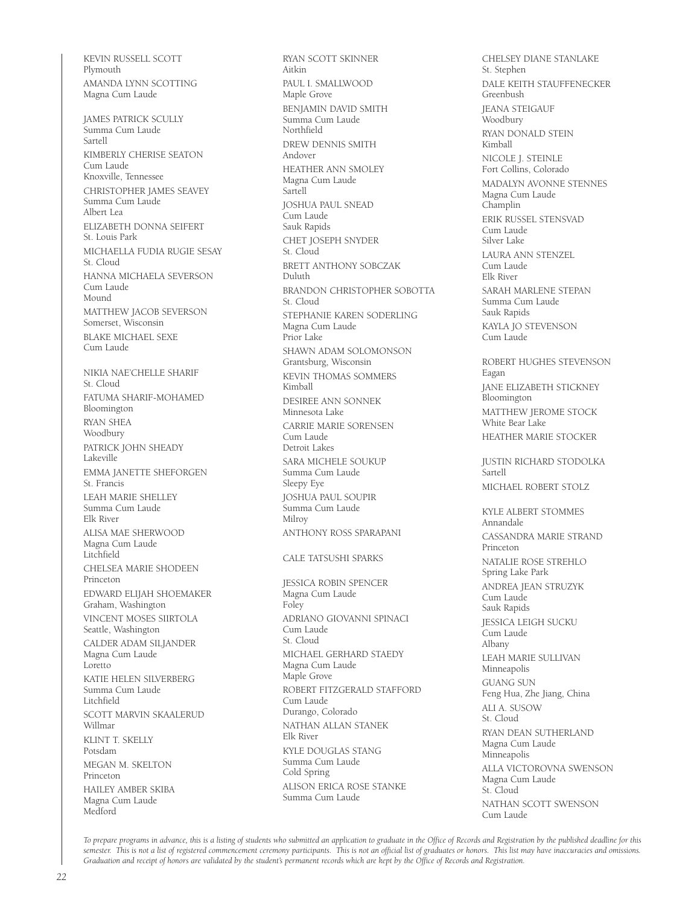KEVIN RUSSELL SCOTT
Plymouth

AMANDA LYNN SCOTTING
Magna Cum Laude

JAMES PATRICK SCULLY
Summa Cum Laude
Sartell

KIMBERLY CHERISE SEATON
Cum Laude
Knoxville, Tennessee

CHRISTOPHER JAMES SEAVEY
Summa Cum Laude
Albert Lea

ELIZABETH DONNA SEIFERT
St. Louis Park

MICHAELLA FUDIA RUGIE SESAY
St. Cloud

HANNA MICHAELA SEVERSON
Cum Laude
Mound

MATTHEW JACOB SEVERSON
Somerset, Wisconsin

BLAKE MICHAEL SEXE
Cum Laude

NIKIA NAE'CHELLE SHARIF
St. Cloud

FATUMA SHARIF-MOHAMED
Bloomington

RYAN SHEA
Woodbury

PATRICK JOHN SHEADY
Lakeville

EMMA JANETTE SHEFORGEN
St. Francis

LEAH MARIE SHELLEY
Summa Cum Laude
Elk River

ALISA MAE SHERWOOD
Magna Cum Laude
Litchfield

CHELSEA MARIE SHODEEN
Princeton

EDWARD ELIJAH SHOEMAKER
Graham, Washington

VINCENT MOSES SIIRTOLA
Seattle, Washington

CALDER ADAM SILJANDER
Magna Cum Laude
Loretto

KATIE HELEN SILVERBERG
Summa Cum Laude
Litchfield

SCOTT MARVIN SKAALERUD
Willmar

KLINT T. SKELLY
Potsdam

MEGAN M. SKELTON
Princeton

HAILEY AMBER SKIBA
Magna Cum Laude
Medford

RYAN SCOTT SKINNER
Aitkin

PAUL I. SMALLWOOD
Maple Grove

BENJAMIN DAVID SMITH
Summa Cum Laude
Northfield

DREW DENNIS SMITH
Andover

HEATHER ANN SMOLEY
Magna Cum Laude
Sartell

JOSHUA PAUL SNEAD
Cum Laude
Sauk Rapids

CHET JOSEPH SNYDER
St. Cloud

BRETT ANTHONY SOBCZAK
Duluth

BRANDON CHRISTOPHER SOBOTTA
St. Cloud

STEPHANIE KAREN SODERLING
Magna Cum Laude
Prior Lake

SHAWN ADAM SOLOMONSON
Grantsburg, Wisconsin

KEVIN THOMAS SOMMERS
Kimball

DESIREE ANN SONNEK
Minnesota Lake

CARRIE MARIE SORENSEN
Cum Laude
Detroit Lakes

SARA MICHELE SOUKUP
Summa Cum Laude
Sleepy Eye

JOSHUA PAUL SOUPIR
Summa Cum Laude
Milroy

ANTHONY ROSS SPARAPANI

CALE TATSUSHI SPARKS

JESSICA ROBIN SPENCER
Magna Cum Laude
Foley

ADRIANO GIOVANNI SPINACI
Cum Laude
St. Cloud

MICHAEL GERHARD STAEDY
Magna Cum Laude
Maple Grove

ROBERT FITZGERALD STAFFORD
Cum Laude
Durango, Colorado

NATHAN ALLAN STANEK
Elk River

KYLE DOUGLAS STANG
Summa Cum Laude
Cold Spring

ALISON ERICA ROSE STANKE
Summa Cum Laude

CHELSEY DIANE STANLAKE
St. Stephen

DALE KEITH STAUFFENECKER
Greenbush

JEANA STEIGAUF
Woodbury

RYAN DONALD STEIN
Kimball

NICOLE J. STEINLE
Fort Collins, Colorado

MADALYN AVONNE STENNES
Magna Cum Laude
Champlin

ERIK RUSSEL STENSVAD
Cum Laude
Silver Lake

LAURA ANN STENZEL
Cum Laude
Elk River

SARAH MARLENE STEPAN
Summa Cum Laude
Sauk Rapids

KAYLA JO STEVENSON
Cum Laude

ROBERT HUGHES STEVENSON
Eagan

JANE ELIZABETH STICKNEY
Bloomington

MATTHEW JEROME STOCK
White Bear Lake

HEATHER MARIE STOCKER

JUSTIN RICHARD STODOLKA
Sartell

MICHAEL ROBERT STOLZ

KYLE ALBERT STOMMES
Annandale

CASSANDRA MARIE STRAND
Princeton

NATALIE ROSE STREHLO
Spring Lake Park

ANDREA JEAN STRUZYK
Cum Laude
Sauk Rapids

JESSICA LEIGH SUCKU
Cum Laude
Albany

LEAH MARIE SULLIVAN
Minneapolis

GUANG SUN
Feng Hua, Zhe Jiang, China

ALI A. SUSOW
St. Cloud

RYAN DEAN SUTHERLAND
Magna Cum Laude
Minneapolis

ALLA VICTOROVNA SWENSON
Magna Cum Laude
St. Cloud

NATHAN SCOTT SWENSON
Cum Laude

*To prepare programs in advance, this is a listing of students who submitted an application to graduate in the Office of Records and Registration by the published deadline for this semester. This is not a list of registered commencement ceremony participants. This is not an official list of graduates or honors. This list may have inaccuracies and omissions. Graduation and receipt of honors are validated by the student's permanent records which are kept by the Office of Records and Registration.*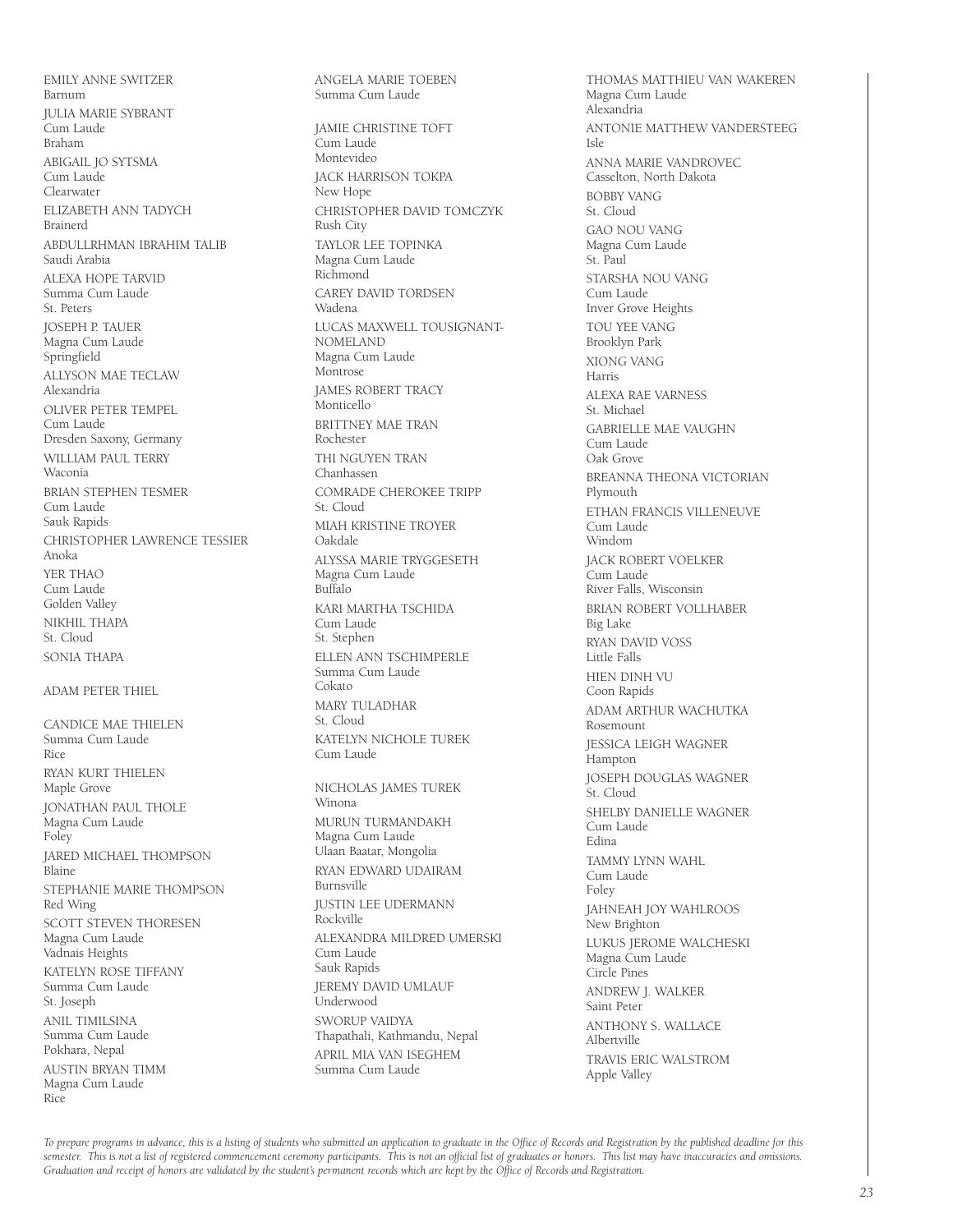EMILY ANNE SWITZER
Barnum

JULIA MARIE SYBRANT
Cum Laude
Braham

ABIGAIL JO SYTSMA
Cum Laude
Clearwater

ELIZABETH ANN TADYCH
Brainerd

ABDULLRHMAN IBRAHIM TALIB
Saudi Arabia

ALEXA HOPE TARVID
Summa Cum Laude
St. Peters

JOSEPH P. TAUER
Magna Cum Laude
Springfield

ALLYSON MAE TECLAW
Alexandria

OLIVER PETER TEMPEL
Cum Laude
Dresden Saxony, Germany

WILLIAM PAUL TERRY
Waconia

BRIAN STEPHEN TESMER
Cum Laude
Sauk Rapids

CHRISTOPHER LAWRENCE TESSIER
Anoka

YER THAO
Cum Laude
Golden Valley

NIKHIL THAPA
St. Cloud

SONIA THAPA

ADAM PETER THIEL

CANDICE MAE THIELEN
Summa Cum Laude
Rice

RYAN KURT THIELEN
Maple Grove

JONATHAN PAUL THOLE
Magna Cum Laude
Foley

JARED MICHAEL THOMPSON
Blaine

STEPHANIE MARIE THOMPSON
Red Wing

SCOTT STEVEN THORESEN
Magna Cum Laude
Vadnais Heights

KATELYN ROSE TIFFANY
Summa Cum Laude
St. Joseph

ANIL TIMILSINA
Summa Cum Laude
Pokhara, Nepal

AUSTIN BRYAN TIMM
Magna Cum Laude
Rice

ANGELA MARIE TOEBEN
Summa Cum Laude

JAMIE CHRISTINE TOFT
Cum Laude
Montevideo

JACK HARRISON TOKPA
New Hope

CHRISTOPHER DAVID TOMCZYK
Rush City

TAYLOR LEE TOPINKA
Magna Cum Laude
Richmond

CAREY DAVID TORDSEN
Wadena

LUCAS MAXWELL TOUSIGNANT-NOMELAND
Magna Cum Laude
Montrose

JAMES ROBERT TRACY
Monticello

BRITTNEY MAE TRAN
Rochester

THI NGUYEN TRAN
Chanhassen

COMRADE CHEROKEE TRIPP
St. Cloud

MIAH KRISTINE TROYER
Oakdale

ALYSSA MARIE TRYGGESETH
Magna Cum Laude
Buffalo

KARI MARTHA TSCHIDA
Cum Laude
St. Stephen

ELLEN ANN TSCHIMPERLE
Summa Cum Laude
Cokato

MARY TULADHAR
St. Cloud

KATELYN NICHOLE TUREK
Cum Laude

NICHOLAS JAMES TUREK
Winona

MURUN TURMANDAKH
Magna Cum Laude
Ulaan Baatar, Mongolia

RYAN EDWARD UDAIRAM
Burnsville

JUSTIN LEE UDERMANN
Rockville

ALEXANDRA MILDRED UMERSKI
Cum Laude
Sauk Rapids

JEREMY DAVID UMLAUF
Underwood

SWORUP VAIDYA
Thapathali, Kathmandu, Nepal

APRIL MIA VAN ISEGHEM
Summa Cum Laude

THOMAS MATTHIEU VAN WAKEREN
Magna Cum Laude
Alexandria

ANTONIE MATTHEW VANDERSTEEG
Isle

ANNA MARIE VANDROVEC
Casselton, North Dakota

BOBBY VANG
St. Cloud

GAO NOU VANG
Magna Cum Laude
St. Paul

STARSHA NOU VANG
Cum Laude
Inver Grove Heights

TOU YEE VANG
Brooklyn Park

XIONG VANG
Harris

ALEXA RAE VARNESS
St. Michael

GABRIELLE MAE VAUGHN
Cum Laude
Oak Grove

BREANNA THEONA VICTORIAN
Plymouth

ETHAN FRANCIS VILLENEUVE
Cum Laude
Windom

JACK ROBERT VOELKER
Cum Laude
River Falls, Wisconsin

BRIAN ROBERT VOLLHABER
Big Lake

RYAN DAVID VOSS
Little Falls

HIEN DINH VU
Coon Rapids

ADAM ARTHUR WACHUTKA
Rosemount

JESSICA LEIGH WAGNER
Hampton

JOSEPH DOUGLAS WAGNER
St. Cloud

SHELBY DANIELLE WAGNER
Cum Laude
Edina

TAMMY LYNN WAHL
Cum Laude
Foley

JAHNEAH JOY WAHLROOS
New Brighton

LUKUS JEROME WALCHESKI
Magna Cum Laude
Circle Pines

ANDREW J. WALKER
Saint Peter

ANTHONY S. WALLACE
Albertville

TRAVIS ERIC WALSTROM
Apple Valley

*To prepare programs in advance, this is a listing of students who submitted an application to graduate in the Office of Records and Registration by the published deadline for this semester. This is not a list of registered commencement ceremony participants. This is not an official list of graduates or honors. This list may have inaccuracies and omissions. Graduation and receipt of honors are validated by the student's permanent records which are kept by the Office of Records and Registration.*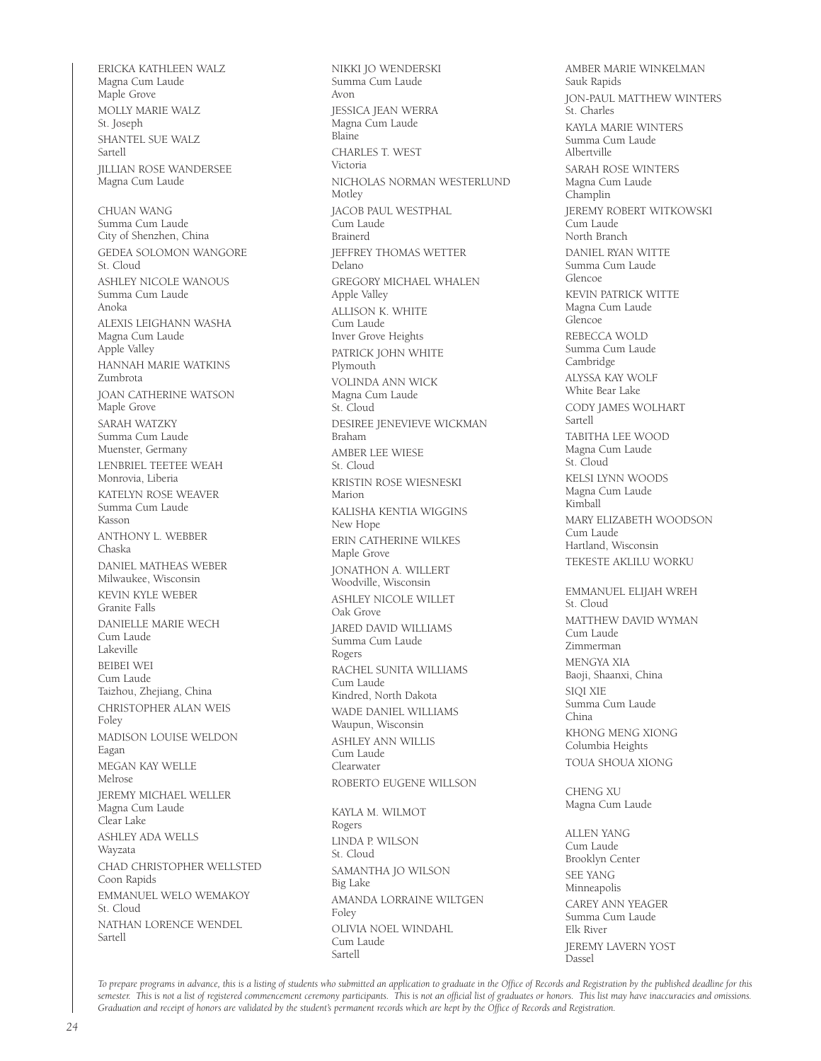ERICKA KATHLEEN WALZ
Magna Cum Laude
Maple Grove

MOLLY MARIE WALZ
St. Joseph

SHANTEL SUE WALZ
Sartell

JILLIAN ROSE WANDERSEE
Magna Cum Laude

CHUAN WANG
Summa Cum Laude
City of Shenzhen, China

GEDEA SOLOMON WANGORE
St. Cloud

ASHLEY NICOLE WANOUS
Summa Cum Laude
Anoka

ALEXIS LEIGHANN WASHA
Magna Cum Laude
Apple Valley

HANNAH MARIE WATKINS
Zumbrota

JOAN CATHERINE WATSON
Maple Grove

SARAH WATZKY
Summa Cum Laude
Muenster, Germany

LENBRIEL TEETEE WEAH
Monrovia, Liberia

KATELYN ROSE WEAVER
Summa Cum Laude
Kasson

ANTHONY L. WEBBER
Chaska

DANIEL MATHEAS WEBER
Milwaukee, Wisconsin

KEVIN KYLE WEBER
Granite Falls

DANIELLE MARIE WECH
Cum Laude
Lakeville

BEIBEI WEI
Cum Laude
Taizhou, Zhejiang, China

CHRISTOPHER ALAN WEIS
Foley

MADISON LOUISE WELDON
Eagan

MEGAN KAY WELLE
Melrose

JEREMY MICHAEL WELLER
Magna Cum Laude
Clear Lake

ASHLEY ADA WELLS
Wayzata

CHAD CHRISTOPHER WELLSTED
Coon Rapids

EMMANUEL WELO WEMAKOY
St. Cloud

NATHAN LORENCE WENDEL
Sartell

NIKKI JO WENDERSKI
Summa Cum Laude
Avon

JESSICA JEAN WERRA
Magna Cum Laude
Blaine

CHARLES T. WEST
Victoria

NICHOLAS NORMAN WESTERLUND
Motley

JACOB PAUL WESTPHAL
Cum Laude
Brainerd

JEFFREY THOMAS WETTER
Delano

GREGORY MICHAEL WHALEN
Apple Valley

ALLISON K. WHITE
Cum Laude
Inver Grove Heights

PATRICK JOHN WHITE
Plymouth

VOLINDA ANN WICK
Magna Cum Laude
St. Cloud

DESIREE JENEVIEVE WICKMAN
Braham

AMBER LEE WIESE
St. Cloud

KRISTIN ROSE WIESNESKI
Marion

KALISHA KENTIA WIGGINS
New Hope

ERIN CATHERINE WILKES
Maple Grove

JONATHON A. WILLERT
Woodville, Wisconsin

ASHLEY NICOLE WILLET
Oak Grove

JARED DAVID WILLIAMS
Summa Cum Laude
Rogers

RACHEL SUNITA WILLIAMS
Cum Laude
Kindred, North Dakota

WADE DANIEL WILLIAMS
Waupun, Wisconsin

ASHLEY ANN WILLIS
Cum Laude
Clearwater

ROBERTO EUGENE WILLSON

KAYLA M. WILMOT
Rogers

LINDA P. WILSON
St. Cloud

SAMANTHA JO WILSON
Big Lake

AMANDA LORRAINE WILTGEN
Foley

OLIVIA NOEL WINDAHL
Cum Laude
Sartell

AMBER MARIE WINKELMAN
Sauk Rapids

JON-PAUL MATTHEW WINTERS
St. Charles

KAYLA MARIE WINTERS
Summa Cum Laude
Albertville

SARAH ROSE WINTERS
Magna Cum Laude
Champlin

JEREMY ROBERT WITKOWSKI
Cum Laude
North Branch

DANIEL RYAN WITTE
Summa Cum Laude
Glencoe

KEVIN PATRICK WITTE
Magna Cum Laude
Glencoe

REBECCA WOLD
Summa Cum Laude
Cambridge

ALYSSA KAY WOLF
White Bear Lake

CODY JAMES WOLHART
Sartell

TABITHA LEE WOOD
Magna Cum Laude
St. Cloud

KELSI LYNN WOODS
Magna Cum Laude
Kimball

MARY ELIZABETH WOODSON
Cum Laude
Hartland, Wisconsin

TEKESTE AKLILU WORKU

EMMANUEL ELIJAH WREH
St. Cloud

MATTHEW DAVID WYMAN
Cum Laude
Zimmerman

MENGYA XIA
Baoji, Shaanxi, China

SIQI XIE
Summa Cum Laude
China

KHONG MENG XIONG
Columbia Heights

TOUA SHOUA XIONG

CHENG XU
Magna Cum Laude

ALLEN YANG
Cum Laude
Brooklyn Center

SEE YANG
Minneapolis

CAREY ANN YEAGER
Summa Cum Laude
Elk River

JEREMY LAVERN YOST
Dassel

*To prepare programs in advance, this is a listing of students who submitted an application to graduate in the Office of Records and Registration by the published deadline for this semester. This is not a list of registered commencement ceremony participants. This is not an official list of graduates or honors. This list may have inaccuracies and omissions. Graduation and receipt of honors are validated by the student's permanent records which are kept by the Office of Records and Registration.*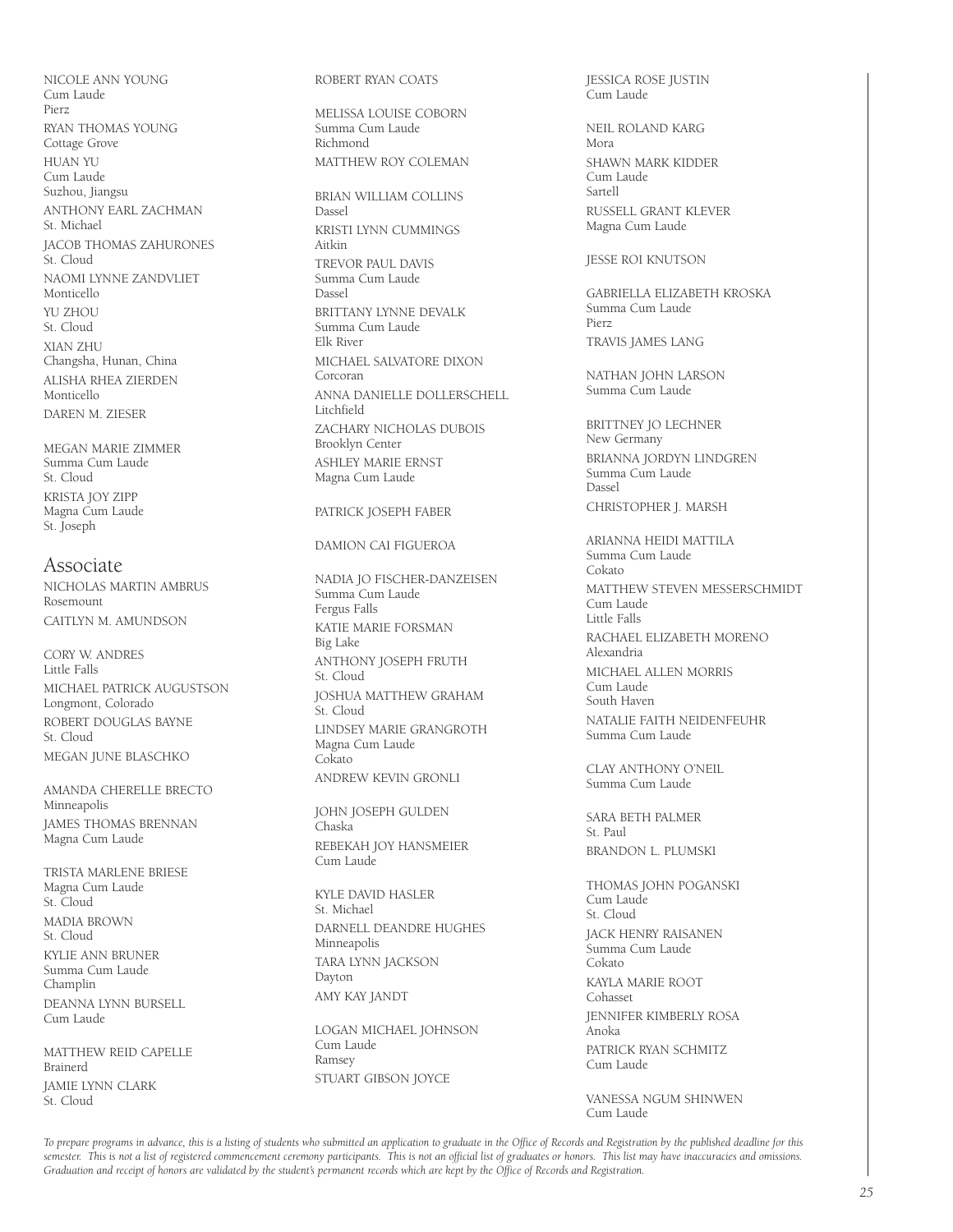NICOLE ANN YOUNG
Cum Laude
Pierz

RYAN THOMAS YOUNG
Cottage Grove

HUAN YU
Cum Laude
Suzhou, Jiangsu

ANTHONY EARL ZACHMAN
St. Michael

JACOB THOMAS ZAHURONES
St. Cloud

NAOMI LYNNE ZANDVLIET
Monticello

YU ZHOU
St. Cloud

XIAN ZHU
Changsha, Hunan, China

ALISHA RHEA ZIERDEN
Monticello

DAREN M. ZIESER

MEGAN MARIE ZIMMER
Summa Cum Laude
St. Cloud

KRISTA JOY ZIPP
Magna Cum Laude
St. Joseph

## Associate

NICHOLAS MARTIN AMBRUS
Rosemount

CAITLYN M. AMUNDSON

CORY W. ANDRES
Little Falls

MICHAEL PATRICK AUGUSTSON
Longmont, Colorado

ROBERT DOUGLAS BAYNE
St. Cloud

MEGAN JUNE BLASCHKO

AMANDA CHERELLE BRECTO
Minneapolis

JAMES THOMAS BRENNAN
Magna Cum Laude

TRISTA MARLENE BRIESE
Magna Cum Laude
St. Cloud

MADIA BROWN
St. Cloud

KYLIE ANN BRUNER
Summa Cum Laude
Champlin

DEANNA LYNN BURSELL
Cum Laude

MATTHEW REID CAPELLE
Brainerd

JAMIE LYNN CLARK
St. Cloud

ROBERT RYAN COATS

MELISSA LOUISE COBORN
Summa Cum Laude
Richmond

MATTHEW ROY COLEMAN

BRIAN WILLIAM COLLINS
Dassel

KRISTI LYNN CUMMINGS
Aitkin

TREVOR PAUL DAVIS
Summa Cum Laude
Dassel

BRITTANY LYNNE DEVALK
Summa Cum Laude
Elk River

MICHAEL SALVATORE DIXON
Corcoran

ANNA DANIELLE DOLLERSCHELL
Litchfield

ZACHARY NICHOLAS DUBOIS
Brooklyn Center

ASHLEY MARIE ERNST
Magna Cum Laude

PATRICK JOSEPH FABER

DAMION CAI FIGUEROA

NADIA JO FISCHER-DANZEISEN
Summa Cum Laude
Fergus Falls

KATIE MARIE FORSMAN
Big Lake

ANTHONY JOSEPH FRUTH
St. Cloud

JOSHUA MATTHEW GRAHAM
St. Cloud

LINDSEY MARIE GRANGROTH
Magna Cum Laude
Cokato

ANDREW KEVIN GRONLI

JOHN JOSEPH GULDEN
Chaska

REBEKAH JOY HANSMEIER
Cum Laude

KYLE DAVID HASLER
St. Michael

DARNELL DEANDRE HUGHES
Minneapolis

TARA LYNN JACKSON
Dayton

AMY KAY JANDT

LOGAN MICHAEL JOHNSON
Cum Laude
Ramsey

STUART GIBSON JOYCE

JESSICA ROSE JUSTIN
Cum Laude

NEIL ROLAND KARG
Mora

SHAWN MARK KIDDER
Cum Laude
Sartell

RUSSELL GRANT KLEVER
Magna Cum Laude

JESSE ROI KNUTSON

GABRIELLA ELIZABETH KROSKA
Summa Cum Laude
Pierz

TRAVIS JAMES LANG

NATHAN JOHN LARSON
Summa Cum Laude

BRITTNEY JO LECHNER
New Germany

BRIANNA JORDYN LINDGREN
Summa Cum Laude
Dassel

CHRISTOPHER J. MARSH

ARIANNA HEIDI MATTILA
Summa Cum Laude
Cokato

MATTHEW STEVEN MESSERSCHMIDT
Cum Laude
Little Falls

RACHAEL ELIZABETH MORENO
Alexandria

MICHAEL ALLEN MORRIS
Cum Laude
South Haven

NATALIE FAITH NEIDENFEUHR
Summa Cum Laude

CLAY ANTHONY O'NEIL
Summa Cum Laude

SARA BETH PALMER
St. Paul

BRANDON L. PLUMSKI

THOMAS JOHN POGANSKI
Cum Laude
St. Cloud

JACK HENRY RAISANEN
Summa Cum Laude
Cokato

KAYLA MARIE ROOT
Cohasset

JENNIFER KIMBERLY ROSA
Anoka

PATRICK RYAN SCHMITZ
Cum Laude

VANESSA NGUM SHINWEN
Cum Laude

*To prepare programs in advance, this is a listing of students who submitted an application to graduate in the Office of Records and Registration by the published deadline for this semester. This is not a list of registered commencement ceremony participants. This is not an official list of graduates or honors. This list may have inaccuracies and omissions. Graduation and receipt of honors are validated by the student's permanent records which are kept by the Office of Records and Registration.*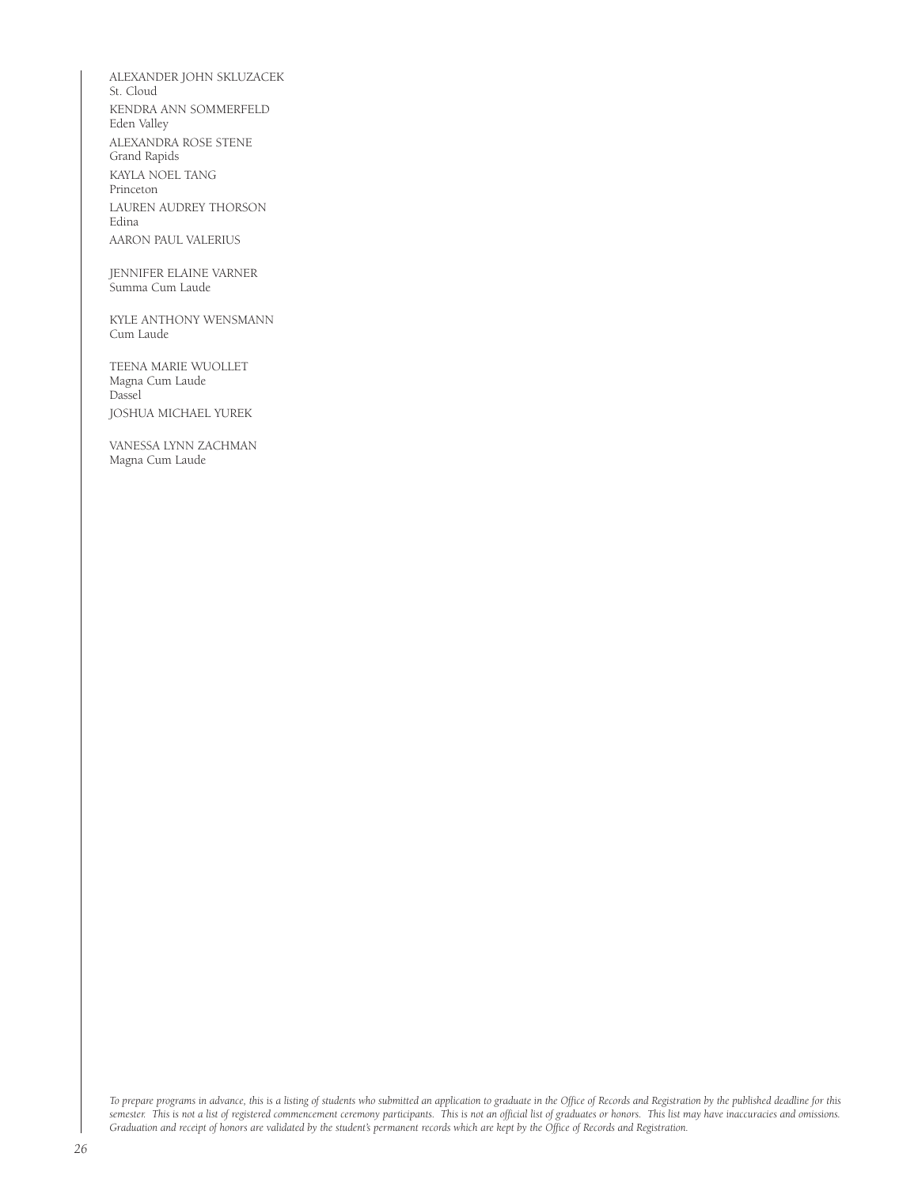ALEXANDER JOHN SKLUZACEK
St. Cloud

KENDRA ANN SOMMERFELD
Eden Valley

ALEXANDRA ROSE STENE
Grand Rapids

KAYLA NOEL TANG
Princeton

LAUREN AUDREY THORSON
Edina

AARON PAUL VALERIUS

JENNIFER ELAINE VARNER
Summa Cum Laude

KYLE ANTHONY WENSMANN
Cum Laude

TEENA MARIE WUOLLET
Magna Cum Laude
Dassel

JOSHUA MICHAEL YUREK

VANESSA LYNN ZACHMAN
Magna Cum Laude

*To prepare programs in advance, this is a listing of students who submitted an application to graduate in the Office of Records and Registration by the published deadline for this semester. This is not a list of registered commencement ceremony participants. This is not an official list of graduates or honors. This list may have inaccuracies and omissions. Graduation and receipt of honors are validated by the student's permanent records which are kept by the Office of Records and Registration.*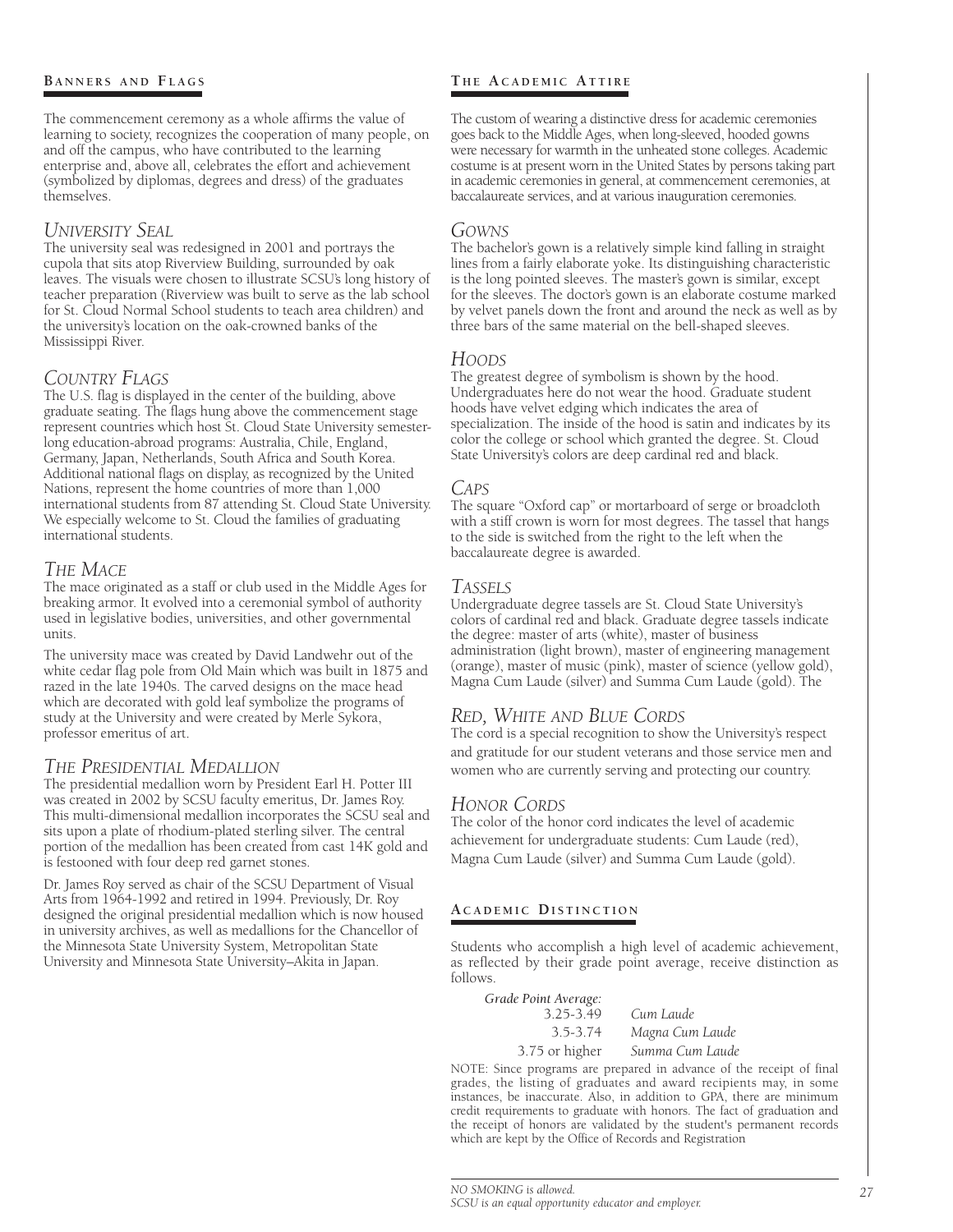## Banners and Flags

The commencement ceremony as a whole affirms the value of learning to society, recognizes the cooperation of many people, on and off the campus, who have contributed to the learning enterprise and, above all, celebrates the effort and achievement (symbolized by diplomas, degrees and dress) of the graduates themselves.

### *University Seal*

The university seal was redesigned in 2001 and portrays the cupola that sits atop Riverview Building, surrounded by oak leaves. The visuals were chosen to illustrate SCSU's long history of teacher preparation (Riverview was built to serve as the lab school for St. Cloud Normal School students to teach area children) and the university's location on the oak-crowned banks of the Mississippi River.

### *Country Flags*

The U.S. flag is displayed in the center of the building, above graduate seating. The flags hung above the commencement stage represent countries which host St. Cloud State University semester-long education-abroad programs: Australia, Chile, England, Germany, Japan, Netherlands, South Africa and South Korea. Additional national flags on display, as recognized by the United Nations, represent the home countries of more than 1,000 international students from 87 attending St. Cloud State University. We especially welcome to St. Cloud the families of graduating international students.

### *The Mace*

The mace originated as a staff or club used in the Middle Ages for breaking armor. It evolved into a ceremonial symbol of authority used in legislative bodies, universities, and other governmental units.

The university mace was created by David Landwehr out of the white cedar flag pole from Old Main which was built in 1875 and razed in the late 1940s. The carved designs on the mace head which are decorated with gold leaf symbolize the programs of study at the University and were created by Merle Sykora, professor emeritus of art.

### *The Presidential Medallion*

The presidential medallion worn by President Earl H. Potter III was created in 2002 by SCSU faculty emeritus, Dr. James Roy. This multi-dimensional medallion incorporates the SCSU seal and sits upon a plate of rhodium-plated sterling silver. The central portion of the medallion has been created from cast 14K gold and is festooned with four deep red garnet stones.

Dr. James Roy served as chair of the SCSU Department of Visual Arts from 1964-1992 and retired in 1994. Previously, Dr. Roy designed the original presidential medallion which is now housed in university archives, as well as medallions for the Chancellor of the Minnesota State University System, Metropolitan State University and Minnesota State University–Akita in Japan.

## The Academic Attire

The custom of wearing a distinctive dress for academic ceremonies goes back to the Middle Ages, when long-sleeved, hooded gowns were necessary for warmth in the unheated stone colleges. Academic costume is at present worn in the United States by persons taking part in academic ceremonies in general, at commencement ceremonies, at baccalaureate services, and at various inauguration ceremonies.

### *Gowns*

The bachelor's gown is a relatively simple kind falling in straight lines from a fairly elaborate yoke. Its distinguishing characteristic is the long pointed sleeves. The master's gown is similar, except for the sleeves. The doctor's gown is an elaborate costume marked by velvet panels down the front and around the neck as well as by three bars of the same material on the bell-shaped sleeves.

### *Hoods*

The greatest degree of symbolism is shown by the hood. Undergraduates here do not wear the hood. Graduate student hoods have velvet edging which indicates the area of specialization. The inside of the hood is satin and indicates by its color the college or school which granted the degree. St. Cloud State University's colors are deep cardinal red and black.

### *Caps*

The square "Oxford cap" or mortarboard of serge or broadcloth with a stiff crown is worn for most degrees. The tassel that hangs to the side is switched from the right to the left when the baccalaureate degree is awarded.

### *Tassels*

Undergraduate degree tassels are St. Cloud State University's colors of cardinal red and black. Graduate degree tassels indicate the degree: master of arts (white), master of business administration (light brown), master of engineering management (orange), master of music (pink), master of science (yellow gold), Magna Cum Laude (silver) and Summa Cum Laude (gold). The

### *Red, White and Blue Cords*

The cord is a special recognition to show the University's respect and gratitude for our student veterans and those service men and women who are currently serving and protecting our country.

### *Honor Cords*

The color of the honor cord indicates the level of academic achievement for undergraduate students: Cum Laude (red), Magna Cum Laude (silver) and Summa Cum Laude (gold).

## Academic Distinction

Students who accomplish a high level of academic achievement, as reflected by their grade point average, receive distinction as follows.

| *Grade Point Average:* | |
|---|---|
| 3.25-3.49 | *Cum Laude* |
| 3.5-3.74 | *Magna Cum Laude* |
| 3.75 or higher | *Summa Cum Laude* |

NOTE: Since programs are prepared in advance of the receipt of final grades, the listing of graduates and award recipients may, in some instances, be inaccurate. Also, in addition to GPA, there are minimum credit requirements to graduate with honors. The fact of graduation and the receipt of honors are validated by the student's permanent records which are kept by the Office of Records and Registration

*NO SMOKING is allowed.*
*SCSU is an equal opportunity educator and employer.*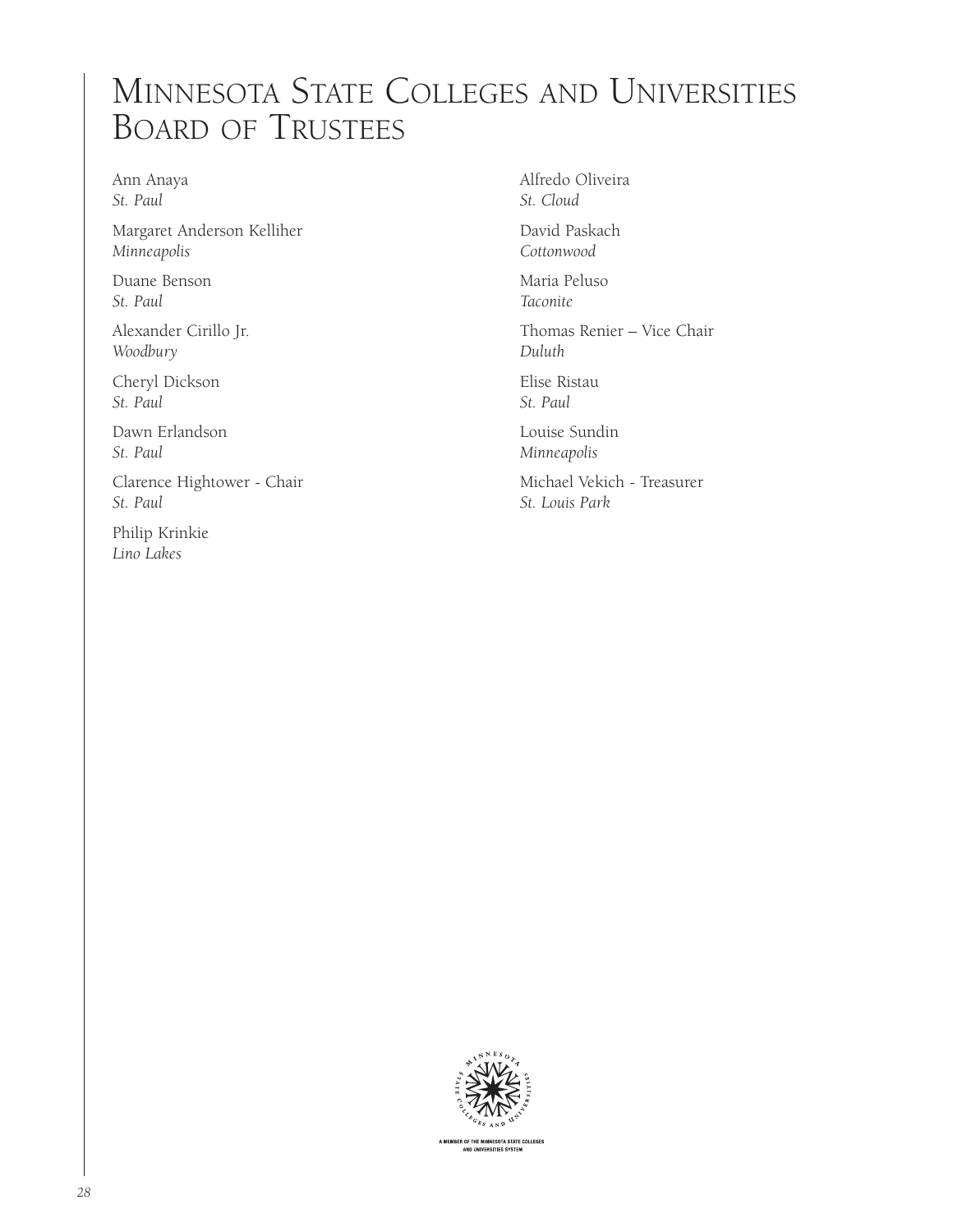# Minnesota State Colleges and Universities Board of Trustees

Ann Anaya
*St. Paul*

Margaret Anderson Kelliher
*Minneapolis*

Duane Benson
*St. Paul*

Alexander Cirillo Jr.
*Woodbury*

Cheryl Dickson
*St. Paul*

Dawn Erlandson
*St. Paul*

Clarence Hightower - Chair
*St. Paul*

Philip Krinkie
*Lino Lakes*

Alfredo Oliveira
*St. Cloud*

David Paskach
*Cottonwood*

Maria Peluso
*Taconite*

Thomas Renier – Vice Chair
*Duluth*

Elise Ristau
*St. Paul*

Louise Sundin
*Minneapolis*

Michael Vekich - Treasurer
*St. Louis Park*

A MEMBER OF THE MINNESOTA STATE COLLEGES AND UNIVERSITIES SYSTEM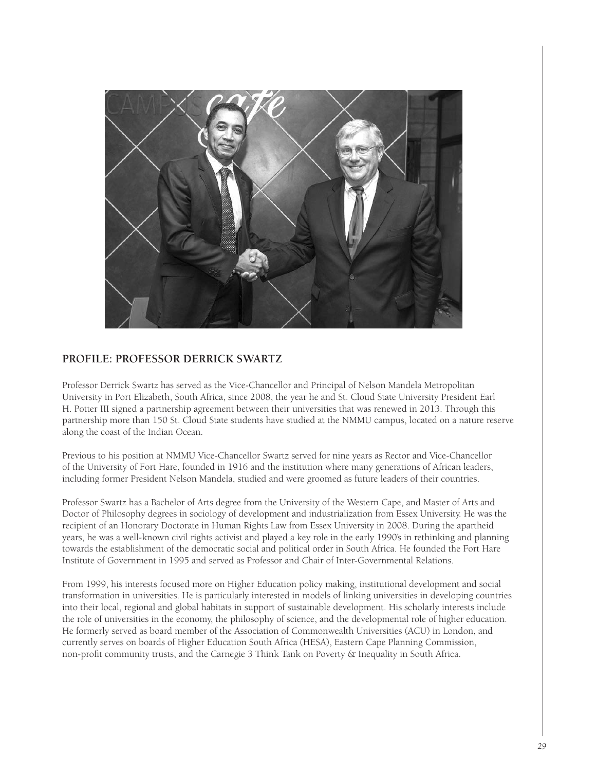## PROFILE: PROFESSOR DERRICK SWARTZ

Professor Derrick Swartz has served as the Vice-Chancellor and Principal of Nelson Mandela Metropolitan University in Port Elizabeth, South Africa, since 2008, the year he and St. Cloud State University President Earl H. Potter III signed a partnership agreement between their universities that was renewed in 2013. Through this partnership more than 150 St. Cloud State students have studied at the NMMU campus, located on a nature reserve along the coast of the Indian Ocean.

Previous to his position at NMMU Vice-Chancellor Swartz served for nine years as Rector and Vice-Chancellor of the University of Fort Hare, founded in 1916 and the institution where many generations of African leaders, including former President Nelson Mandela, studied and were groomed as future leaders of their countries.

Professor Swartz has a Bachelor of Arts degree from the University of the Western Cape, and Master of Arts and Doctor of Philosophy degrees in sociology of development and industrialization from Essex University. He was the recipient of an Honorary Doctorate in Human Rights Law from Essex University in 2008. During the apartheid years, he was a well-known civil rights activist and played a key role in the early 1990's in rethinking and planning towards the establishment of the democratic social and political order in South Africa. He founded the Fort Hare Institute of Government in 1995 and served as Professor and Chair of Inter-Governmental Relations.

From 1999, his interests focused more on Higher Education policy making, institutional development and social transformation in universities. He is particularly interested in models of linking universities in developing countries into their local, regional and global habitats in support of sustainable development. His scholarly interests include the role of universities in the economy, the philosophy of science, and the developmental role of higher education. He formerly served as board member of the Association of Commonwealth Universities (ACU) in London, and currently serves on boards of Higher Education South Africa (HESA), Eastern Cape Planning Commission, non-profit community trusts, and the Carnegie 3 Think Tank on Poverty & Inequality in South Africa.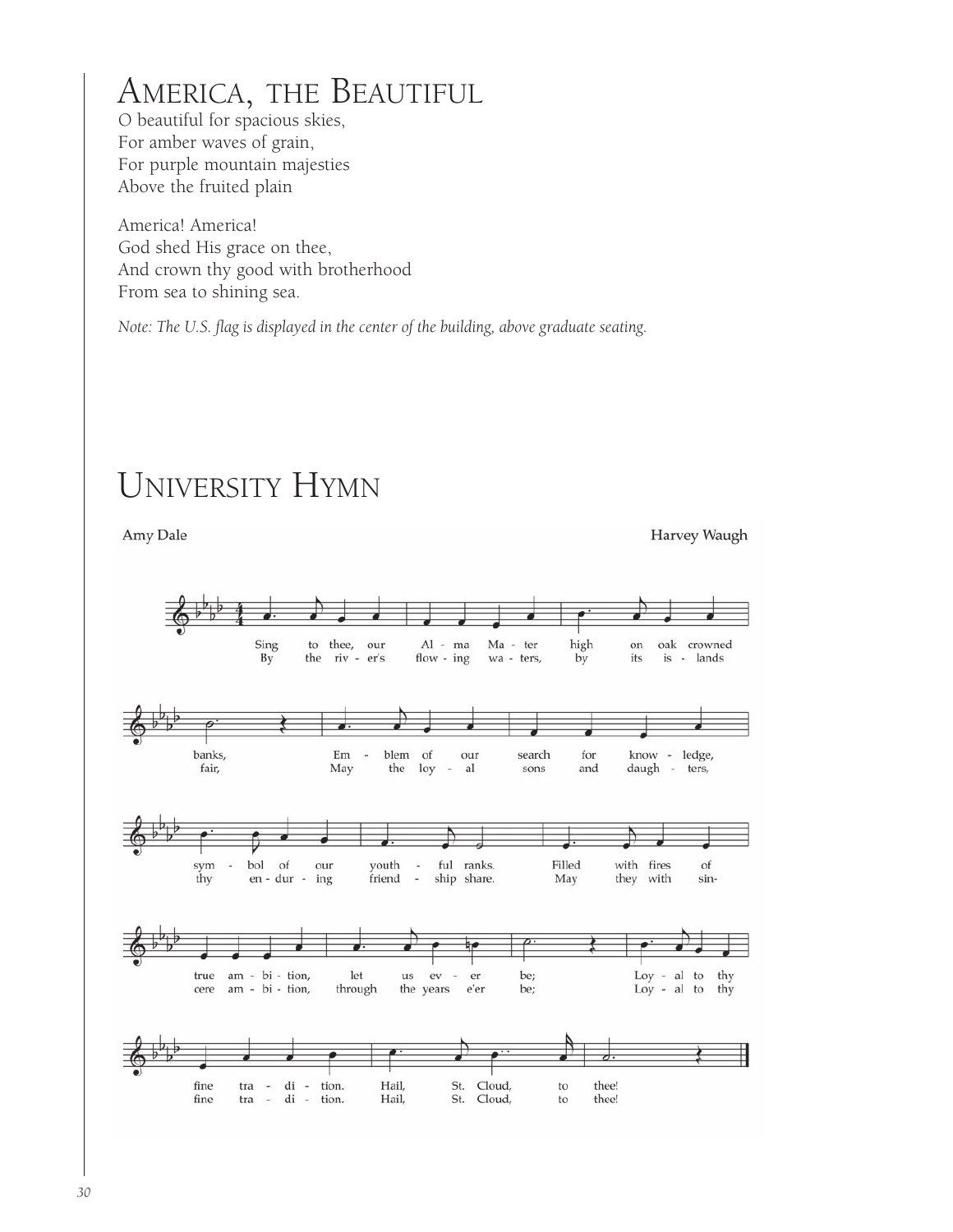# America, the Beautiful

O beautiful for spacious skies,
For amber waves of grain,
For purple mountain majesties
Above the fruited plain

America! America!
God shed His grace on thee,
And crown thy good with brotherhood
From sea to shining sea.

*Note: The U.S. flag is displayed in the center of the building, above graduate seating.*

# University Hymn

Amy Dale — Harvey Waugh

Sing to thee, our Alma Mater high on oak crowned banks,
Emblem of our search for knowledge, symbol of our youthful ranks.
Filled with fires of true ambition, let us ever be;
Loyal to thy fine tradition. Hail, St. Cloud, to thee!

By the river's flowing waters, by its islands fair,
May the loyal sons and daughters, thy enduring friendship share.
May they with sincere ambition, through the years e'er be;
Loyal to thy fine tradition. Hail, St. Cloud, to thee!